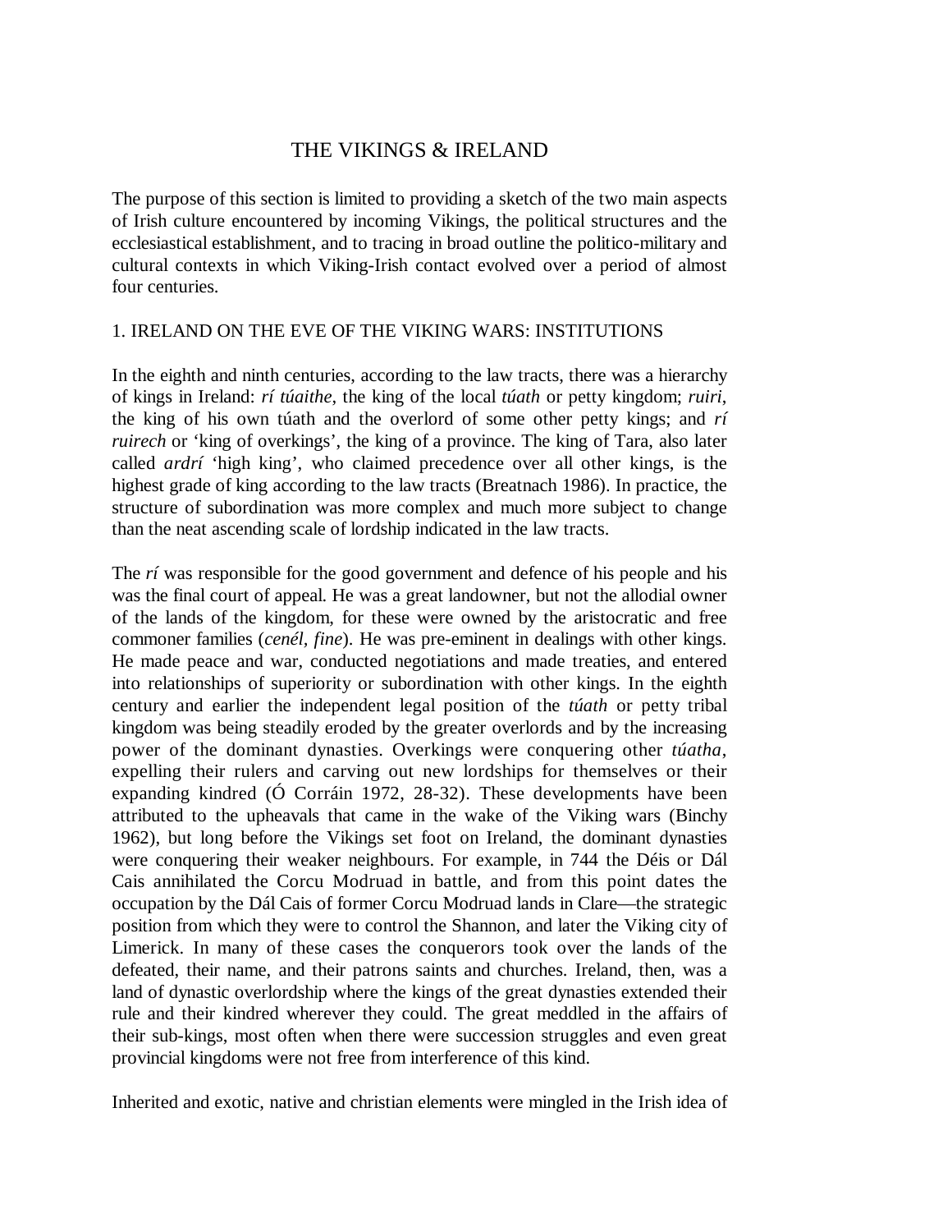# THE VIKINGS & IRELAND

The purpose of this section is limited to providing a sketch of the two main aspects of Irish culture encountered by incoming Vikings, the political structures and the ecclesiastical establishment, and to tracing in broad outline the politico-military and cultural contexts in which Viking-Irish contact evolved over a period of almost four centuries.

## 1. IRELAND ON THE EVE OF THE VIKING WARS: INSTITUTIONS

In the eighth and ninth centuries, according to the law tracts, there was a hierarchy of kings in Ireland: *rí túaithe*, the king of the local *túath* or petty kingdom; *ruiri*, the king of his own túath and the overlord of some other petty kings; and *rí ruirech* or 'king of overkings', the king of a province. The king of Tara, also later called *ardrí* 'high king', who claimed precedence over all other kings, is the highest grade of king according to the law tracts (Breatnach 1986). In practice, the structure of subordination was more complex and much more subject to change than the neat ascending scale of lordship indicated in the law tracts.

The *rí* was responsible for the good government and defence of his people and his was the final court of appeal. He was a great landowner, but not the allodial owner of the lands of the kingdom, for these were owned by the aristocratic and free commoner families (*cenél, fine*). He was pre-eminent in dealings with other kings. He made peace and war, conducted negotiations and made treaties, and entered into relationships of superiority or subordination with other kings. In the eighth century and earlier the independent legal position of the *túath* or petty tribal kingdom was being steadily eroded by the greater overlords and by the increasing power of the dominant dynasties. Overkings were conquering other *túatha*, expelling their rulers and carving out new lordships for themselves or their expanding kindred (Ó Corráin 1972, 28-32). These developments have been attributed to the upheavals that came in the wake of the Viking wars (Binchy 1962), but long before the Vikings set foot on Ireland, the dominant dynasties were conquering their weaker neighbours. For example, in 744 the Déis or Dál Cais annihilated the Corcu Modruad in battle, and from this point dates the occupation by the Dál Cais of former Corcu Modruad lands in Clare—the strategic position from which they were to control the Shannon, and later the Viking city of Limerick. In many of these cases the conquerors took over the lands of the defeated, their name, and their patrons saints and churches. Ireland, then, was a land of dynastic overlordship where the kings of the great dynasties extended their rule and their kindred wherever they could. The great meddled in the affairs of their sub-kings, most often when there were succession struggles and even great provincial kingdoms were not free from interference of this kind.

Inherited and exotic, native and christian elements were mingled in the Irish idea of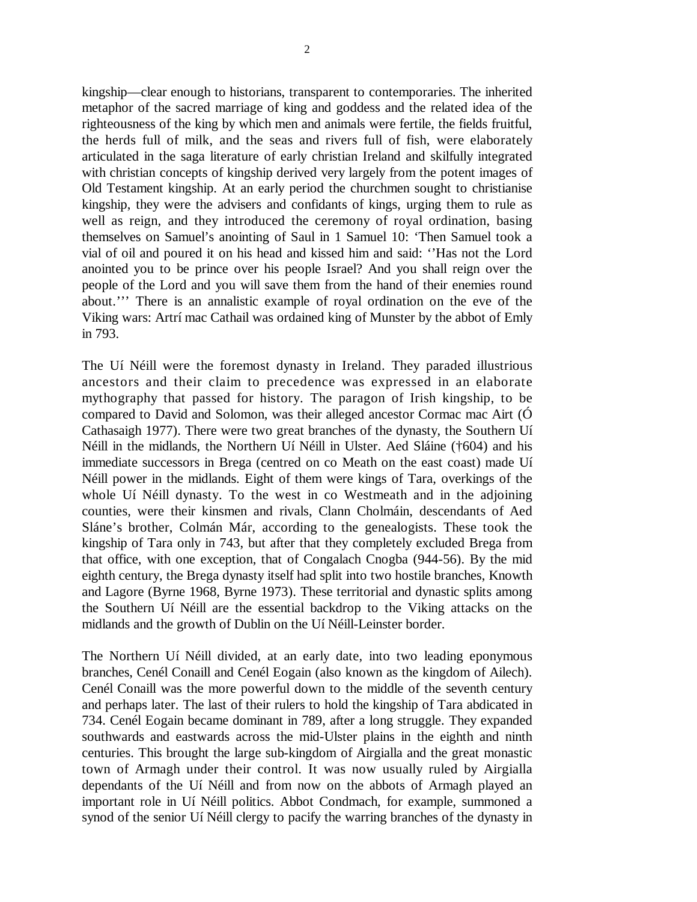kingship—clear enough to historians, transparent to contemporaries. The inherited metaphor of the sacred marriage of king and goddess and the related idea of the righteousness of the king by which men and animals were fertile, the fields fruitful, the herds full of milk, and the seas and rivers full of fish, were elaborately articulated in the saga literature of early christian Ireland and skilfully integrated with christian concepts of kingship derived very largely from the potent images of Old Testament kingship. At an early period the churchmen sought to christianise kingship, they were the advisers and confidants of kings, urging them to rule as well as reign, and they introduced the ceremony of royal ordination, basing themselves on Samuel's anointing of Saul in 1 Samuel 10: 'Then Samuel took a vial of oil and poured it on his head and kissed him and said: ''Has not the Lord anointed you to be prince over his people Israel? And you shall reign over the people of the Lord and you will save them from the hand of their enemies round about.''' There is an annalistic example of royal ordination on the eve of the Viking wars: Artrí mac Cathail was ordained king of Munster by the abbot of Emly in 793.

The Uí Néill were the foremost dynasty in Ireland. They paraded illustrious ancestors and their claim to precedence was expressed in an elaborate mythography that passed for history. The paragon of Irish kingship, to be compared to David and Solomon, was their alleged ancestor Cormac mac Airt (Ó Cathasaigh 1977). There were two great branches of the dynasty, the Southern Uí Néill in the midlands, the Northern Uí Néill in Ulster. Aed Sláine (†604) and his immediate successors in Brega (centred on co Meath on the east coast) made Uí Néill power in the midlands. Eight of them were kings of Tara, overkings of the whole Uí Néill dynasty. To the west in co Westmeath and in the adjoining counties, were their kinsmen and rivals, Clann Cholmáin, descendants of Aed Sláne's brother, Colmán Már, according to the genealogists. These took the kingship of Tara only in 743, but after that they completely excluded Brega from that office, with one exception, that of Congalach Cnogba (944-56). By the mid eighth century, the Brega dynasty itself had split into two hostile branches, Knowth and Lagore (Byrne 1968, Byrne 1973). These territorial and dynastic splits among the Southern Uí Néill are the essential backdrop to the Viking attacks on the midlands and the growth of Dublin on the Uí Néill-Leinster border.

The Northern Uí Néill divided, at an early date, into two leading eponymous branches, Cenél Conaill and Cenél Eogain (also known as the kingdom of Ailech). Cenél Conaill was the more powerful down to the middle of the seventh century and perhaps later. The last of their rulers to hold the kingship of Tara abdicated in 734. Cenél Eogain became dominant in 789, after a long struggle. They expanded southwards and eastwards across the mid-Ulster plains in the eighth and ninth centuries. This brought the large sub-kingdom of Airgialla and the great monastic town of Armagh under their control. It was now usually ruled by Airgialla dependants of the Uí Néill and from now on the abbots of Armagh played an important role in Uí Néill politics. Abbot Condmach, for example, summoned a synod of the senior Uí Néill clergy to pacify the warring branches of the dynasty in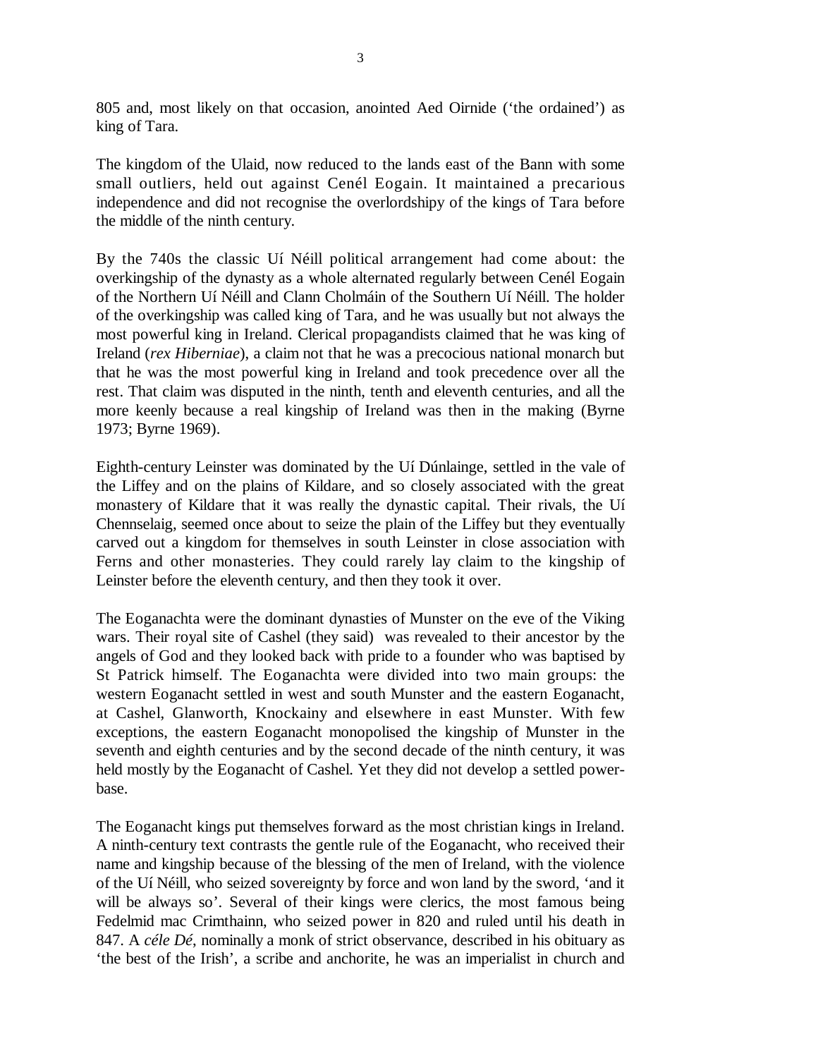805 and, most likely on that occasion, anointed Aed Oirnide ('the ordained') as king of Tara.

The kingdom of the Ulaid, now reduced to the lands east of the Bann with some small outliers, held out against Cenél Eogain. It maintained a precarious independence and did not recognise the overlordshipy of the kings of Tara before the middle of the ninth century.

By the 740s the classic Uí Néill political arrangement had come about: the overkingship of the dynasty as a whole alternated regularly between Cenél Eogain of the Northern Uí Néill and Clann Cholmáin of the Southern Uí Néill. The holder of the overkingship was called king of Tara, and he was usually but not always the most powerful king in Ireland. Clerical propagandists claimed that he was king of Ireland (*rex Hiberniae*), a claim not that he was a precocious national monarch but that he was the most powerful king in Ireland and took precedence over all the rest. That claim was disputed in the ninth, tenth and eleventh centuries, and all the more keenly because a real kingship of Ireland was then in the making (Byrne 1973; Byrne 1969).

Eighth-century Leinster was dominated by the Uí Dúnlainge, settled in the vale of the Liffey and on the plains of Kildare, and so closely associated with the great monastery of Kildare that it was really the dynastic capital. Their rivals, the Uí Chennselaig, seemed once about to seize the plain of the Liffey but they eventually carved out a kingdom for themselves in south Leinster in close association with Ferns and other monasteries. They could rarely lay claim to the kingship of Leinster before the eleventh century, and then they took it over.

The Eoganachta were the dominant dynasties of Munster on the eve of the Viking wars. Their royal site of Cashel (they said) was revealed to their ancestor by the angels of God and they looked back with pride to a founder who was baptised by St Patrick himself. The Eoganachta were divided into two main groups: the western Eoganacht settled in west and south Munster and the eastern Eoganacht, at Cashel, Glanworth, Knockainy and elsewhere in east Munster. With few exceptions, the eastern Eoganacht monopolised the kingship of Munster in the seventh and eighth centuries and by the second decade of the ninth century, it was held mostly by the Eoganacht of Cashel. Yet they did not develop a settled power-base.

The Eoganacht kings put themselves forward as the most christian kings in Ireland. A ninth-century text contrasts the gentle rule of the Eoganacht, who received their name and kingship because of the blessing of the men of Ireland, with the violence of the Uí Néill, who seized sovereignty by force and won land by the sword, 'and it will be always so'. Several of their kings were clerics, the most famous being Fedelmid mac Crimthainn, who seized power in 820 and ruled until his death in 847. A *céle Dé*, nominally a monk of strict observance, described in his obituary as 'the best of the Irish', a scribe and anchorite, he was an imperialist in church and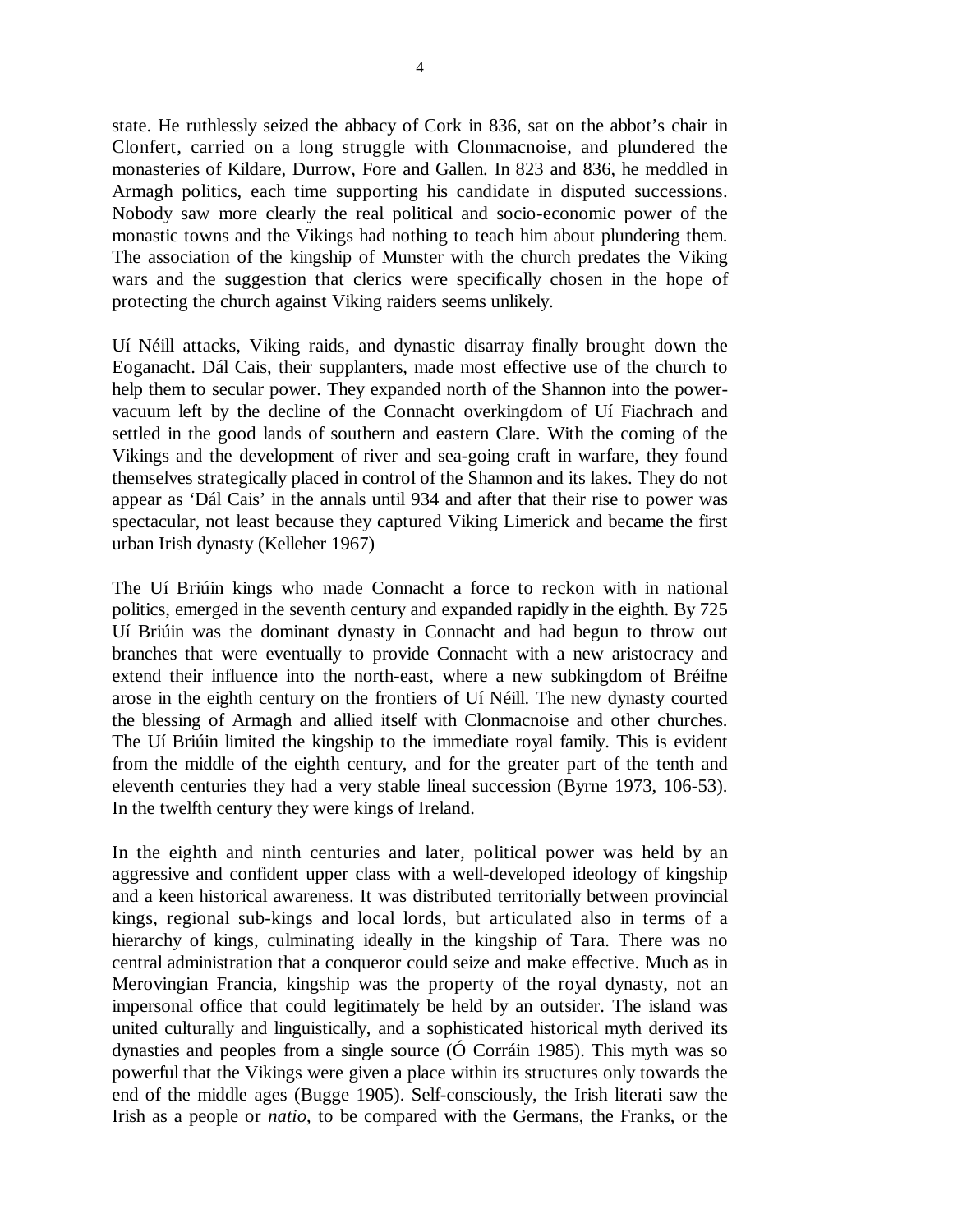state. He ruthlessly seized the abbacy of Cork in 836, sat on the abbot's chair in Clonfert, carried on a long struggle with Clonmacnoise, and plundered the monasteries of Kildare, Durrow, Fore and Gallen. In 823 and 836, he meddled in Armagh politics, each time supporting his candidate in disputed successions. Nobody saw more clearly the real political and socio-economic power of the monastic towns and the Vikings had nothing to teach him about plundering them. The association of the kingship of Munster with the church predates the Viking wars and the suggestion that clerics were specifically chosen in the hope of protecting the church against Viking raiders seems unlikely.

Uí Néill attacks, Viking raids, and dynastic disarray finally brought down the Eoganacht. Dál Cais, their supplanters, made most effective use of the church to help them to secular power. They expanded north of the Shannon into the power-vacuum left by the decline of the Connacht overkingdom of Uí Fiachrach and settled in the good lands of southern and eastern Clare. With the coming of the Vikings and the development of river and sea-going craft in warfare, they found themselves strategically placed in control of the Shannon and its lakes. They do not appear as 'Dál Cais' in the annals until 934 and after that their rise to power was spectacular, not least because they captured Viking Limerick and became the first urban Irish dynasty (Kelleher 1967)

The Uí Briúin kings who made Connacht a force to reckon with in national politics, emerged in the seventh century and expanded rapidly in the eighth. By 725 Uí Briúin was the dominant dynasty in Connacht and had begun to throw out branches that were eventually to provide Connacht with a new aristocracy and extend their influence into the north-east, where a new subkingdom of Bréifne arose in the eighth century on the frontiers of Uí Néill. The new dynasty courted the blessing of Armagh and allied itself with Clonmacnoise and other churches. The Uí Briúin limited the kingship to the immediate royal family. This is evident from the middle of the eighth century, and for the greater part of the tenth and eleventh centuries they had a very stable lineal succession (Byrne 1973, 106-53). In the twelfth century they were kings of Ireland.

In the eighth and ninth centuries and later, political power was held by an aggressive and confident upper class with a well-developed ideology of kingship and a keen historical awareness. It was distributed territorially between provincial kings, regional sub-kings and local lords, but articulated also in terms of a hierarchy of kings, culminating ideally in the kingship of Tara. There was no central administration that a conqueror could seize and make effective. Much as in Merovingian Francia, kingship was the property of the royal dynasty, not an impersonal office that could legitimately be held by an outsider. The island was united culturally and linguistically, and a sophisticated historical myth derived its dynasties and peoples from a single source (Ó Corráin 1985). This myth was so powerful that the Vikings were given a place within its structures only towards the end of the middle ages (Bugge 1905). Self-consciously, the Irish literati saw the Irish as a people or *natio*, to be compared with the Germans, the Franks, or the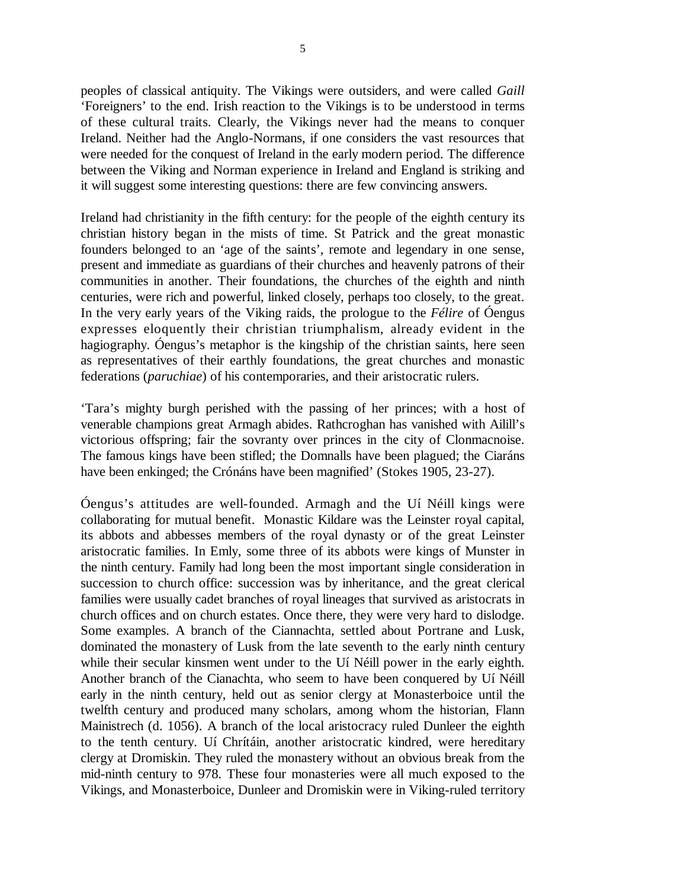peoples of classical antiquity. The Vikings were outsiders, and were called *Gaill* 'Foreigners' to the end. Irish reaction to the Vikings is to be understood in terms of these cultural traits. Clearly, the Vikings never had the means to conquer Ireland. Neither had the Anglo-Normans, if one considers the vast resources that were needed for the conquest of Ireland in the early modern period. The difference between the Viking and Norman experience in Ireland and England is striking and it will suggest some interesting questions: there are few convincing answers.

Ireland had christianity in the fifth century: for the people of the eighth century its christian history began in the mists of time. St Patrick and the great monastic founders belonged to an 'age of the saints', remote and legendary in one sense, present and immediate as guardians of their churches and heavenly patrons of their communities in another. Their foundations, the churches of the eighth and ninth centuries, were rich and powerful, linked closely, perhaps too closely, to the great. In the very early years of the Viking raids, the prologue to the *Félire* of Óengus expresses eloquently their christian triumphalism, already evident in the hagiography. Óengus's metaphor is the kingship of the christian saints, here seen as representatives of their earthly foundations, the great churches and monastic federations (*paruchiae*) of his contemporaries, and their aristocratic rulers.

'Tara's mighty burgh perished with the passing of her princes; with a host of venerable champions great Armagh abides. Rathcroghan has vanished with Ailill's victorious offspring; fair the sovranty over princes in the city of Clonmacnoise. The famous kings have been stifled; the Domnalls have been plagued; the Ciaráns have been enkinged; the Crónáns have been magnified' (Stokes 1905, 23-27).

Óengus's attitudes are well-founded. Armagh and the Uí Néill kings were collaborating for mutual benefit. Monastic Kildare was the Leinster royal capital, its abbots and abbesses members of the royal dynasty or of the great Leinster aristocratic families. In Emly, some three of its abbots were kings of Munster in the ninth century. Family had long been the most important single consideration in succession to church office: succession was by inheritance, and the great clerical families were usually cadet branches of royal lineages that survived as aristocrats in church offices and on church estates. Once there, they were very hard to dislodge. Some examples. A branch of the Ciannachta, settled about Portrane and Lusk, dominated the monastery of Lusk from the late seventh to the early ninth century while their secular kinsmen went under to the Uí Néill power in the early eighth. Another branch of the Cianachta, who seem to have been conquered by Uí Néill early in the ninth century, held out as senior clergy at Monasterboice until the twelfth century and produced many scholars, among whom the historian, Flann Mainistrech (d. 1056). A branch of the local aristocracy ruled Dunleer the eighth to the tenth century. Uí Chrítáin, another aristocratic kindred, were hereditary clergy at Dromiskin. They ruled the monastery without an obvious break from the mid-ninth century to 978. These four monasteries were all much exposed to the Vikings, and Monasterboice, Dunleer and Dromiskin were in Viking-ruled territory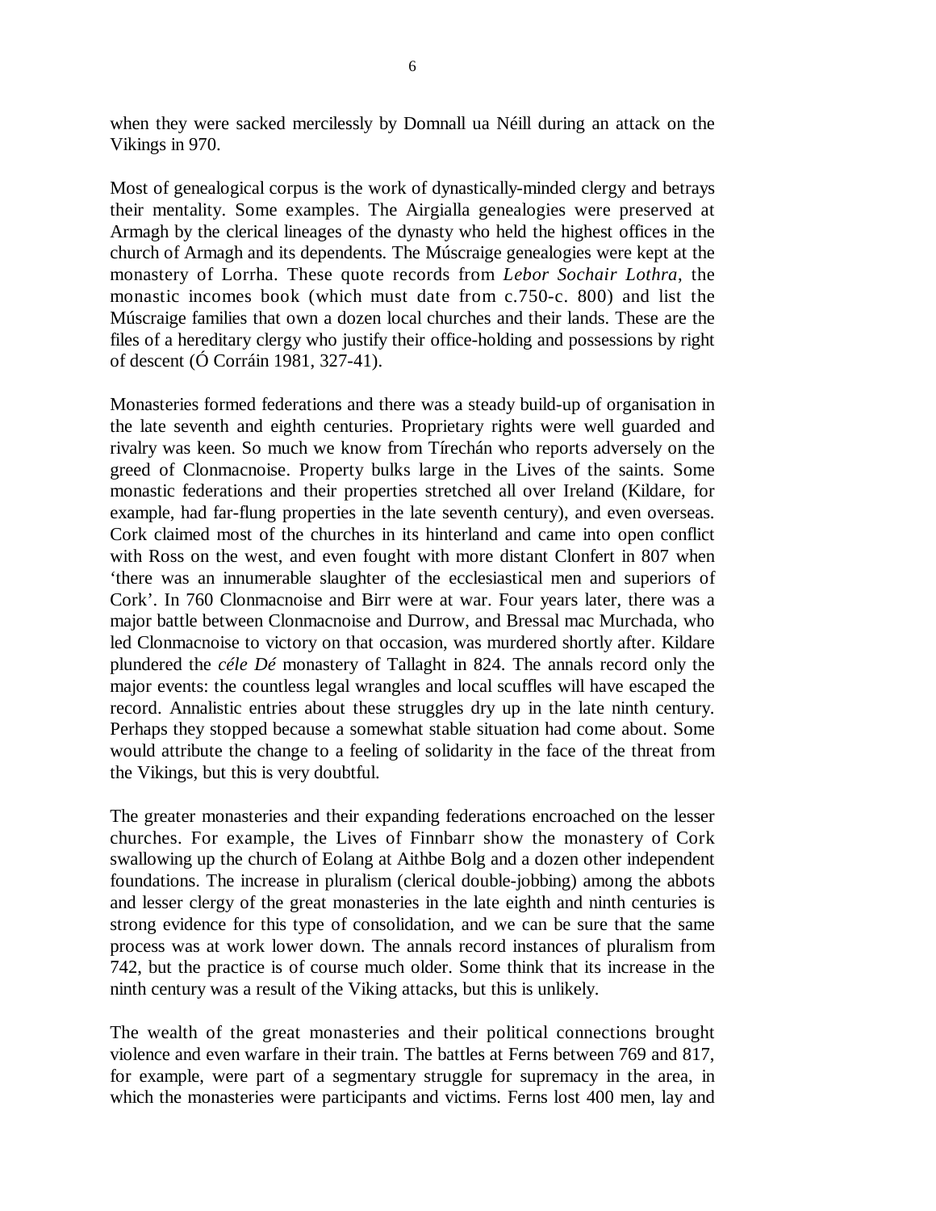when they were sacked mercilessly by Domnall ua Néill during an attack on the Vikings in 970.

Most of genealogical corpus is the work of dynastically-minded clergy and betrays their mentality. Some examples. The Airgialla genealogies were preserved at Armagh by the clerical lineages of the dynasty who held the highest offices in the church of Armagh and its dependents. The Múscraige genealogies were kept at the monastery of Lorrha. These quote records from *Lebor Sochair Lothra*, the monastic incomes book (which must date from c.750-c. 800) and list the Múscraige families that own a dozen local churches and their lands. These are the files of a hereditary clergy who justify their office-holding and possessions by right of descent (Ó Corráin 1981, 327-41).

Monasteries formed federations and there was a steady build-up of organisation in the late seventh and eighth centuries. Proprietary rights were well guarded and rivalry was keen. So much we know from Tírechán who reports adversely on the greed of Clonmacnoise. Property bulks large in the Lives of the saints. Some monastic federations and their properties stretched all over Ireland (Kildare, for example, had far-flung properties in the late seventh century), and even overseas. Cork claimed most of the churches in its hinterland and came into open conflict with Ross on the west, and even fought with more distant Clonfert in 807 when 'there was an innumerable slaughter of the ecclesiastical men and superiors of Cork'. In 760 Clonmacnoise and Birr were at war. Four years later, there was a major battle between Clonmacnoise and Durrow, and Bressal mac Murchada, who led Clonmacnoise to victory on that occasion, was murdered shortly after. Kildare plundered the *céle Dé* monastery of Tallaght in 824. The annals record only the major events: the countless legal wrangles and local scuffles will have escaped the record. Annalistic entries about these struggles dry up in the late ninth century. Perhaps they stopped because a somewhat stable situation had come about. Some would attribute the change to a feeling of solidarity in the face of the threat from the Vikings, but this is very doubtful.

The greater monasteries and their expanding federations encroached on the lesser churches. For example, the Lives of Finnbarr show the monastery of Cork swallowing up the church of Eolang at Aithbe Bolg and a dozen other independent foundations. The increase in pluralism (clerical double-jobbing) among the abbots and lesser clergy of the great monasteries in the late eighth and ninth centuries is strong evidence for this type of consolidation, and we can be sure that the same process was at work lower down. The annals record instances of pluralism from 742, but the practice is of course much older. Some think that its increase in the ninth century was a result of the Viking attacks, but this is unlikely.

The wealth of the great monasteries and their political connections brought violence and even warfare in their train. The battles at Ferns between 769 and 817, for example, were part of a segmentary struggle for supremacy in the area, in which the monasteries were participants and victims. Ferns lost 400 men, lay and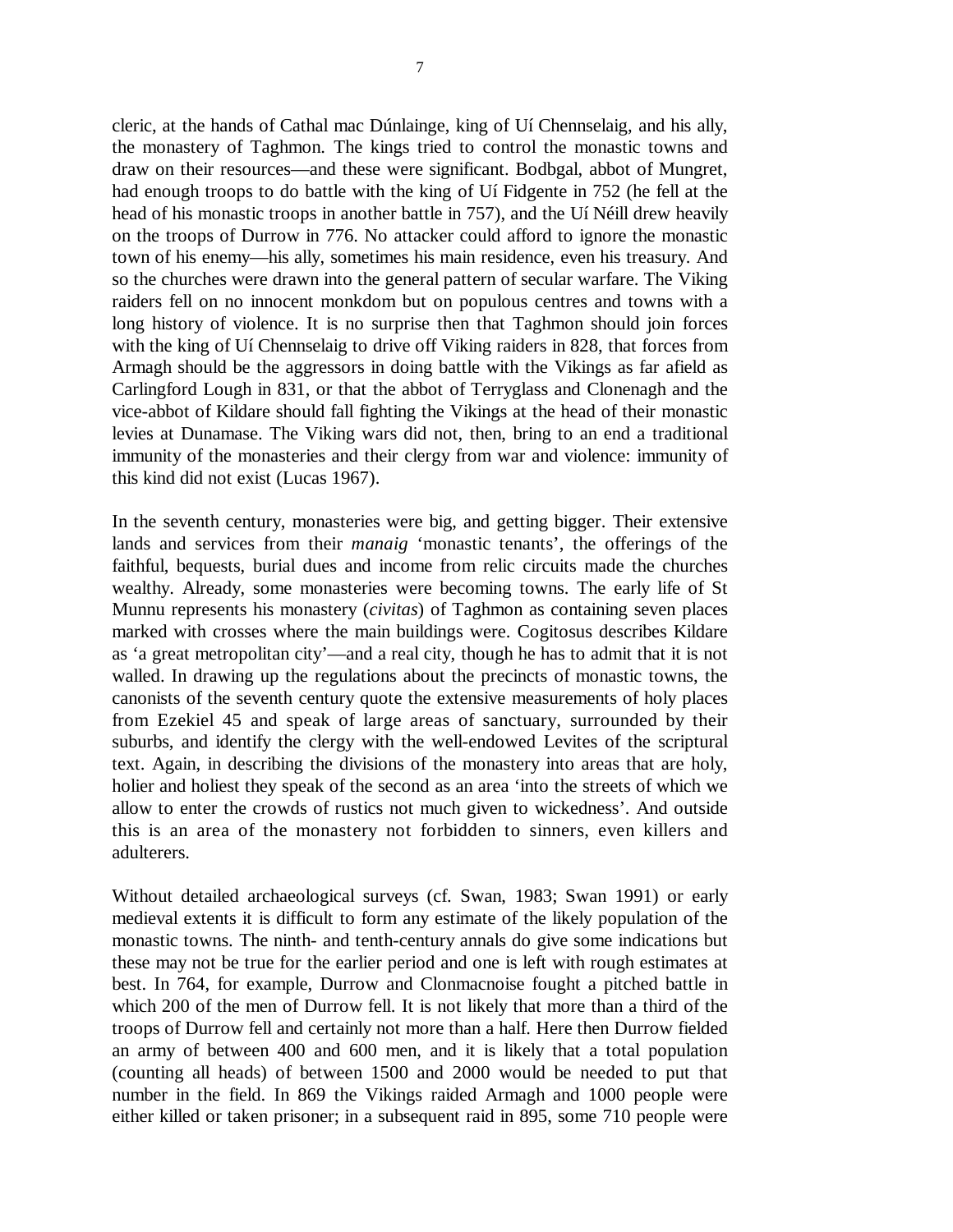cleric, at the hands of Cathal mac Dúnlainge, king of Uí Chennselaig, and his ally, the monastery of Taghmon. The kings tried to control the monastic towns and draw on their resources—and these were significant. Bodbgal, abbot of Mungret, had enough troops to do battle with the king of Uí Fidgente in 752 (he fell at the head of his monastic troops in another battle in 757), and the Uí Néill drew heavily on the troops of Durrow in 776. No attacker could afford to ignore the monastic town of his enemy—his ally, sometimes his main residence, even his treasury. And so the churches were drawn into the general pattern of secular warfare. The Viking raiders fell on no innocent monkdom but on populous centres and towns with a long history of violence. It is no surprise then that Taghmon should join forces with the king of Uí Chennselaig to drive off Viking raiders in 828, that forces from Armagh should be the aggressors in doing battle with the Vikings as far afield as Carlingford Lough in 831, or that the abbot of Terryglass and Clonenagh and the vice-abbot of Kildare should fall fighting the Vikings at the head of their monastic levies at Dunamase. The Viking wars did not, then, bring to an end a traditional immunity of the monasteries and their clergy from war and violence: immunity of this kind did not exist (Lucas 1967).

In the seventh century, monasteries were big, and getting bigger. Their extensive lands and services from their *manaig* 'monastic tenants', the offerings of the faithful, bequests, burial dues and income from relic circuits made the churches wealthy. Already, some monasteries were becoming towns. The early life of St Munnu represents his monastery (*civitas*) of Taghmon as containing seven places marked with crosses where the main buildings were. Cogitosus describes Kildare as 'a great metropolitan city'—and a real city, though he has to admit that it is not walled. In drawing up the regulations about the precincts of monastic towns, the canonists of the seventh century quote the extensive measurements of holy places from Ezekiel 45 and speak of large areas of sanctuary, surrounded by their suburbs, and identify the clergy with the well-endowed Levites of the scriptural text. Again, in describing the divisions of the monastery into areas that are holy, holier and holiest they speak of the second as an area 'into the streets of which we allow to enter the crowds of rustics not much given to wickedness'. And outside this is an area of the monastery not forbidden to sinners, even killers and adulterers.

Without detailed archaeological surveys (cf. Swan, 1983; Swan 1991) or early medieval extents it is difficult to form any estimate of the likely population of the monastic towns. The ninth- and tenth-century annals do give some indications but these may not be true for the earlier period and one is left with rough estimates at best. In 764, for example, Durrow and Clonmacnoise fought a pitched battle in which 200 of the men of Durrow fell. It is not likely that more than a third of the troops of Durrow fell and certainly not more than a half. Here then Durrow fielded an army of between 400 and 600 men, and it is likely that a total population (counting all heads) of between 1500 and 2000 would be needed to put that number in the field. In 869 the Vikings raided Armagh and 1000 people were either killed or taken prisoner; in a subsequent raid in 895, some 710 people were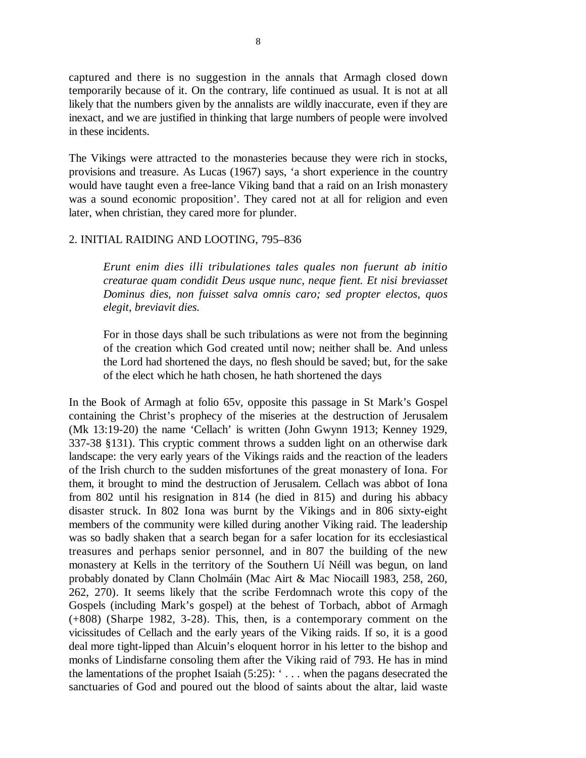captured and there is no suggestion in the annals that Armagh closed down temporarily because of it. On the contrary, life continued as usual. It is not at all likely that the numbers given by the annalists are wildly inaccurate, even if they are inexact, and we are justified in thinking that large numbers of people were involved in these incidents.

The Vikings were attracted to the monasteries because they were rich in stocks, provisions and treasure. As Lucas (1967) says, 'a short experience in the country would have taught even a free-lance Viking band that a raid on an Irish monastery was a sound economic proposition'. They cared not at all for religion and even later, when christian, they cared more for plunder.

## 2. INITIAL RAIDING AND LOOTING, 795–836

> *Erunt enim dies illi tribulationes tales quales non fuerunt ab initio creaturae quam condidit Deus usque nunc, neque fient. Et nisi breviasset Dominus dies, non fuisset salva omnis caro; sed propter electos, quos elegit, breviavit dies.*
>
> For in those days shall be such tribulations as were not from the beginning of the creation which God created until now; neither shall be. And unless the Lord had shortened the days, no flesh should be saved; but, for the sake of the elect which he hath chosen, he hath shortened the days

In the Book of Armagh at folio 65v, opposite this passage in St Mark's Gospel containing the Christ's prophecy of the miseries at the destruction of Jerusalem (Mk 13:19-20) the name 'Cellach' is written (John Gwynn 1913; Kenney 1929, 337-38 §131). This cryptic comment throws a sudden light on an otherwise dark landscape: the very early years of the Vikings raids and the reaction of the leaders of the Irish church to the sudden misfortunes of the great monastery of Iona. For them, it brought to mind the destruction of Jerusalem. Cellach was abbot of Iona from 802 until his resignation in 814 (he died in 815) and during his abbacy disaster struck. In 802 Iona was burnt by the Vikings and in 806 sixty-eight members of the community were killed during another Viking raid. The leadership was so badly shaken that a search began for a safer location for its ecclesiastical treasures and perhaps senior personnel, and in 807 the building of the new monastery at Kells in the territory of the Southern Uí Néill was begun, on land probably donated by Clann Cholmáin (Mac Airt & Mac Niocaill 1983, 258, 260, 262, 270). It seems likely that the scribe Ferdomnach wrote this copy of the Gospels (including Mark's gospel) at the behest of Torbach, abbot of Armagh (+808) (Sharpe 1982, 3-28). This, then, is a contemporary comment on the vicissitudes of Cellach and the early years of the Viking raids. If so, it is a good deal more tight-lipped than Alcuin's eloquent horror in his letter to the bishop and monks of Lindisfarne consoling them after the Viking raid of 793. He has in mind the lamentations of the prophet Isaiah (5:25): ' . . . when the pagans desecrated the sanctuaries of God and poured out the blood of saints about the altar, laid waste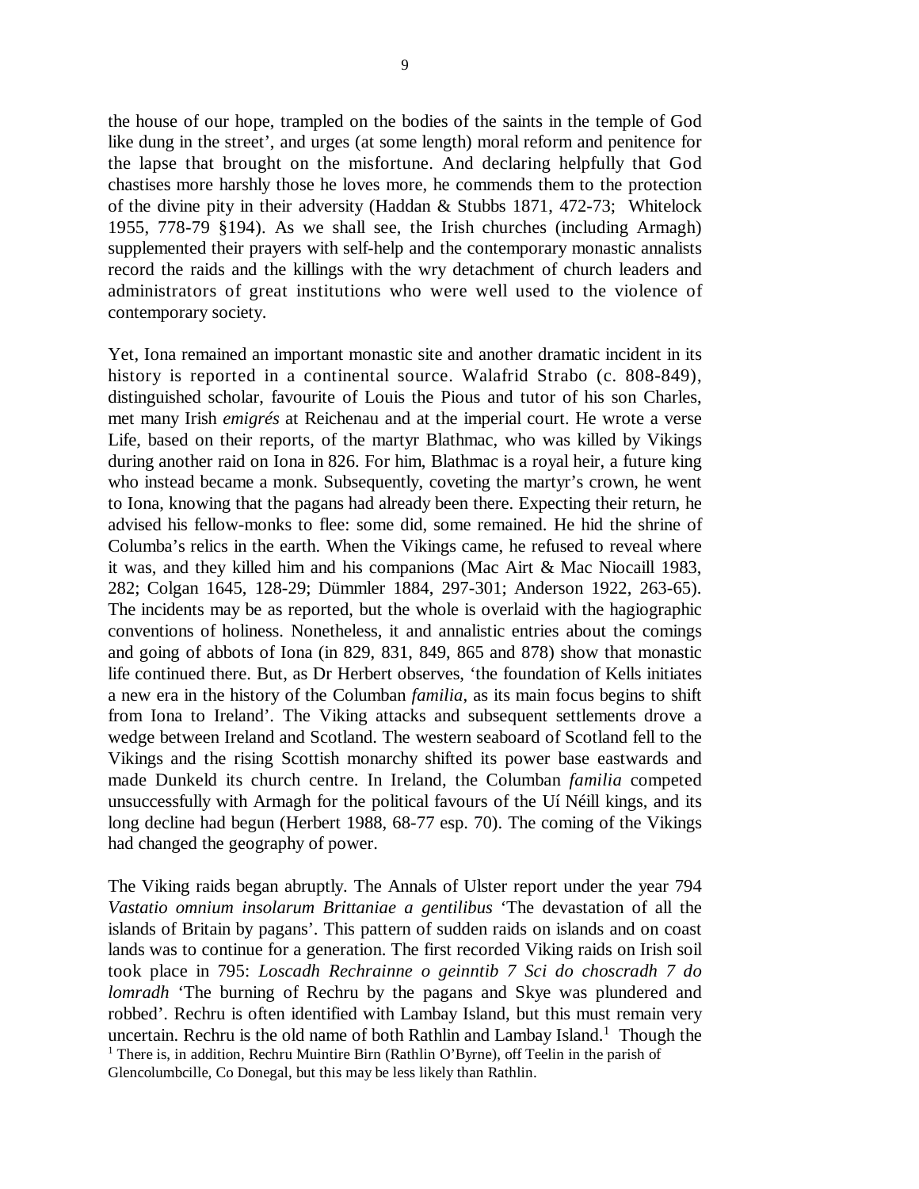the house of our hope, trampled on the bodies of the saints in the temple of God like dung in the street', and urges (at some length) moral reform and penitence for the lapse that brought on the misfortune. And declaring helpfully that God chastises more harshly those he loves more, he commends them to the protection of the divine pity in their adversity (Haddan & Stubbs 1871, 472-73; Whitelock 1955, 778-79 §194). As we shall see, the Irish churches (including Armagh) supplemented their prayers with self-help and the contemporary monastic annalists record the raids and the killings with the wry detachment of church leaders and administrators of great institutions who were well used to the violence of contemporary society.

Yet, Iona remained an important monastic site and another dramatic incident in its history is reported in a continental source. Walafrid Strabo (c. 808-849), distinguished scholar, favourite of Louis the Pious and tutor of his son Charles, met many Irish *emigrés* at Reichenau and at the imperial court. He wrote a verse Life, based on their reports, of the martyr Blathmac, who was killed by Vikings during another raid on Iona in 826. For him, Blathmac is a royal heir, a future king who instead became a monk. Subsequently, coveting the martyr's crown, he went to Iona, knowing that the pagans had already been there. Expecting their return, he advised his fellow-monks to flee: some did, some remained. He hid the shrine of Columba's relics in the earth. When the Vikings came, he refused to reveal where it was, and they killed him and his companions (Mac Airt & Mac Niocaill 1983, 282; Colgan 1645, 128-29; Dümmler 1884, 297-301; Anderson 1922, 263-65). The incidents may be as reported, but the whole is overlaid with the hagiographic conventions of holiness. Nonetheless, it and annalistic entries about the comings and going of abbots of Iona (in 829, 831, 849, 865 and 878) show that monastic life continued there. But, as Dr Herbert observes, 'the foundation of Kells initiates a new era in the history of the Columban *familia*, as its main focus begins to shift from Iona to Ireland'. The Viking attacks and subsequent settlements drove a wedge between Ireland and Scotland. The western seaboard of Scotland fell to the Vikings and the rising Scottish monarchy shifted its power base eastwards and made Dunkeld its church centre. In Ireland, the Columban *familia* competed unsuccessfully with Armagh for the political favours of the Uí Néill kings, and its long decline had begun (Herbert 1988, 68-77 esp. 70). The coming of the Vikings had changed the geography of power.

The Viking raids began abruptly. The Annals of Ulster report under the year 794 *Vastatio omnium insolarum Brittaniae a gentilibus* 'The devastation of all the islands of Britain by pagans'. This pattern of sudden raids on islands and on coast lands was to continue for a generation. The first recorded Viking raids on Irish soil took place in 795: *Loscadh Rechrainne o geinntib 7 Sci do choscradh 7 do lomradh* 'The burning of Rechru by the pagans and Skye was plundered and robbed'. Rechru is often identified with Lambay Island, but this must remain very uncertain. Rechru is the old name of both Rathlin and Lambay Island.[1] Though the

[1] There is, in addition, Rechru Muintire Birn (Rathlin O'Byrne), off Teelin in the parish of Glencolumbcille, Co Donegal, but this may be less likely than Rathlin.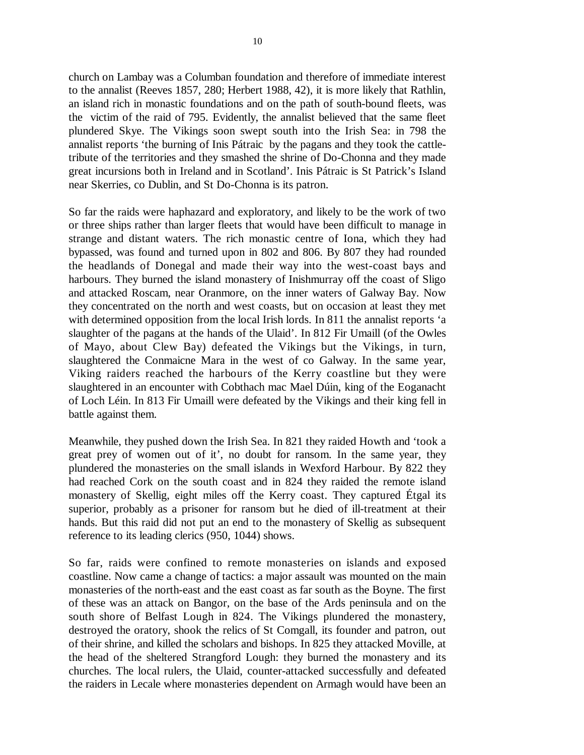church on Lambay was a Columban foundation and therefore of immediate interest to the annalist (Reeves 1857, 280; Herbert 1988, 42), it is more likely that Rathlin, an island rich in monastic foundations and on the path of south-bound fleets, was the victim of the raid of 795. Evidently, the annalist believed that the same fleet plundered Skye. The Vikings soon swept south into the Irish Sea: in 798 the annalist reports 'the burning of Inis Pátraic by the pagans and they took the cattle-tribute of the territories and they smashed the shrine of Do-Chonna and they made great incursions both in Ireland and in Scotland'. Inis Pátraic is St Patrick's Island near Skerries, co Dublin, and St Do-Chonna is its patron.

So far the raids were haphazard and exploratory, and likely to be the work of two or three ships rather than larger fleets that would have been difficult to manage in strange and distant waters. The rich monastic centre of Iona, which they had bypassed, was found and turned upon in 802 and 806. By 807 they had rounded the headlands of Donegal and made their way into the west-coast bays and harbours. They burned the island monastery of Inishmurray off the coast of Sligo and attacked Roscam, near Oranmore, on the inner waters of Galway Bay. Now they concentrated on the north and west coasts, but on occasion at least they met with determined opposition from the local Irish lords. In 811 the annalist reports 'a slaughter of the pagans at the hands of the Ulaid'. In 812 Fir Umaill (of the Owles of Mayo, about Clew Bay) defeated the Vikings but the Vikings, in turn, slaughtered the Conmaicne Mara in the west of co Galway. In the same year, Viking raiders reached the harbours of the Kerry coastline but they were slaughtered in an encounter with Cobthach mac Mael Dúin, king of the Eoganacht of Loch Léin. In 813 Fir Umaill were defeated by the Vikings and their king fell in battle against them.

Meanwhile, they pushed down the Irish Sea. In 821 they raided Howth and 'took a great prey of women out of it', no doubt for ransom. In the same year, they plundered the monasteries on the small islands in Wexford Harbour. By 822 they had reached Cork on the south coast and in 824 they raided the remote island monastery of Skellig, eight miles off the Kerry coast. They captured Étgal its superior, probably as a prisoner for ransom but he died of ill-treatment at their hands. But this raid did not put an end to the monastery of Skellig as subsequent reference to its leading clerics (950, 1044) shows.

So far, raids were confined to remote monasteries on islands and exposed coastline. Now came a change of tactics: a major assault was mounted on the main monasteries of the north-east and the east coast as far south as the Boyne. The first of these was an attack on Bangor, on the base of the Ards peninsula and on the south shore of Belfast Lough in 824. The Vikings plundered the monastery, destroyed the oratory, shook the relics of St Comgall, its founder and patron, out of their shrine, and killed the scholars and bishops. In 825 they attacked Moville, at the head of the sheltered Strangford Lough: they burned the monastery and its churches. The local rulers, the Ulaid, counter-attacked successfully and defeated the raiders in Lecale where monasteries dependent on Armagh would have been an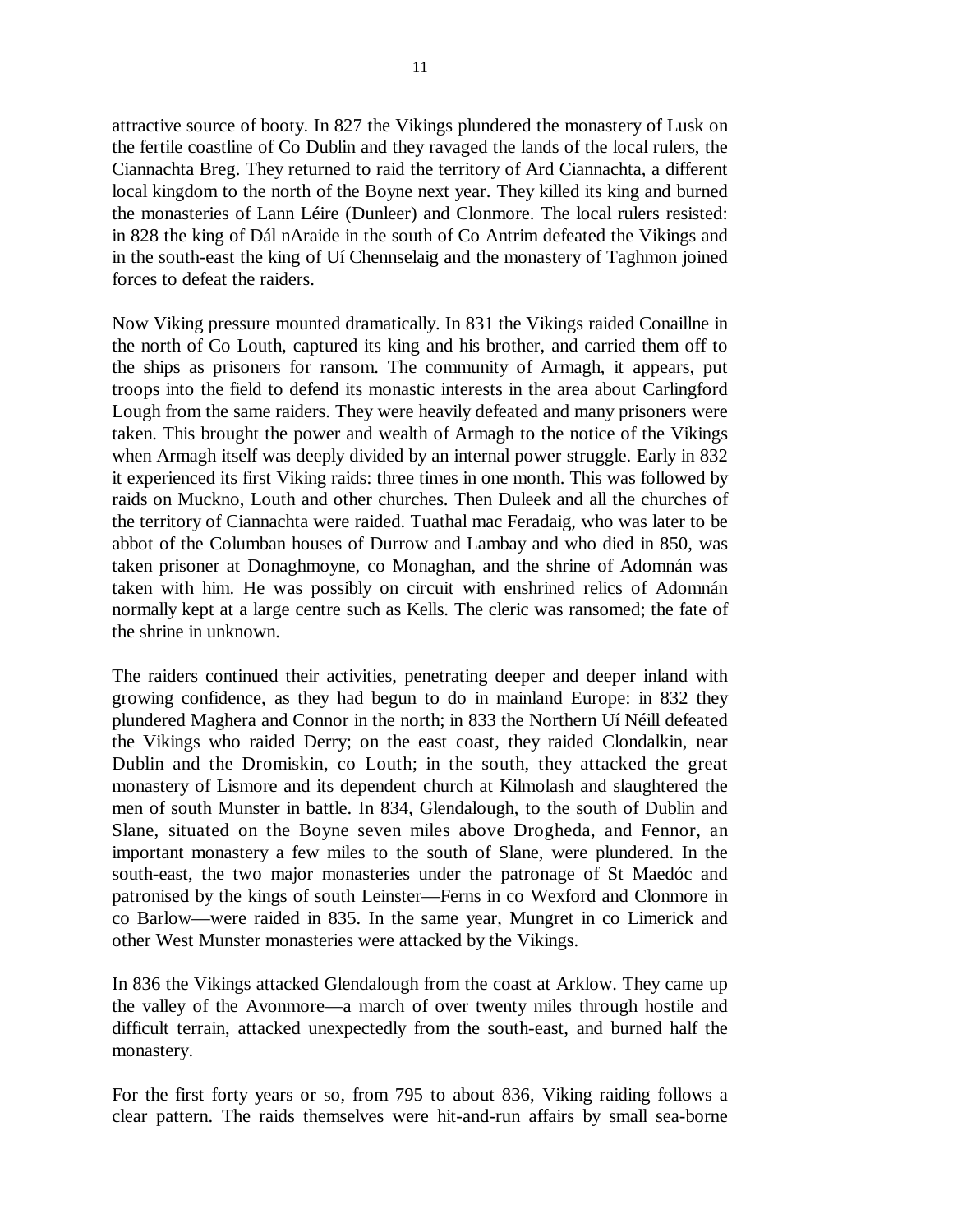attractive source of booty. In 827 the Vikings plundered the monastery of Lusk on the fertile coastline of Co Dublin and they ravaged the lands of the local rulers, the Ciannachta Breg. They returned to raid the territory of Ard Ciannachta, a different local kingdom to the north of the Boyne next year. They killed its king and burned the monasteries of Lann Léire (Dunleer) and Clonmore. The local rulers resisted: in 828 the king of Dál nAraide in the south of Co Antrim defeated the Vikings and in the south-east the king of Uí Chennselaig and the monastery of Taghmon joined forces to defeat the raiders.

Now Viking pressure mounted dramatically. In 831 the Vikings raided Conaillne in the north of Co Louth, captured its king and his brother, and carried them off to the ships as prisoners for ransom. The community of Armagh, it appears, put troops into the field to defend its monastic interests in the area about Carlingford Lough from the same raiders. They were heavily defeated and many prisoners were taken. This brought the power and wealth of Armagh to the notice of the Vikings when Armagh itself was deeply divided by an internal power struggle. Early in 832 it experienced its first Viking raids: three times in one month. This was followed by raids on Muckno, Louth and other churches. Then Duleek and all the churches of the territory of Ciannachta were raided. Tuathal mac Feradaig, who was later to be abbot of the Columban houses of Durrow and Lambay and who died in 850, was taken prisoner at Donaghmoyne, co Monaghan, and the shrine of Adomnán was taken with him. He was possibly on circuit with enshrined relics of Adomnán normally kept at a large centre such as Kells. The cleric was ransomed; the fate of the shrine in unknown.

The raiders continued their activities, penetrating deeper and deeper inland with growing confidence, as they had begun to do in mainland Europe: in 832 they plundered Maghera and Connor in the north; in 833 the Northern Uí Néill defeated the Vikings who raided Derry; on the east coast, they raided Clondalkin, near Dublin and the Dromiskin, co Louth; in the south, they attacked the great monastery of Lismore and its dependent church at Kilmolash and slaughtered the men of south Munster in battle. In 834, Glendalough, to the south of Dublin and Slane, situated on the Boyne seven miles above Drogheda, and Fennor, an important monastery a few miles to the south of Slane, were plundered. In the south-east, the two major monasteries under the patronage of St Maedóc and patronised by the kings of south Leinster—Ferns in co Wexford and Clonmore in co Barlow—were raided in 835. In the same year, Mungret in co Limerick and other West Munster monasteries were attacked by the Vikings.

In 836 the Vikings attacked Glendalough from the coast at Arklow. They came up the valley of the Avonmore—a march of over twenty miles through hostile and difficult terrain, attacked unexpectedly from the south-east, and burned half the monastery.

For the first forty years or so, from 795 to about 836, Viking raiding follows a clear pattern. The raids themselves were hit-and-run affairs by small sea-borne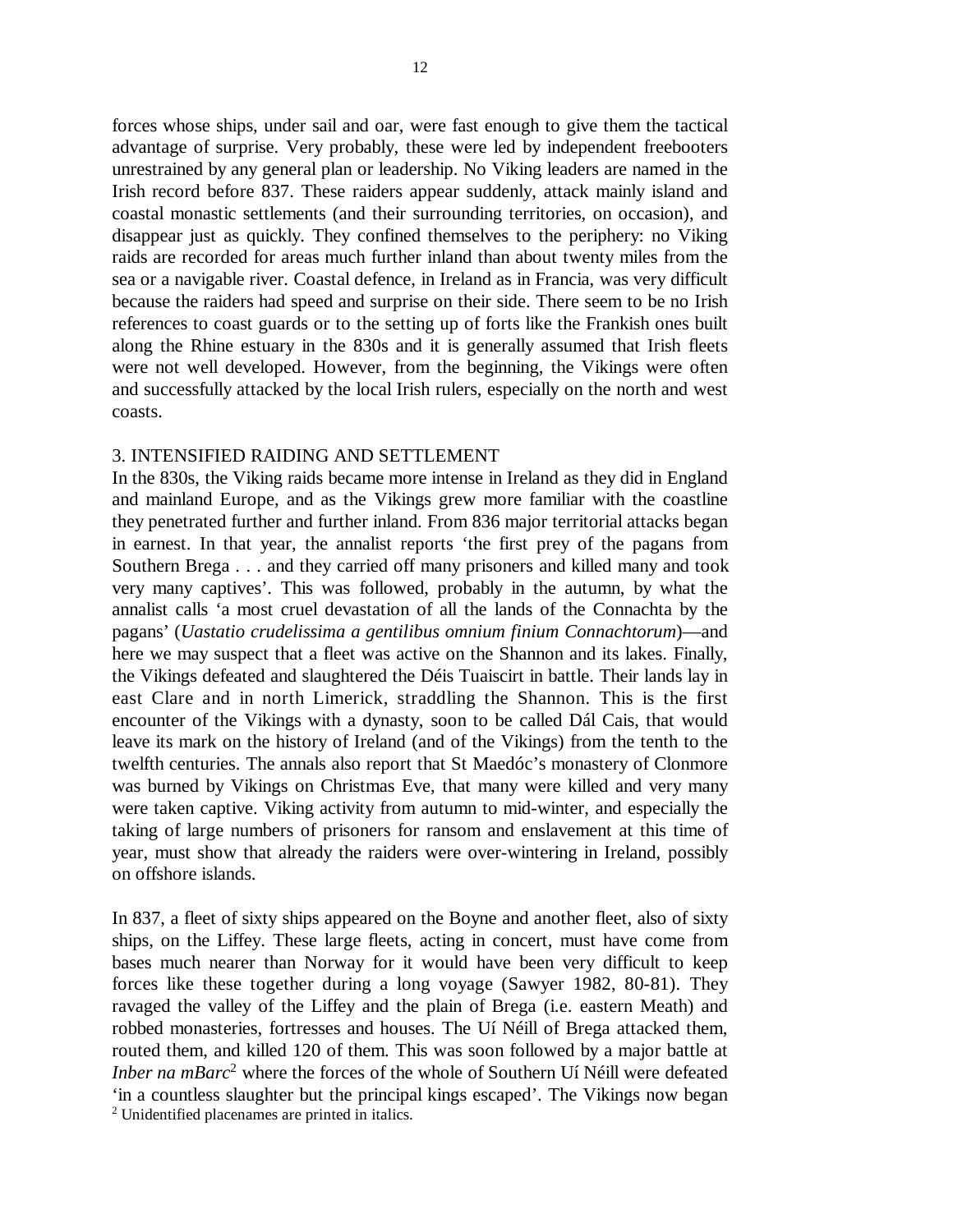forces whose ships, under sail and oar, were fast enough to give them the tactical advantage of surprise. Very probably, these were led by independent freebooters unrestrained by any general plan or leadership. No Viking leaders are named in the Irish record before 837. These raiders appear suddenly, attack mainly island and coastal monastic settlements (and their surrounding territories, on occasion), and disappear just as quickly. They confined themselves to the periphery: no Viking raids are recorded for areas much further inland than about twenty miles from the sea or a navigable river. Coastal defence, in Ireland as in Francia, was very difficult because the raiders had speed and surprise on their side. There seem to be no Irish references to coast guards or to the setting up of forts like the Frankish ones built along the Rhine estuary in the 830s and it is generally assumed that Irish fleets were not well developed. However, from the beginning, the Vikings were often and successfully attacked by the local Irish rulers, especially on the north and west coasts.

## 3. INTENSIFIED RAIDING AND SETTLEMENT

In the 830s, the Viking raids became more intense in Ireland as they did in England and mainland Europe, and as the Vikings grew more familiar with the coastline they penetrated further and further inland. From 836 major territorial attacks began in earnest. In that year, the annalist reports 'the first prey of the pagans from Southern Brega . . . and they carried off many prisoners and killed many and took very many captives'. This was followed, probably in the autumn, by what the annalist calls 'a most cruel devastation of all the lands of the Connachta by the pagans' (*Uastatio crudelissima a gentilibus omnium finium Connachtorum*)—and here we may suspect that a fleet was active on the Shannon and its lakes. Finally, the Vikings defeated and slaughtered the Déis Tuaiscirt in battle. Their lands lay in east Clare and in north Limerick, straddling the Shannon. This is the first encounter of the Vikings with a dynasty, soon to be called Dál Cais, that would leave its mark on the history of Ireland (and of the Vikings) from the tenth to the twelfth centuries. The annals also report that St Maedóc's monastery of Clonmore was burned by Vikings on Christmas Eve, that many were killed and very many were taken captive. Viking activity from autumn to mid-winter, and especially the taking of large numbers of prisoners for ransom and enslavement at this time of year, must show that already the raiders were over-wintering in Ireland, possibly on offshore islands.

In 837, a fleet of sixty ships appeared on the Boyne and another fleet, also of sixty ships, on the Liffey. These large fleets, acting in concert, must have come from bases much nearer than Norway for it would have been very difficult to keep forces like these together during a long voyage (Sawyer 1982, 80-81). They ravaged the valley of the Liffey and the plain of Brega (i.e. eastern Meath) and robbed monasteries, fortresses and houses. The Uí Néill of Brega attacked them, routed them, and killed 120 of them. This was soon followed by a major battle at *Inber na mBarc*[2] where the forces of the whole of Southern Uí Néill were defeated 'in a countless slaughter but the principal kings escaped'. The Vikings now began

[2] Unidentified placenames are printed in italics.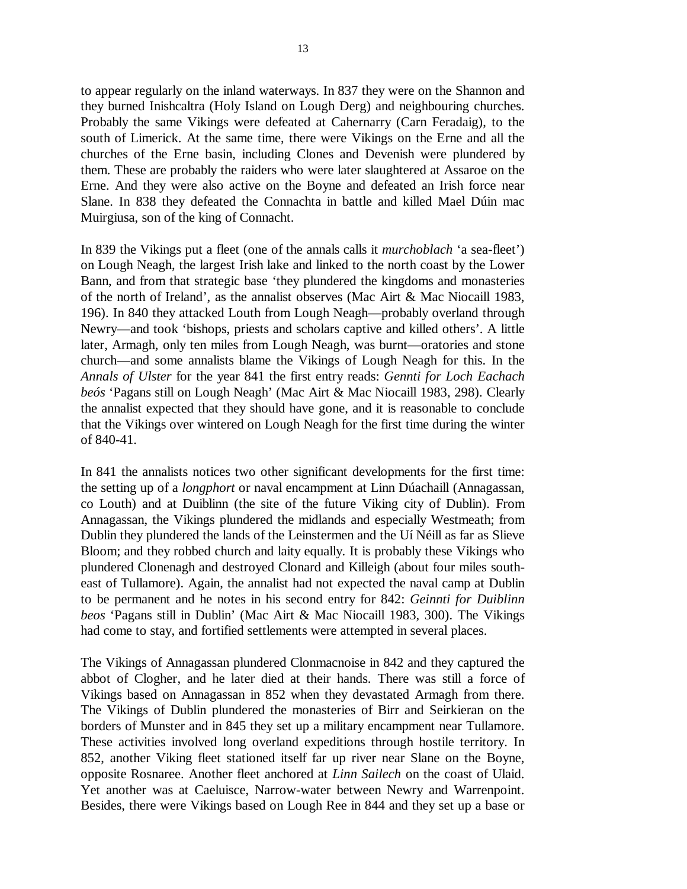to appear regularly on the inland waterways. In 837 they were on the Shannon and they burned Inishcaltra (Holy Island on Lough Derg) and neighbouring churches. Probably the same Vikings were defeated at Cahernarry (Carn Feradaig), to the south of Limerick. At the same time, there were Vikings on the Erne and all the churches of the Erne basin, including Clones and Devenish were plundered by them. These are probably the raiders who were later slaughtered at Assaroe on the Erne. And they were also active on the Boyne and defeated an Irish force near Slane. In 838 they defeated the Connachta in battle and killed Mael Dúin mac Muirgiusa, son of the king of Connacht.

In 839 the Vikings put a fleet (one of the annals calls it *murchoblach* 'a sea-fleet') on Lough Neagh, the largest Irish lake and linked to the north coast by the Lower Bann, and from that strategic base 'they plundered the kingdoms and monasteries of the north of Ireland', as the annalist observes (Mac Airt & Mac Niocaill 1983, 196). In 840 they attacked Louth from Lough Neagh—probably overland through Newry—and took 'bishops, priests and scholars captive and killed others'. A little later, Armagh, only ten miles from Lough Neagh, was burnt—oratories and stone church—and some annalists blame the Vikings of Lough Neagh for this. In the *Annals of Ulster* for the year 841 the first entry reads: *Gennti for Loch Eachach beós* 'Pagans still on Lough Neagh' (Mac Airt & Mac Niocaill 1983, 298). Clearly the annalist expected that they should have gone, and it is reasonable to conclude that the Vikings over wintered on Lough Neagh for the first time during the winter of 840-41.

In 841 the annalists notices two other significant developments for the first time: the setting up of a *longphort* or naval encampment at Linn Dúachaill (Annagassan, co Louth) and at Duiblinn (the site of the future Viking city of Dublin). From Annagassan, the Vikings plundered the midlands and especially Westmeath; from Dublin they plundered the lands of the Leinstermen and the Uí Néill as far as Slieve Bloom; and they robbed church and laity equally. It is probably these Vikings who plundered Clonenagh and destroyed Clonard and Killeigh (about four miles south-east of Tullamore). Again, the annalist had not expected the naval camp at Dublin to be permanent and he notes in his second entry for 842: *Geinnti for Duiblinn beos* 'Pagans still in Dublin' (Mac Airt & Mac Niocaill 1983, 300). The Vikings had come to stay, and fortified settlements were attempted in several places.

The Vikings of Annagassan plundered Clonmacnoise in 842 and they captured the abbot of Clogher, and he later died at their hands. There was still a force of Vikings based on Annagassan in 852 when they devastated Armagh from there. The Vikings of Dublin plundered the monasteries of Birr and Seirkieran on the borders of Munster and in 845 they set up a military encampment near Tullamore. These activities involved long overland expeditions through hostile territory. In 852, another Viking fleet stationed itself far up river near Slane on the Boyne, opposite Rosnaree. Another fleet anchored at *Linn Sailech* on the coast of Ulaid. Yet another was at Caeluisce, Narrow-water between Newry and Warrenpoint. Besides, there were Vikings based on Lough Ree in 844 and they set up a base or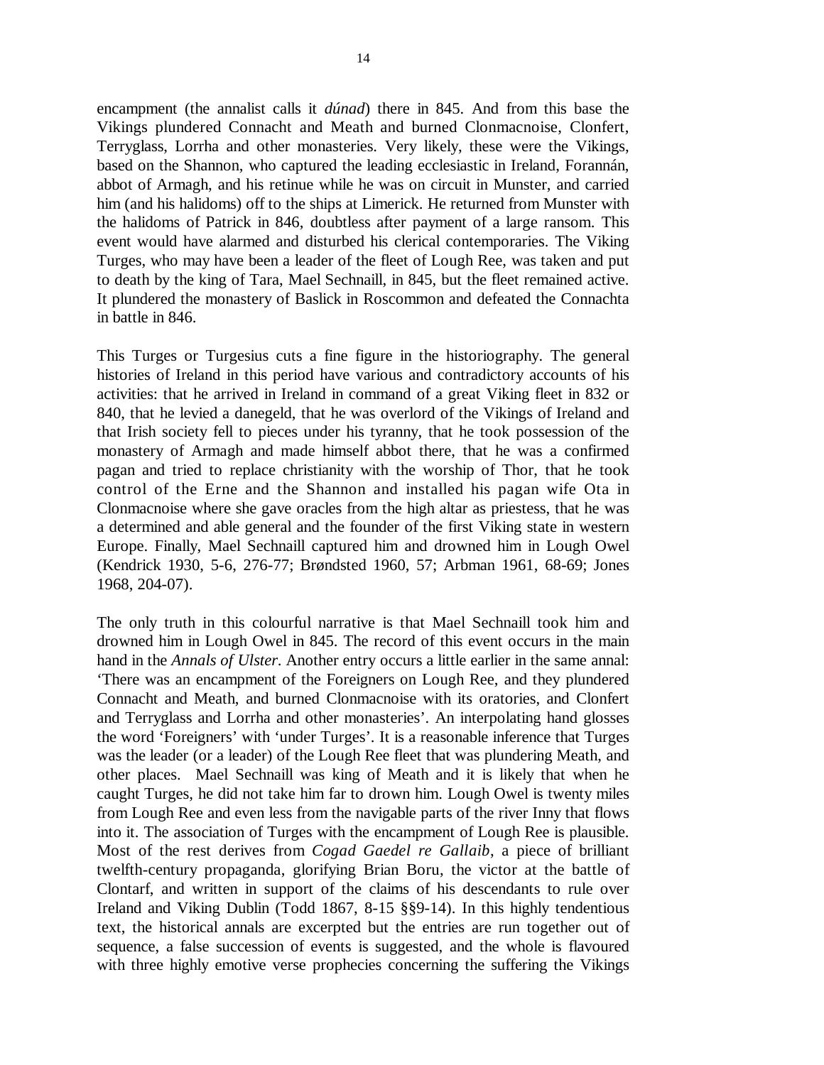encampment (the annalist calls it *dúnad*) there in 845. And from this base the Vikings plundered Connacht and Meath and burned Clonmacnoise, Clonfert, Terryglass, Lorrha and other monasteries. Very likely, these were the Vikings, based on the Shannon, who captured the leading ecclesiastic in Ireland, Forannán, abbot of Armagh, and his retinue while he was on circuit in Munster, and carried him (and his halidoms) off to the ships at Limerick. He returned from Munster with the halidoms of Patrick in 846, doubtless after payment of a large ransom. This event would have alarmed and disturbed his clerical contemporaries. The Viking Turges, who may have been a leader of the fleet of Lough Ree, was taken and put to death by the king of Tara, Mael Sechnaill, in 845, but the fleet remained active. It plundered the monastery of Baslick in Roscommon and defeated the Connachta in battle in 846.

This Turges or Turgesius cuts a fine figure in the historiography. The general histories of Ireland in this period have various and contradictory accounts of his activities: that he arrived in Ireland in command of a great Viking fleet in 832 or 840, that he levied a danegeld, that he was overlord of the Vikings of Ireland and that Irish society fell to pieces under his tyranny, that he took possession of the monastery of Armagh and made himself abbot there, that he was a confirmed pagan and tried to replace christianity with the worship of Thor, that he took control of the Erne and the Shannon and installed his pagan wife Ota in Clonmacnoise where she gave oracles from the high altar as priestess, that he was a determined and able general and the founder of the first Viking state in western Europe. Finally, Mael Sechnaill captured him and drowned him in Lough Owel (Kendrick 1930, 5-6, 276-77; Brøndsted 1960, 57; Arbman 1961, 68-69; Jones 1968, 204-07).

The only truth in this colourful narrative is that Mael Sechnaill took him and drowned him in Lough Owel in 845. The record of this event occurs in the main hand in the *Annals of Ulster*. Another entry occurs a little earlier in the same annal: 'There was an encampment of the Foreigners on Lough Ree, and they plundered Connacht and Meath, and burned Clonmacnoise with its oratories, and Clonfert and Terryglass and Lorrha and other monasteries'. An interpolating hand glosses the word 'Foreigners' with 'under Turges'. It is a reasonable inference that Turges was the leader (or a leader) of the Lough Ree fleet that was plundering Meath, and other places. Mael Sechnaill was king of Meath and it is likely that when he caught Turges, he did not take him far to drown him. Lough Owel is twenty miles from Lough Ree and even less from the navigable parts of the river Inny that flows into it. The association of Turges with the encampment of Lough Ree is plausible. Most of the rest derives from *Cogad Gaedel re Gallaib*, a piece of brilliant twelfth-century propaganda, glorifying Brian Boru, the victor at the battle of Clontarf, and written in support of the claims of his descendants to rule over Ireland and Viking Dublin (Todd 1867, 8-15 §§9-14). In this highly tendentious text, the historical annals are excerpted but the entries are run together out of sequence, a false succession of events is suggested, and the whole is flavoured with three highly emotive verse prophecies concerning the suffering the Vikings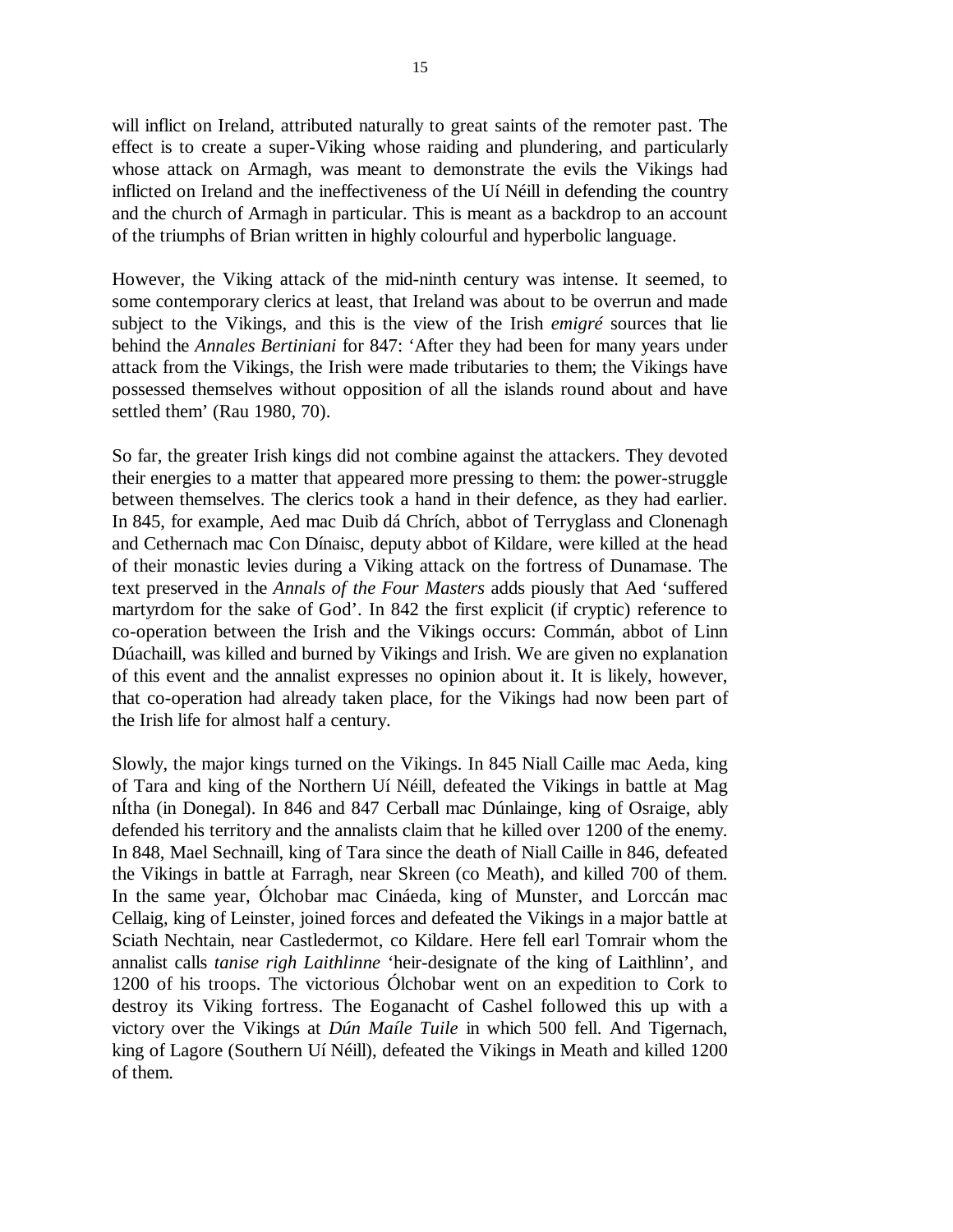will inflict on Ireland, attributed naturally to great saints of the remoter past. The effect is to create a super-Viking whose raiding and plundering, and particularly whose attack on Armagh, was meant to demonstrate the evils the Vikings had inflicted on Ireland and the ineffectiveness of the Uí Néill in defending the country and the church of Armagh in particular. This is meant as a backdrop to an account of the triumphs of Brian written in highly colourful and hyperbolic language.

However, the Viking attack of the mid-ninth century was intense. It seemed, to some contemporary clerics at least, that Ireland was about to be overrun and made subject to the Vikings, and this is the view of the Irish *emigré* sources that lie behind the *Annales Bertiniani* for 847: 'After they had been for many years under attack from the Vikings, the Irish were made tributaries to them; the Vikings have possessed themselves without opposition of all the islands round about and have settled them' (Rau 1980, 70).

So far, the greater Irish kings did not combine against the attackers. They devoted their energies to a matter that appeared more pressing to them: the power-struggle between themselves. The clerics took a hand in their defence, as they had earlier. In 845, for example, Aed mac Duib dá Chrích, abbot of Terryglass and Clonenagh and Cethernach mac Con Dínaisc, deputy abbot of Kildare, were killed at the head of their monastic levies during a Viking attack on the fortress of Dunamase. The text preserved in the *Annals of the Four Masters* adds piously that Aed 'suffered martyrdom for the sake of God'. In 842 the first explicit (if cryptic) reference to co-operation between the Irish and the Vikings occurs: Commán, abbot of Linn Dúachaill, was killed and burned by Vikings and Irish. We are given no explanation of this event and the annalist expresses no opinion about it. It is likely, however, that co-operation had already taken place, for the Vikings had now been part of the Irish life for almost half a century.

Slowly, the major kings turned on the Vikings. In 845 Niall Caille mac Aeda, king of Tara and king of the Northern Uí Néill, defeated the Vikings in battle at Mag nÍtha (in Donegal). In 846 and 847 Cerball mac Dúnlainge, king of Osraige, ably defended his territory and the annalists claim that he killed over 1200 of the enemy. In 848, Mael Sechnaill, king of Tara since the death of Niall Caille in 846, defeated the Vikings in battle at Farragh, near Skreen (co Meath), and killed 700 of them. In the same year, Ólchobar mac Cináeda, king of Munster, and Lorccán mac Cellaig, king of Leinster, joined forces and defeated the Vikings in a major battle at Sciath Nechtain, near Castledermot, co Kildare. Here fell earl Tomrair whom the annalist calls *tanise righ Laithlinne* 'heir-designate of the king of Laithlinn', and 1200 of his troops. The victorious Ólchobar went on an expedition to Cork to destroy its Viking fortress. The Eoganacht of Cashel followed this up with a victory over the Vikings at *Dún Maíle Tuile* in which 500 fell. And Tigernach, king of Lagore (Southern Uí Néill), defeated the Vikings in Meath and killed 1200 of them.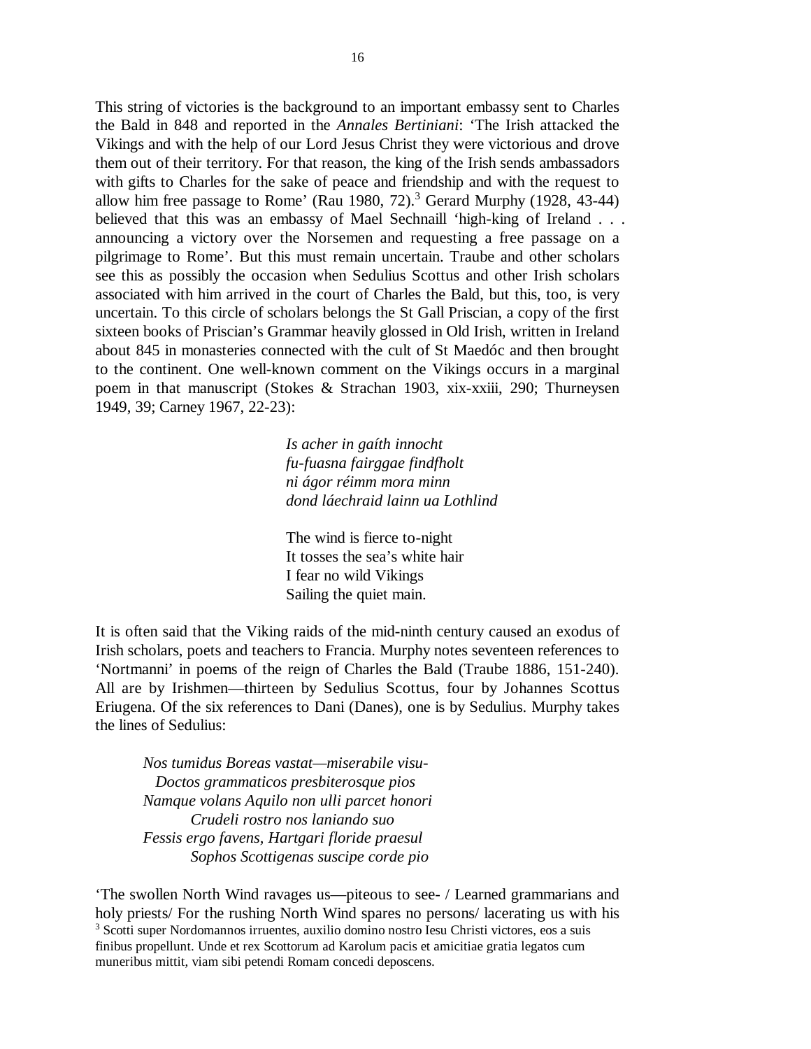This string of victories is the background to an important embassy sent to Charles the Bald in 848 and reported in the *Annales Bertiniani*: 'The Irish attacked the Vikings and with the help of our Lord Jesus Christ they were victorious and drove them out of their territory. For that reason, the king of the Irish sends ambassadors with gifts to Charles for the sake of peace and friendship and with the request to allow him free passage to Rome' (Rau 1980, 72).[3] Gerard Murphy (1928, 43-44) believed that this was an embassy of Mael Sechnaill 'high-king of Ireland . . . announcing a victory over the Norsemen and requesting a free passage on a pilgrimage to Rome'. But this must remain uncertain. Traube and other scholars see this as possibly the occasion when Sedulius Scottus and other Irish scholars associated with him arrived in the court of Charles the Bald, but this, too, is very uncertain. To this circle of scholars belongs the St Gall Priscian, a copy of the first sixteen books of Priscian's Grammar heavily glossed in Old Irish, written in Ireland about 845 in monasteries connected with the cult of St Maedóc and then brought to the continent. One well-known comment on the Vikings occurs in a marginal poem in that manuscript (Stokes & Strachan 1903, xix-xxiii, 290; Thurneysen 1949, 39; Carney 1967, 22-23):

> *Is acher in gaíth innocht*
> *fu-fuasna fairggae findfholt*
> *ni ágor réimm mora minn*
> *dond láechraid lainn ua Lothlind*
>
> The wind is fierce to-night
> It tosses the sea's white hair
> I fear no wild Vikings
> Sailing the quiet main.

It is often said that the Viking raids of the mid-ninth century caused an exodus of Irish scholars, poets and teachers to Francia. Murphy notes seventeen references to 'Nortmanni' in poems of the reign of Charles the Bald (Traube 1886, 151-240). All are by Irishmen—thirteen by Sedulius Scottus, four by Johannes Scottus Eriugena. Of the six references to Dani (Danes), one is by Sedulius. Murphy takes the lines of Sedulius:

> *Nos tumidus Boreas vastat—miserabile visu-*
> *Doctos grammaticos presbiterosque pios*
> *Namque volans Aquilo non ulli parcet honori*
> *Crudeli rostro nos laniando suo*
> *Fessis ergo favens, Hartgari floride praesul*
> *Sophos Scottigenas suscipe corde pio*

'The swollen North Wind ravages us—piteous to see- / Learned grammarians and holy priests/ For the rushing North Wind spares no persons/ lacerating us with his

[3] Scotti super Nordomannos irruentes, auxilio domino nostro Iesu Christi victores, eos a suis finibus propellunt. Unde et rex Scottorum ad Karolum pacis et amicitiae gratia legatos cum muneribus mittit, viam sibi petendi Romam concedi deposcens.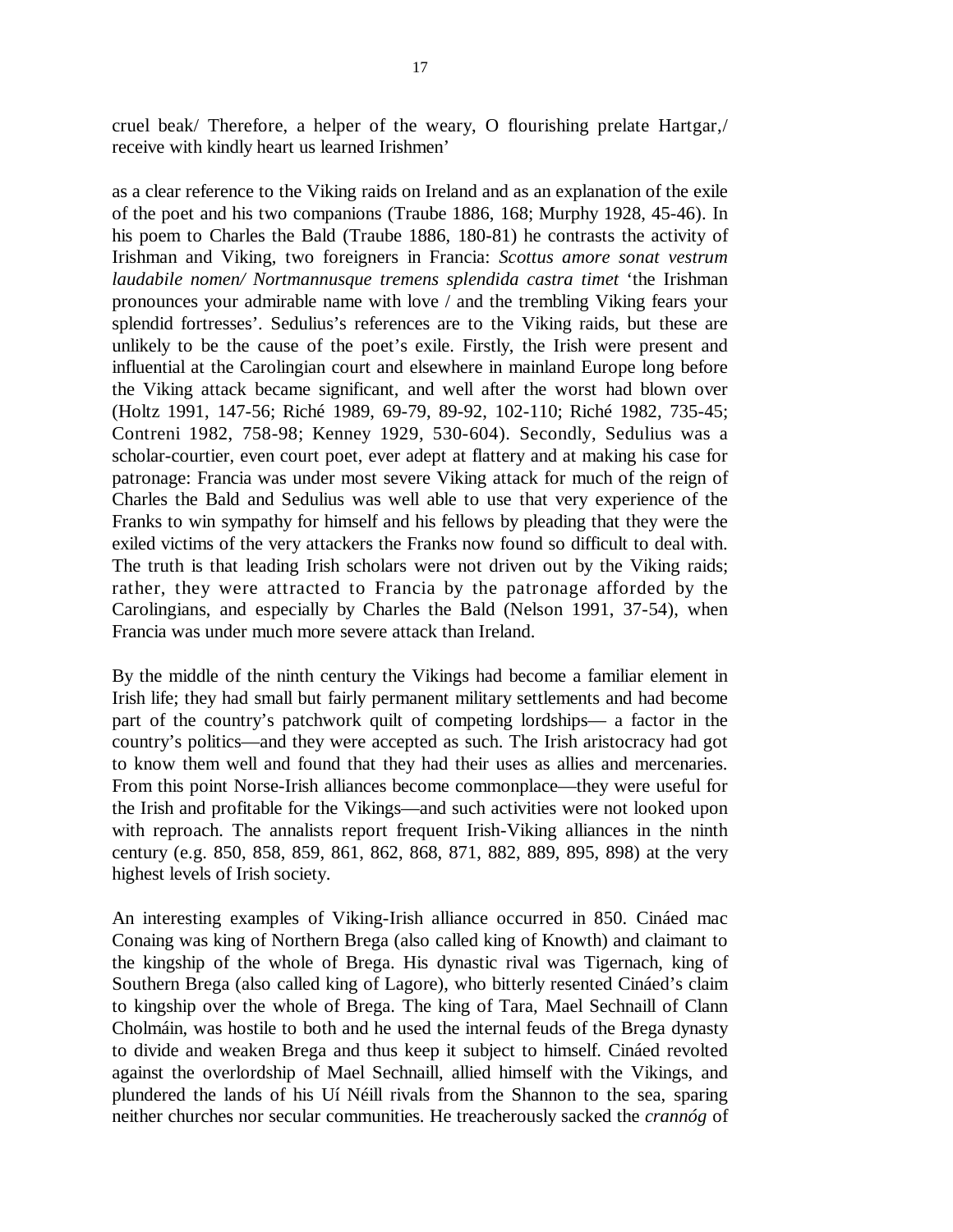cruel beak/ Therefore, a helper of the weary, O flourishing prelate Hartgar,/ receive with kindly heart us learned Irishmen'

as a clear reference to the Viking raids on Ireland and as an explanation of the exile of the poet and his two companions (Traube 1886, 168; Murphy 1928, 45-46). In his poem to Charles the Bald (Traube 1886, 180-81) he contrasts the activity of Irishman and Viking, two foreigners in Francia: *Scottus amore sonat vestrum laudabile nomen/ Nortmannusque tremens splendida castra timet* 'the Irishman pronounces your admirable name with love / and the trembling Viking fears your splendid fortresses'. Sedulius's references are to the Viking raids, but these are unlikely to be the cause of the poet's exile. Firstly, the Irish were present and influential at the Carolingian court and elsewhere in mainland Europe long before the Viking attack became significant, and well after the worst had blown over (Holtz 1991, 147-56; Riché 1989, 69-79, 89-92, 102-110; Riché 1982, 735-45; Contreni 1982, 758-98; Kenney 1929, 530-604). Secondly, Sedulius was a scholar-courtier, even court poet, ever adept at flattery and at making his case for patronage: Francia was under most severe Viking attack for much of the reign of Charles the Bald and Sedulius was well able to use that very experience of the Franks to win sympathy for himself and his fellows by pleading that they were the exiled victims of the very attackers the Franks now found so difficult to deal with. The truth is that leading Irish scholars were not driven out by the Viking raids; rather, they were attracted to Francia by the patronage afforded by the Carolingians, and especially by Charles the Bald (Nelson 1991, 37-54), when Francia was under much more severe attack than Ireland.

By the middle of the ninth century the Vikings had become a familiar element in Irish life; they had small but fairly permanent military settlements and had become part of the country's patchwork quilt of competing lordships— a factor in the country's politics—and they were accepted as such. The Irish aristocracy had got to know them well and found that they had their uses as allies and mercenaries. From this point Norse-Irish alliances become commonplace—they were useful for the Irish and profitable for the Vikings—and such activities were not looked upon with reproach. The annalists report frequent Irish-Viking alliances in the ninth century (e.g. 850, 858, 859, 861, 862, 868, 871, 882, 889, 895, 898) at the very highest levels of Irish society.

An interesting examples of Viking-Irish alliance occurred in 850. Cináed mac Conaing was king of Northern Brega (also called king of Knowth) and claimant to the kingship of the whole of Brega. His dynastic rival was Tigernach, king of Southern Brega (also called king of Lagore), who bitterly resented Cináed's claim to kingship over the whole of Brega. The king of Tara, Mael Sechnaill of Clann Cholmáin, was hostile to both and he used the internal feuds of the Brega dynasty to divide and weaken Brega and thus keep it subject to himself. Cináed revolted against the overlordship of Mael Sechnaill, allied himself with the Vikings, and plundered the lands of his Uí Néill rivals from the Shannon to the sea, sparing neither churches nor secular communities. He treacherously sacked the *crannóg* of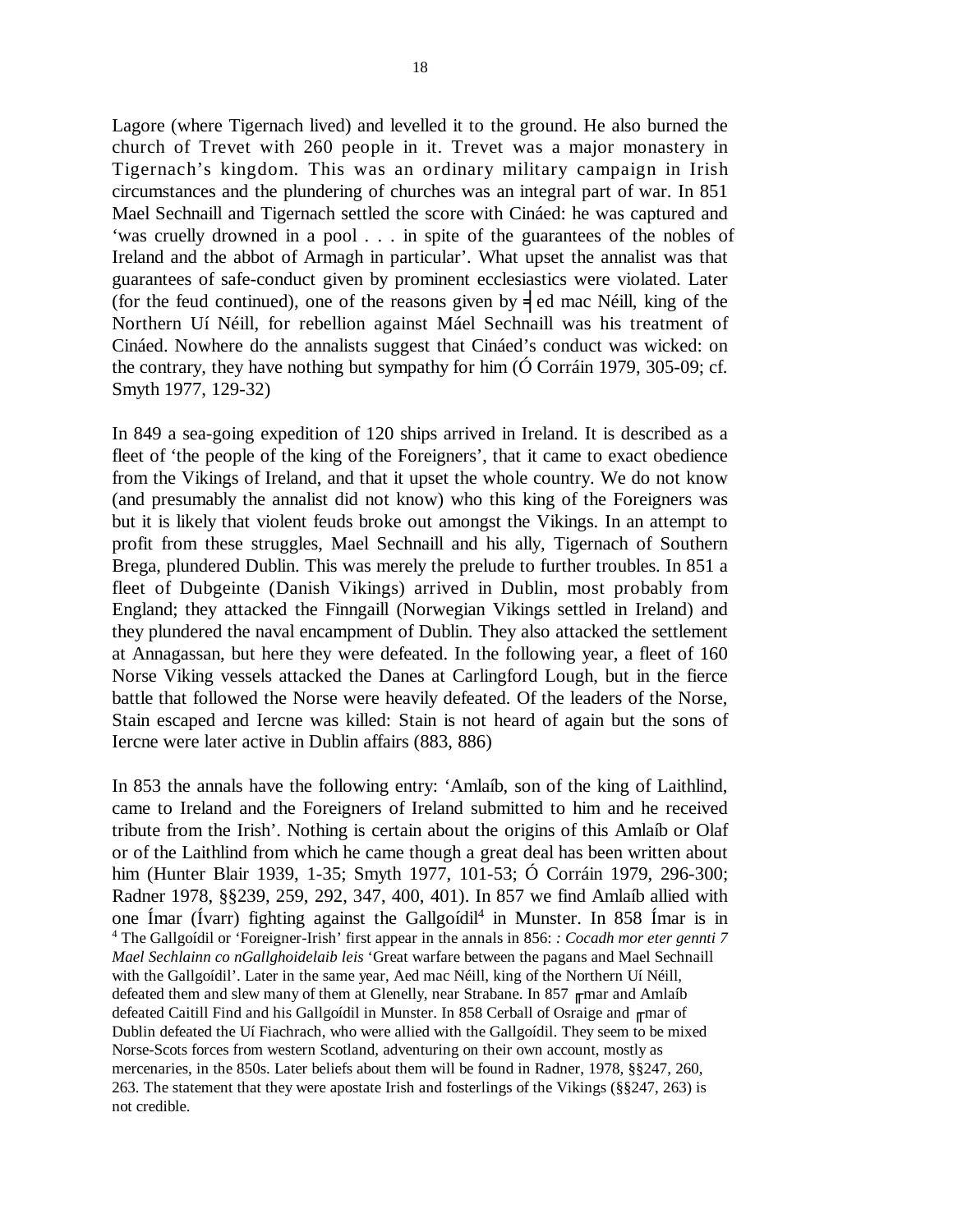Lagore (where Tigernach lived) and levelled it to the ground. He also burned the church of Trevet with 260 people in it. Trevet was a major monastery in Tigernach's kingdom. This was an ordinary military campaign in Irish circumstances and the plundering of churches was an integral part of war. In 851 Mael Sechnaill and Tigernach settled the score with Cináed: he was captured and 'was cruelly drowned in a pool . . . in spite of the guarantees of the nobles of Ireland and the abbot of Armagh in particular'. What upset the annalist was that guarantees of safe-conduct given by prominent ecclesiastics were violated. Later (for the feud continued), one of the reasons given by ╡ed mac Néill, king of the Northern Uí Néill, for rebellion against Máel Sechnaill was his treatment of Cináed. Nowhere do the annalists suggest that Cináed's conduct was wicked: on the contrary, they have nothing but sympathy for him (Ó Corráin 1979, 305-09; cf. Smyth 1977, 129-32)

In 849 a sea-going expedition of 120 ships arrived in Ireland. It is described as a fleet of 'the people of the king of the Foreigners', that it came to exact obedience from the Vikings of Ireland, and that it upset the whole country. We do not know (and presumably the annalist did not know) who this king of the Foreigners was but it is likely that violent feuds broke out amongst the Vikings. In an attempt to profit from these struggles, Mael Sechnaill and his ally, Tigernach of Southern Brega, plundered Dublin. This was merely the prelude to further troubles. In 851 a fleet of Dubgeinte (Danish Vikings) arrived in Dublin, most probably from England; they attacked the Finngaill (Norwegian Vikings settled in Ireland) and they plundered the naval encampment of Dublin. They also attacked the settlement at Annagassan, but here they were defeated. In the following year, a fleet of 160 Norse Viking vessels attacked the Danes at Carlingford Lough, but in the fierce battle that followed the Norse were heavily defeated. Of the leaders of the Norse, Stain escaped and Iercne was killed: Stain is not heard of again but the sons of Iercne were later active in Dublin affairs (883, 886)

In 853 the annals have the following entry: 'Amlaíb, son of the king of Laithlind, came to Ireland and the Foreigners of Ireland submitted to him and he received tribute from the Irish'. Nothing is certain about the origins of this Amlaíb or Olaf or of the Laithlind from which he came though a great deal has been written about him (Hunter Blair 1939, 1-35; Smyth 1977, 101-53; Ó Corráin 1979, 296-300; Radner 1978, §§239, 259, 292, 347, 400, 401). In 857 we find Amlaíb allied with one Ímar (Ívarr) fighting against the Gallgoídil[4] in Munster. In 858 Ímar is in

[4] The Gallgoídil or 'Foreigner-Irish' first appear in the annals in 856: *: Cocadh mor eter gennti 7 Mael Sechlainn co nGallghoidelaib leis* 'Great warfare between the pagans and Mael Sechnaill with the Gallgoídil'. Later in the same year, Aed mac Néill, king of the Northern Uí Néill, defeated them and slew many of them at Glenelly, near Strabane. In 857 ╓mar and Amlaíb defeated Caitill Find and his Gallgoídil in Munster. In 858 Cerball of Osraige and ╓mar of Dublin defeated the Uí Fiachrach, who were allied with the Gallgoídil. They seem to be mixed Norse-Scots forces from western Scotland, adventuring on their own account, mostly as mercenaries, in the 850s. Later beliefs about them will be found in Radner, 1978, §§247, 260, 263. The statement that they were apostate Irish and fosterlings of the Vikings (§§247, 263) is not credible.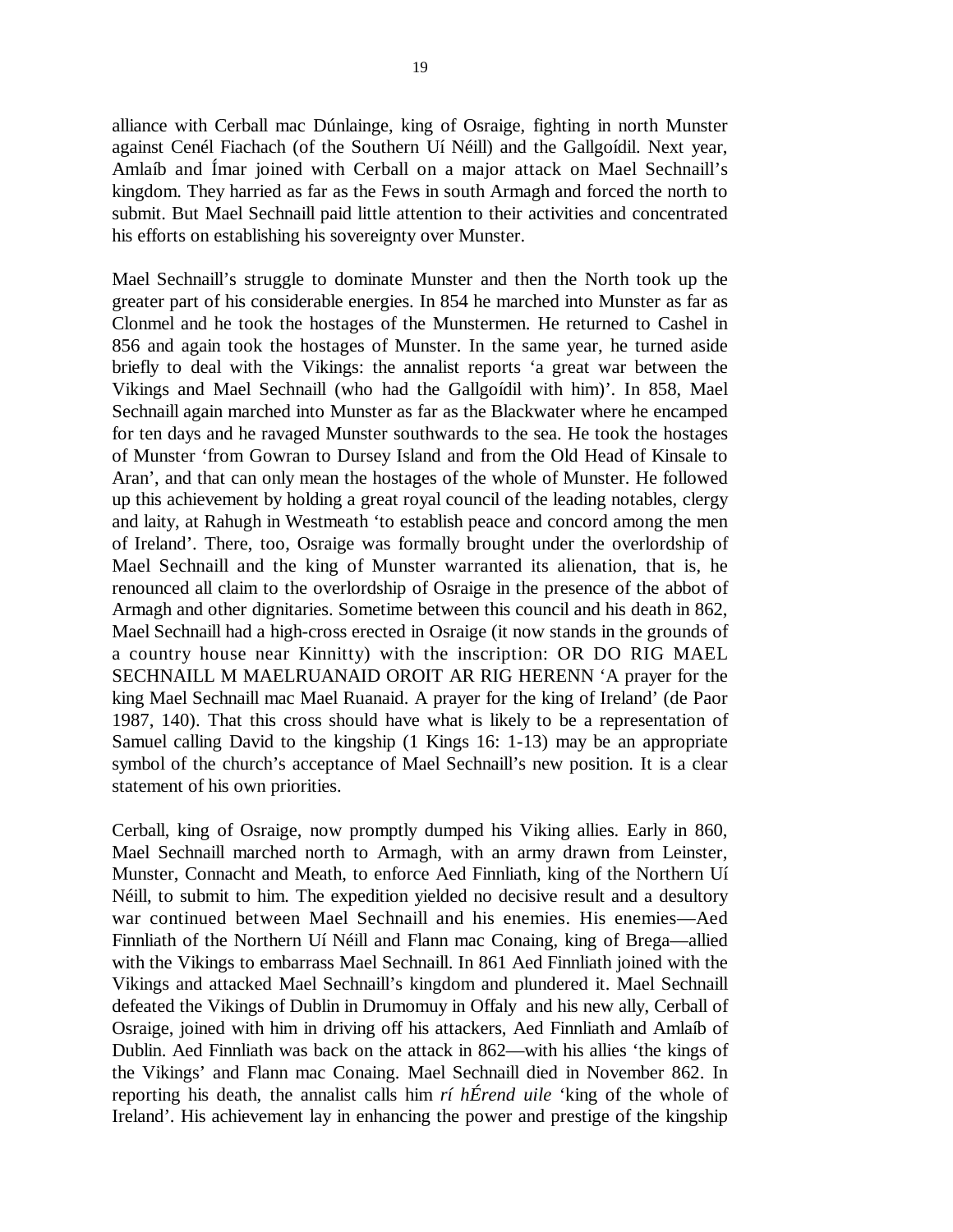alliance with Cerball mac Dúnlainge, king of Osraige, fighting in north Munster against Cenél Fiachach (of the Southern Uí Néill) and the Gallgoídil. Next year, Amlaíb and Ímar joined with Cerball on a major attack on Mael Sechnaill's kingdom. They harried as far as the Fews in south Armagh and forced the north to submit. But Mael Sechnaill paid little attention to their activities and concentrated his efforts on establishing his sovereignty over Munster.

Mael Sechnaill's struggle to dominate Munster and then the North took up the greater part of his considerable energies. In 854 he marched into Munster as far as Clonmel and he took the hostages of the Munstermen. He returned to Cashel in 856 and again took the hostages of Munster. In the same year, he turned aside briefly to deal with the Vikings: the annalist reports 'a great war between the Vikings and Mael Sechnaill (who had the Gallgoídil with him)'. In 858, Mael Sechnaill again marched into Munster as far as the Blackwater where he encamped for ten days and he ravaged Munster southwards to the sea. He took the hostages of Munster 'from Gowran to Dursey Island and from the Old Head of Kinsale to Aran', and that can only mean the hostages of the whole of Munster. He followed up this achievement by holding a great royal council of the leading notables, clergy and laity, at Rahugh in Westmeath 'to establish peace and concord among the men of Ireland'. There, too, Osraige was formally brought under the overlordship of Mael Sechnaill and the king of Munster warranted its alienation, that is, he renounced all claim to the overlordship of Osraige in the presence of the abbot of Armagh and other dignitaries. Sometime between this council and his death in 862, Mael Sechnaill had a high-cross erected in Osraige (it now stands in the grounds of a country house near Kinnitty) with the inscription: OR DO RIG MAEL SECHNAILL M MAELRUANAID OROIT AR RIG HERENN 'A prayer for the king Mael Sechnaill mac Mael Ruanaid. A prayer for the king of Ireland' (de Paor 1987, 140). That this cross should have what is likely to be a representation of Samuel calling David to the kingship (1 Kings 16: 1-13) may be an appropriate symbol of the church's acceptance of Mael Sechnaill's new position. It is a clear statement of his own priorities.

Cerball, king of Osraige, now promptly dumped his Viking allies. Early in 860, Mael Sechnaill marched north to Armagh, with an army drawn from Leinster, Munster, Connacht and Meath, to enforce Aed Finnliath, king of the Northern Uí Néill, to submit to him. The expedition yielded no decisive result and a desultory war continued between Mael Sechnaill and his enemies. His enemies—Aed Finnliath of the Northern Uí Néill and Flann mac Conaing, king of Brega—allied with the Vikings to embarrass Mael Sechnaill. In 861 Aed Finnliath joined with the Vikings and attacked Mael Sechnaill's kingdom and plundered it. Mael Sechnaill defeated the Vikings of Dublin in Drumomuy in Offaly and his new ally, Cerball of Osraige, joined with him in driving off his attackers, Aed Finnliath and Amlaíb of Dublin. Aed Finnliath was back on the attack in 862—with his allies 'the kings of the Vikings' and Flann mac Conaing. Mael Sechnaill died in November 862. In reporting his death, the annalist calls him *rí hÉrend uile* 'king of the whole of Ireland'. His achievement lay in enhancing the power and prestige of the kingship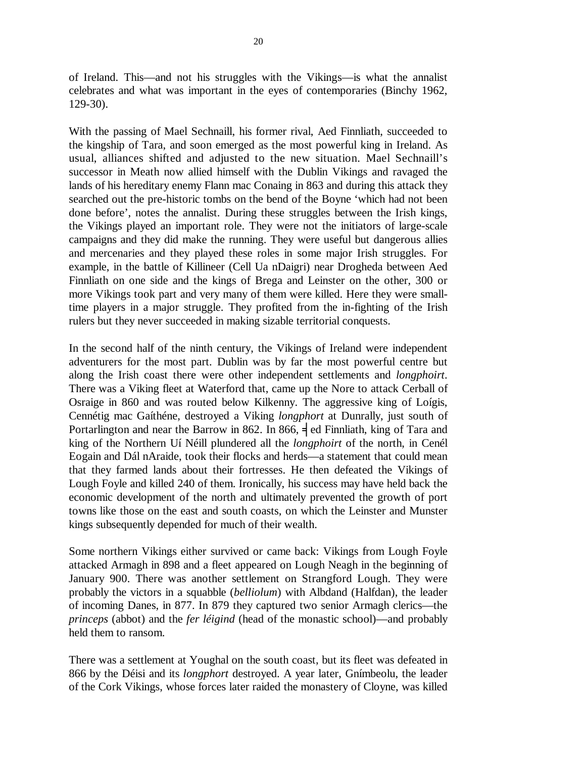of Ireland. This—and not his struggles with the Vikings—is what the annalist celebrates and what was important in the eyes of contemporaries (Binchy 1962, 129-30).

With the passing of Mael Sechnaill, his former rival, Aed Finnliath, succeeded to the kingship of Tara, and soon emerged as the most powerful king in Ireland. As usual, alliances shifted and adjusted to the new situation. Mael Sechnaill's successor in Meath now allied himself with the Dublin Vikings and ravaged the lands of his hereditary enemy Flann mac Conaing in 863 and during this attack they searched out the pre-historic tombs on the bend of the Boyne 'which had not been done before', notes the annalist. During these struggles between the Irish kings, the Vikings played an important role. They were not the initiators of large-scale campaigns and they did make the running. They were useful but dangerous allies and mercenaries and they played these roles in some major Irish struggles. For example, in the battle of Killineer (Cell Ua nDaigri) near Drogheda between Aed Finnliath on one side and the kings of Brega and Leinster on the other, 300 or more Vikings took part and very many of them were killed. Here they were small-time players in a major struggle. They profited from the in-fighting of the Irish rulers but they never succeeded in making sizable territorial conquests.

In the second half of the ninth century, the Vikings of Ireland were independent adventurers for the most part. Dublin was by far the most powerful centre but along the Irish coast there were other independent settlements and *longphoirt*. There was a Viking fleet at Waterford that, came up the Nore to attack Cerball of Osraige in 860 and was routed below Kilkenny. The aggressive king of Loígis, Cennétig mac Gaíthéne, destroyed a Viking *longphort* at Dunrally, just south of Portarlington and near the Barrow in 862. In 866, ⁊ed Finnliath, king of Tara and king of the Northern Uí Néill plundered all the *longphoirt* of the north, in Cenél Eogain and Dál nAraide, took their flocks and herds—a statement that could mean that they farmed lands about their fortresses. He then defeated the Vikings of Lough Foyle and killed 240 of them. Ironically, his success may have held back the economic development of the north and ultimately prevented the growth of port towns like those on the east and south coasts, on which the Leinster and Munster kings subsequently depended for much of their wealth.

Some northern Vikings either survived or came back: Vikings from Lough Foyle attacked Armagh in 898 and a fleet appeared on Lough Neagh in the beginning of January 900. There was another settlement on Strangford Lough. They were probably the victors in a squabble (*belliolum*) with Albdand (Halfdan), the leader of incoming Danes, in 877. In 879 they captured two senior Armagh clerics—the *princeps* (abbot) and the *fer léigind* (head of the monastic school)—and probably held them to ransom.

There was a settlement at Youghal on the south coast, but its fleet was defeated in 866 by the Déisi and its *longphort* destroyed. A year later, Gnímbeolu, the leader of the Cork Vikings, whose forces later raided the monastery of Cloyne, was killed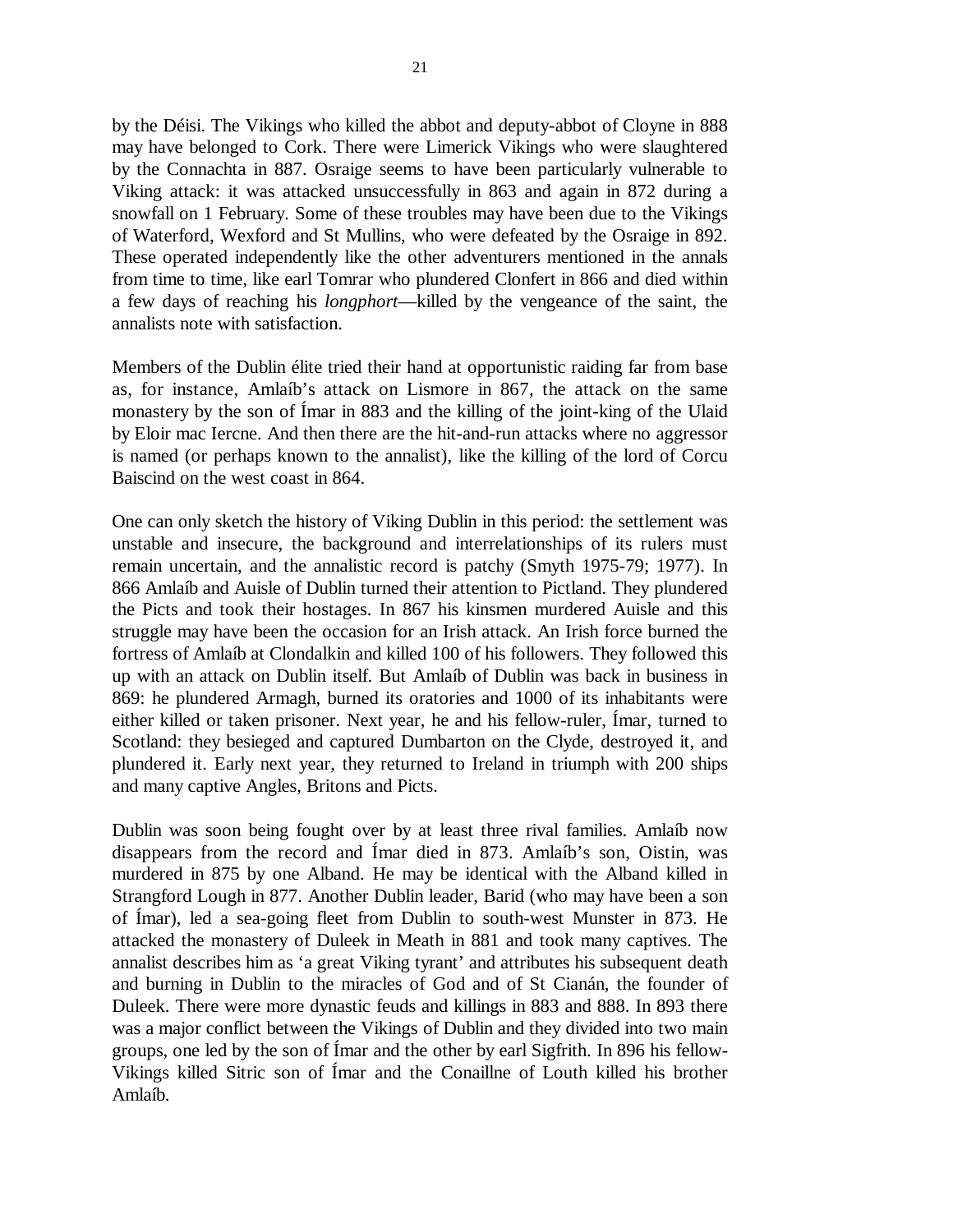by the Déisi. The Vikings who killed the abbot and deputy-abbot of Cloyne in 888 may have belonged to Cork. There were Limerick Vikings who were slaughtered by the Connachta in 887. Osraige seems to have been particularly vulnerable to Viking attack: it was attacked unsuccessfully in 863 and again in 872 during a snowfall on 1 February. Some of these troubles may have been due to the Vikings of Waterford, Wexford and St Mullins, who were defeated by the Osraige in 892. These operated independently like the other adventurers mentioned in the annals from time to time, like earl Tomrar who plundered Clonfert in 866 and died within a few days of reaching his *longphort*—killed by the vengeance of the saint, the annalists note with satisfaction.

Members of the Dublin élite tried their hand at opportunistic raiding far from base as, for instance, Amlaíb's attack on Lismore in 867, the attack on the same monastery by the son of Ímar in 883 and the killing of the joint-king of the Ulaid by Eloir mac Iercne. And then there are the hit-and-run attacks where no aggressor is named (or perhaps known to the annalist), like the killing of the lord of Corcu Baiscind on the west coast in 864.

One can only sketch the history of Viking Dublin in this period: the settlement was unstable and insecure, the background and interrelationships of its rulers must remain uncertain, and the annalistic record is patchy (Smyth 1975-79; 1977). In 866 Amlaíb and Auisle of Dublin turned their attention to Pictland. They plundered the Picts and took their hostages. In 867 his kinsmen murdered Auisle and this struggle may have been the occasion for an Irish attack. An Irish force burned the fortress of Amlaíb at Clondalkin and killed 100 of his followers. They followed this up with an attack on Dublin itself. But Amlaíb of Dublin was back in business in 869: he plundered Armagh, burned its oratories and 1000 of its inhabitants were either killed or taken prisoner. Next year, he and his fellow-ruler, Ímar, turned to Scotland: they besieged and captured Dumbarton on the Clyde, destroyed it, and plundered it. Early next year, they returned to Ireland in triumph with 200 ships and many captive Angles, Britons and Picts.

Dublin was soon being fought over by at least three rival families. Amlaíb now disappears from the record and Ímar died in 873. Amlaíb's son, Oistin, was murdered in 875 by one Alband. He may be identical with the Alband killed in Strangford Lough in 877. Another Dublin leader, Barid (who may have been a son of Ímar), led a sea-going fleet from Dublin to south-west Munster in 873. He attacked the monastery of Duleek in Meath in 881 and took many captives. The annalist describes him as 'a great Viking tyrant' and attributes his subsequent death and burning in Dublin to the miracles of God and of St Cianán, the founder of Duleek. There were more dynastic feuds and killings in 883 and 888. In 893 there was a major conflict between the Vikings of Dublin and they divided into two main groups, one led by the son of Ímar and the other by earl Sigfrith. In 896 his fellow-Vikings killed Sitric son of Ímar and the Conaillne of Louth killed his brother Amlaíb.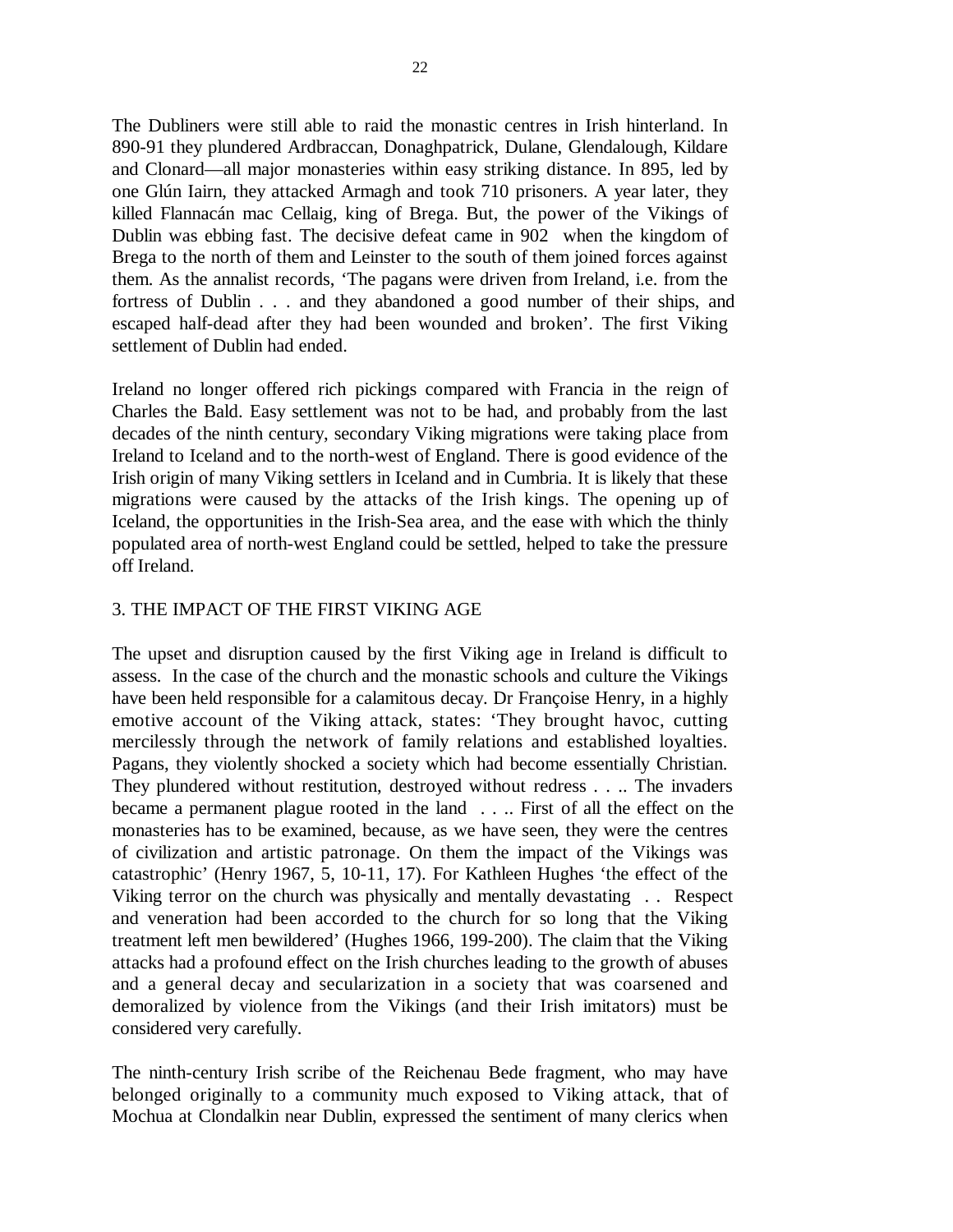The Dubliners were still able to raid the monastic centres in Irish hinterland. In 890-91 they plundered Ardbraccan, Donaghpatrick, Dulane, Glendalough, Kildare and Clonard—all major monasteries within easy striking distance. In 895, led by one Glún Iairn, they attacked Armagh and took 710 prisoners. A year later, they killed Flannacán mac Cellaig, king of Brega. But, the power of the Vikings of Dublin was ebbing fast. The decisive defeat came in 902 when the kingdom of Brega to the north of them and Leinster to the south of them joined forces against them. As the annalist records, 'The pagans were driven from Ireland, i.e. from the fortress of Dublin . . . and they abandoned a good number of their ships, and escaped half-dead after they had been wounded and broken'. The first Viking settlement of Dublin had ended.

Ireland no longer offered rich pickings compared with Francia in the reign of Charles the Bald. Easy settlement was not to be had, and probably from the last decades of the ninth century, secondary Viking migrations were taking place from Ireland to Iceland and to the north-west of England. There is good evidence of the Irish origin of many Viking settlers in Iceland and in Cumbria. It is likely that these migrations were caused by the attacks of the Irish kings. The opening up of Iceland, the opportunities in the Irish-Sea area, and the ease with which the thinly populated area of north-west England could be settled, helped to take the pressure off Ireland.

## 3. THE IMPACT OF THE FIRST VIKING AGE

The upset and disruption caused by the first Viking age in Ireland is difficult to assess. In the case of the church and the monastic schools and culture the Vikings have been held responsible for a calamitous decay. Dr Françoise Henry, in a highly emotive account of the Viking attack, states: 'They brought havoc, cutting mercilessly through the network of family relations and established loyalties. Pagans, they violently shocked a society which had become essentially Christian. They plundered without restitution, destroyed without redress . . .. The invaders became a permanent plague rooted in the land . . .. First of all the effect on the monasteries has to be examined, because, as we have seen, they were the centres of civilization and artistic patronage. On them the impact of the Vikings was catastrophic' (Henry 1967, 5, 10-11, 17). For Kathleen Hughes 'the effect of the Viking terror on the church was physically and mentally devastating . . Respect and veneration had been accorded to the church for so long that the Viking treatment left men bewildered' (Hughes 1966, 199-200). The claim that the Viking attacks had a profound effect on the Irish churches leading to the growth of abuses and a general decay and secularization in a society that was coarsened and demoralized by violence from the Vikings (and their Irish imitators) must be considered very carefully.

The ninth-century Irish scribe of the Reichenau Bede fragment, who may have belonged originally to a community much exposed to Viking attack, that of Mochua at Clondalkin near Dublin, expressed the sentiment of many clerics when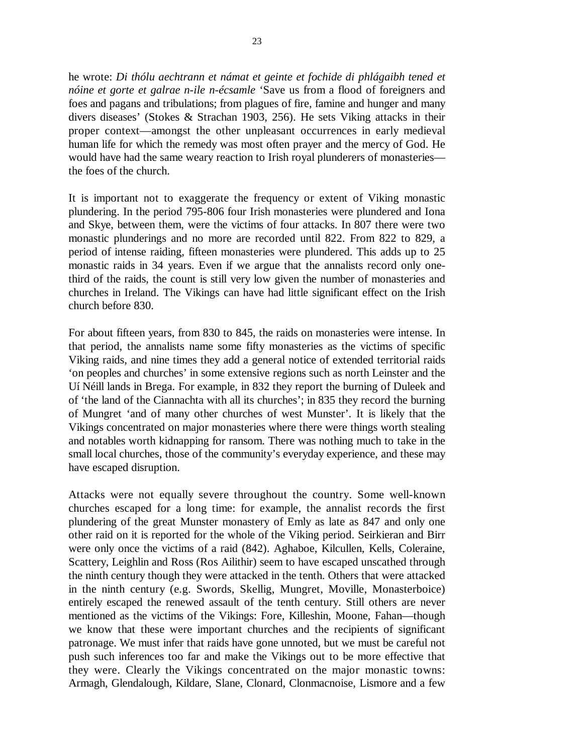he wrote: *Di thólu aechtrann et námat et geinte et fochide di phlágaibh tened et nóine et gorte et galrae n-ile n-écsamle* 'Save us from a flood of foreigners and foes and pagans and tribulations; from plagues of fire, famine and hunger and many divers diseases' (Stokes & Strachan 1903, 256). He sets Viking attacks in their proper context—amongst the other unpleasant occurrences in early medieval human life for which the remedy was most often prayer and the mercy of God. He would have had the same weary reaction to Irish royal plunderers of monasteries—the foes of the church.

It is important not to exaggerate the frequency or extent of Viking monastic plundering. In the period 795-806 four Irish monasteries were plundered and Iona and Skye, between them, were the victims of four attacks. In 807 there were two monastic plunderings and no more are recorded until 822. From 822 to 829, a period of intense raiding, fifteen monasteries were plundered. This adds up to 25 monastic raids in 34 years. Even if we argue that the annalists record only one-third of the raids, the count is still very low given the number of monasteries and churches in Ireland. The Vikings can have had little significant effect on the Irish church before 830.

For about fifteen years, from 830 to 845, the raids on monasteries were intense. In that period, the annalists name some fifty monasteries as the victims of specific Viking raids, and nine times they add a general notice of extended territorial raids 'on peoples and churches' in some extensive regions such as north Leinster and the Uí Néill lands in Brega. For example, in 832 they report the burning of Duleek and of 'the land of the Ciannachta with all its churches'; in 835 they record the burning of Mungret 'and of many other churches of west Munster'. It is likely that the Vikings concentrated on major monasteries where there were things worth stealing and notables worth kidnapping for ransom. There was nothing much to take in the small local churches, those of the community's everyday experience, and these may have escaped disruption.

Attacks were not equally severe throughout the country. Some well-known churches escaped for a long time: for example, the annalist records the first plundering of the great Munster monastery of Emly as late as 847 and only one other raid on it is reported for the whole of the Viking period. Seirkieran and Birr were only once the victims of a raid (842). Aghaboe, Kilcullen, Kells, Coleraine, Scattery, Leighlin and Ross (Ros Ailithir) seem to have escaped unscathed through the ninth century though they were attacked in the tenth. Others that were attacked in the ninth century (e.g. Swords, Skellig, Mungret, Moville, Monasterboice) entirely escaped the renewed assault of the tenth century. Still others are never mentioned as the victims of the Vikings: Fore, Killeshin, Moone, Fahan—though we know that these were important churches and the recipients of significant patronage. We must infer that raids have gone unnoted, but we must be careful not push such inferences too far and make the Vikings out to be more effective that they were. Clearly the Vikings concentrated on the major monastic towns: Armagh, Glendalough, Kildare, Slane, Clonard, Clonmacnoise, Lismore and a few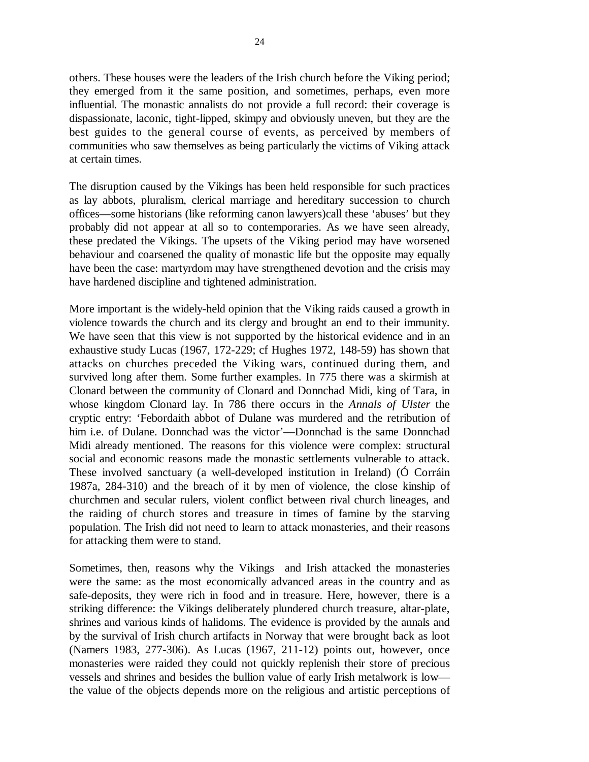others. These houses were the leaders of the Irish church before the Viking period; they emerged from it the same position, and sometimes, perhaps, even more influential. The monastic annalists do not provide a full record: their coverage is dispassionate, laconic, tight-lipped, skimpy and obviously uneven, but they are the best guides to the general course of events, as perceived by members of communities who saw themselves as being particularly the victims of Viking attack at certain times.

The disruption caused by the Vikings has been held responsible for such practices as lay abbots, pluralism, clerical marriage and hereditary succession to church offices—some historians (like reforming canon lawyers)call these 'abuses' but they probably did not appear at all so to contemporaries. As we have seen already, these predated the Vikings. The upsets of the Viking period may have worsened behaviour and coarsened the quality of monastic life but the opposite may equally have been the case: martyrdom may have strengthened devotion and the crisis may have hardened discipline and tightened administration.

More important is the widely-held opinion that the Viking raids caused a growth in violence towards the church and its clergy and brought an end to their immunity. We have seen that this view is not supported by the historical evidence and in an exhaustive study Lucas (1967, 172-229; cf Hughes 1972, 148-59) has shown that attacks on churches preceded the Viking wars, continued during them, and survived long after them. Some further examples. In 775 there was a skirmish at Clonard between the community of Clonard and Donnchad Midi, king of Tara, in whose kingdom Clonard lay. In 786 there occurs in the *Annals of Ulster* the cryptic entry: 'Febordaith abbot of Dulane was murdered and the retribution of him i.e. of Dulane. Donnchad was the victor'—Donnchad is the same Donnchad Midi already mentioned. The reasons for this violence were complex: structural social and economic reasons made the monastic settlements vulnerable to attack. These involved sanctuary (a well-developed institution in Ireland) (Ó Corráin 1987a, 284-310) and the breach of it by men of violence, the close kinship of churchmen and secular rulers, violent conflict between rival church lineages, and the raiding of church stores and treasure in times of famine by the starving population. The Irish did not need to learn to attack monasteries, and their reasons for attacking them were to stand.

Sometimes, then, reasons why the Vikings and Irish attacked the monasteries were the same: as the most economically advanced areas in the country and as safe-deposits, they were rich in food and in treasure. Here, however, there is a striking difference: the Vikings deliberately plundered church treasure, altar-plate, shrines and various kinds of halidoms. The evidence is provided by the annals and by the survival of Irish church artifacts in Norway that were brought back as loot (Namers 1983, 277-306). As Lucas (1967, 211-12) points out, however, once monasteries were raided they could not quickly replenish their store of precious vessels and shrines and besides the bullion value of early Irish metalwork is low—the value of the objects depends more on the religious and artistic perceptions of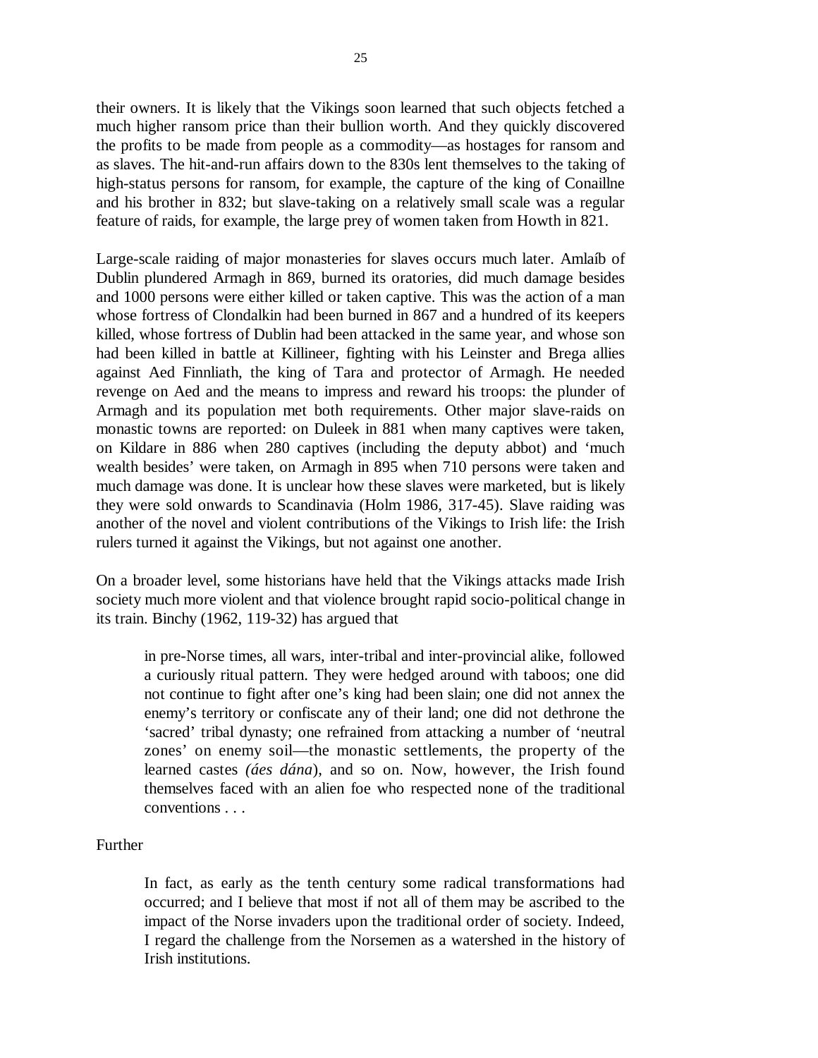their owners. It is likely that the Vikings soon learned that such objects fetched a much higher ransom price than their bullion worth. And they quickly discovered the profits to be made from people as a commodity—as hostages for ransom and as slaves. The hit-and-run affairs down to the 830s lent themselves to the taking of high-status persons for ransom, for example, the capture of the king of Conaillne and his brother in 832; but slave-taking on a relatively small scale was a regular feature of raids, for example, the large prey of women taken from Howth in 821.

Large-scale raiding of major monasteries for slaves occurs much later. Amlaíb of Dublin plundered Armagh in 869, burned its oratories, did much damage besides and 1000 persons were either killed or taken captive. This was the action of a man whose fortress of Clondalkin had been burned in 867 and a hundred of its keepers killed, whose fortress of Dublin had been attacked in the same year, and whose son had been killed in battle at Killineer, fighting with his Leinster and Brega allies against Aed Finnliath, the king of Tara and protector of Armagh. He needed revenge on Aed and the means to impress and reward his troops: the plunder of Armagh and its population met both requirements. Other major slave-raids on monastic towns are reported: on Duleek in 881 when many captives were taken, on Kildare in 886 when 280 captives (including the deputy abbot) and 'much wealth besides' were taken, on Armagh in 895 when 710 persons were taken and much damage was done. It is unclear how these slaves were marketed, but is likely they were sold onwards to Scandinavia (Holm 1986, 317-45). Slave raiding was another of the novel and violent contributions of the Vikings to Irish life: the Irish rulers turned it against the Vikings, but not against one another.

On a broader level, some historians have held that the Vikings attacks made Irish society much more violent and that violence brought rapid socio-political change in its train. Binchy (1962, 119-32) has argued that

> in pre-Norse times, all wars, inter-tribal and inter-provincial alike, followed a curiously ritual pattern. They were hedged around with taboos; one did not continue to fight after one's king had been slain; one did not annex the enemy's territory or confiscate any of their land; one did not dethrone the 'sacred' tribal dynasty; one refrained from attacking a number of 'neutral zones' on enemy soil—the monastic settlements, the property of the learned castes *(áes dána*), and so on. Now, however, the Irish found themselves faced with an alien foe who respected none of the traditional conventions . . .

Further

> In fact, as early as the tenth century some radical transformations had occurred; and I believe that most if not all of them may be ascribed to the impact of the Norse invaders upon the traditional order of society. Indeed, I regard the challenge from the Norsemen as a watershed in the history of Irish institutions.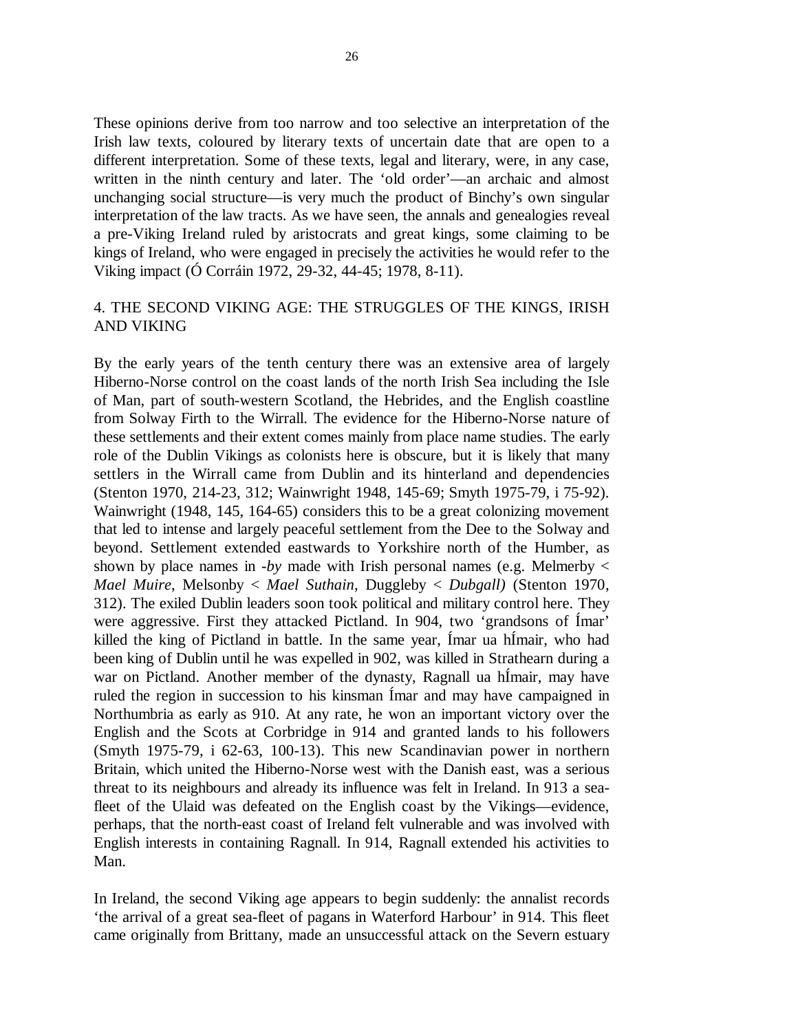These opinions derive from too narrow and too selective an interpretation of the Irish law texts, coloured by literary texts of uncertain date that are open to a different interpretation. Some of these texts, legal and literary, were, in any case, written in the ninth century and later. The 'old order'—an archaic and almost unchanging social structure—is very much the product of Binchy's own singular interpretation of the law tracts. As we have seen, the annals and genealogies reveal a pre-Viking Ireland ruled by aristocrats and great kings, some claiming to be kings of Ireland, who were engaged in precisely the activities he would refer to the Viking impact (Ó Corráin 1972, 29-32, 44-45; 1978, 8-11).

## 4. THE SECOND VIKING AGE: THE STRUGGLES OF THE KINGS, IRISH AND VIKING

By the early years of the tenth century there was an extensive area of largely Hiberno-Norse control on the coast lands of the north Irish Sea including the Isle of Man, part of south-western Scotland, the Hebrides, and the English coastline from Solway Firth to the Wirrall. The evidence for the Hiberno-Norse nature of these settlements and their extent comes mainly from place name studies. The early role of the Dublin Vikings as colonists here is obscure, but it is likely that many settlers in the Wirrall came from Dublin and its hinterland and dependencies (Stenton 1970, 214-23, 312; Wainwright 1948, 145-69; Smyth 1975-79, i 75-92). Wainwright (1948, 145, 164-65) considers this to be a great colonizing movement that led to intense and largely peaceful settlement from the Dee to the Solway and beyond. Settlement extended eastwards to Yorkshire north of the Humber, as shown by place names in *-by* made with Irish personal names (e.g. Melmerby < *Mael Muire*, Melsonby < *Mael Suthain*, Duggleby < *Dubgall)* (Stenton 1970, 312). The exiled Dublin leaders soon took political and military control here. They were aggressive. First they attacked Pictland. In 904, two 'grandsons of Ímar' killed the king of Pictland in battle. In the same year, Ímar ua hÍmair, who had been king of Dublin until he was expelled in 902, was killed in Strathearn during a war on Pictland. Another member of the dynasty, Ragnall ua hÍmair, may have ruled the region in succession to his kinsman Ímar and may have campaigned in Northumbria as early as 910. At any rate, he won an important victory over the English and the Scots at Corbridge in 914 and granted lands to his followers (Smyth 1975-79, i 62-63, 100-13). This new Scandinavian power in northern Britain, which united the Hiberno-Norse west with the Danish east, was a serious threat to its neighbours and already its influence was felt in Ireland. In 913 a sea-fleet of the Ulaid was defeated on the English coast by the Vikings—evidence, perhaps, that the north-east coast of Ireland felt vulnerable and was involved with English interests in containing Ragnall. In 914, Ragnall extended his activities to Man.

In Ireland, the second Viking age appears to begin suddenly: the annalist records 'the arrival of a great sea-fleet of pagans in Waterford Harbour' in 914. This fleet came originally from Brittany, made an unsuccessful attack on the Severn estuary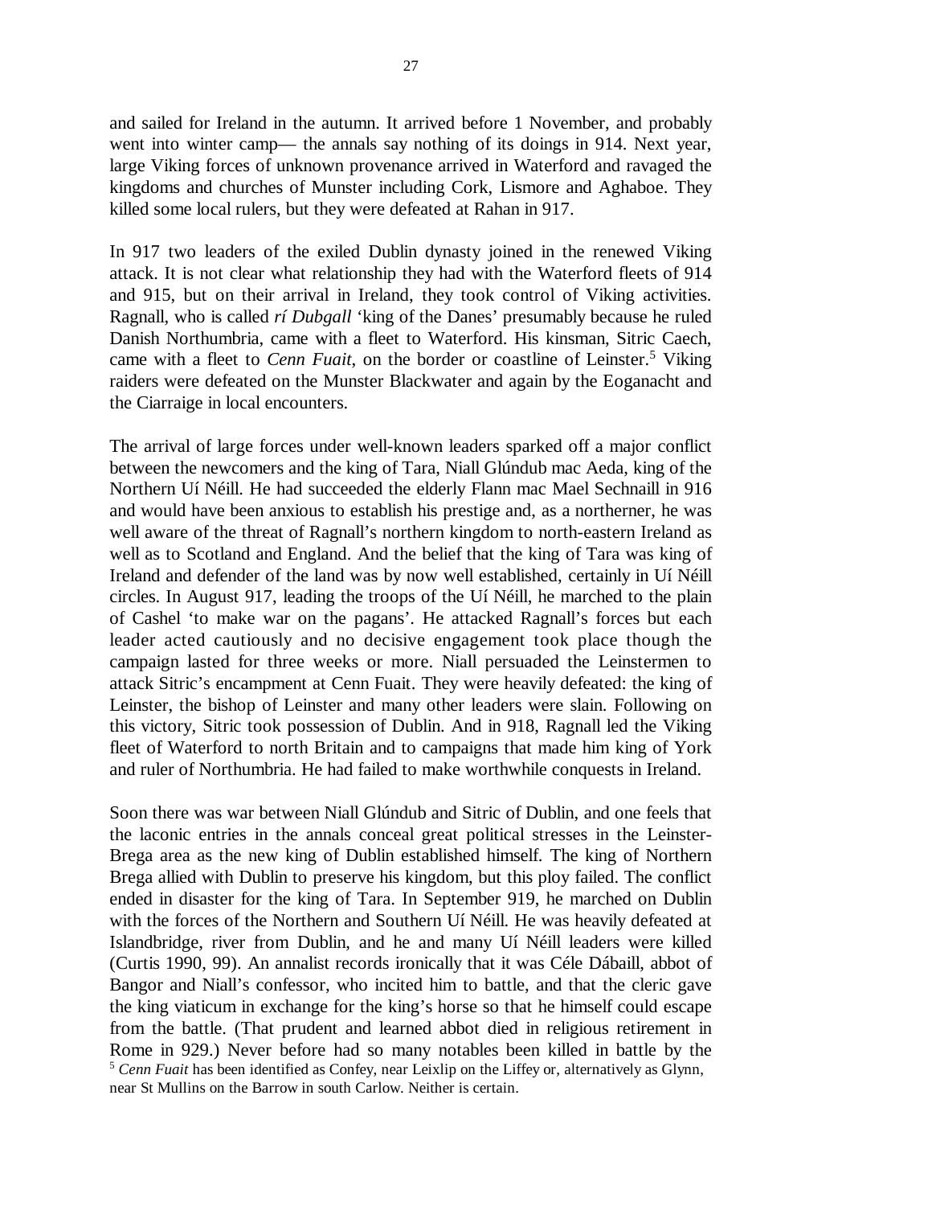and sailed for Ireland in the autumn. It arrived before 1 November, and probably went into winter camp— the annals say nothing of its doings in 914. Next year, large Viking forces of unknown provenance arrived in Waterford and ravaged the kingdoms and churches of Munster including Cork, Lismore and Aghaboe. They killed some local rulers, but they were defeated at Rahan in 917.

In 917 two leaders of the exiled Dublin dynasty joined in the renewed Viking attack. It is not clear what relationship they had with the Waterford fleets of 914 and 915, but on their arrival in Ireland, they took control of Viking activities. Ragnall, who is called *rí Dubgall* 'king of the Danes' presumably because he ruled Danish Northumbria, came with a fleet to Waterford. His kinsman, Sitric Caech, came with a fleet to *Cenn Fuait*, on the border or coastline of Leinster.[5] Viking raiders were defeated on the Munster Blackwater and again by the Eoganacht and the Ciarraige in local encounters.

The arrival of large forces under well-known leaders sparked off a major conflict between the newcomers and the king of Tara, Niall Glúndub mac Aeda, king of the Northern Uí Néill. He had succeeded the elderly Flann mac Mael Sechnaill in 916 and would have been anxious to establish his prestige and, as a northerner, he was well aware of the threat of Ragnall's northern kingdom to north-eastern Ireland as well as to Scotland and England. And the belief that the king of Tara was king of Ireland and defender of the land was by now well established, certainly in Uí Néill circles. In August 917, leading the troops of the Uí Néill, he marched to the plain of Cashel 'to make war on the pagans'. He attacked Ragnall's forces but each leader acted cautiously and no decisive engagement took place though the campaign lasted for three weeks or more. Niall persuaded the Leinstermen to attack Sitric's encampment at Cenn Fuait. They were heavily defeated: the king of Leinster, the bishop of Leinster and many other leaders were slain. Following on this victory, Sitric took possession of Dublin. And in 918, Ragnall led the Viking fleet of Waterford to north Britain and to campaigns that made him king of York and ruler of Northumbria. He had failed to make worthwhile conquests in Ireland.

Soon there was war between Niall Glúndub and Sitric of Dublin, and one feels that the laconic entries in the annals conceal great political stresses in the Leinster-Brega area as the new king of Dublin established himself. The king of Northern Brega allied with Dublin to preserve his kingdom, but this ploy failed. The conflict ended in disaster for the king of Tara. In September 919, he marched on Dublin with the forces of the Northern and Southern Uí Néill. He was heavily defeated at Islandbridge, river from Dublin, and he and many Uí Néill leaders were killed (Curtis 1990, 99). An annalist records ironically that it was Céle Dábaill, abbot of Bangor and Niall's confessor, who incited him to battle, and that the cleric gave the king viaticum in exchange for the king's horse so that he himself could escape from the battle. (That prudent and learned abbot died in religious retirement in Rome in 929.) Never before had so many notables been killed in battle by the

[5] *Cenn Fuait* has been identified as Confey, near Leixlip on the Liffey or, alternatively as Glynn, near St Mullins on the Barrow in south Carlow. Neither is certain.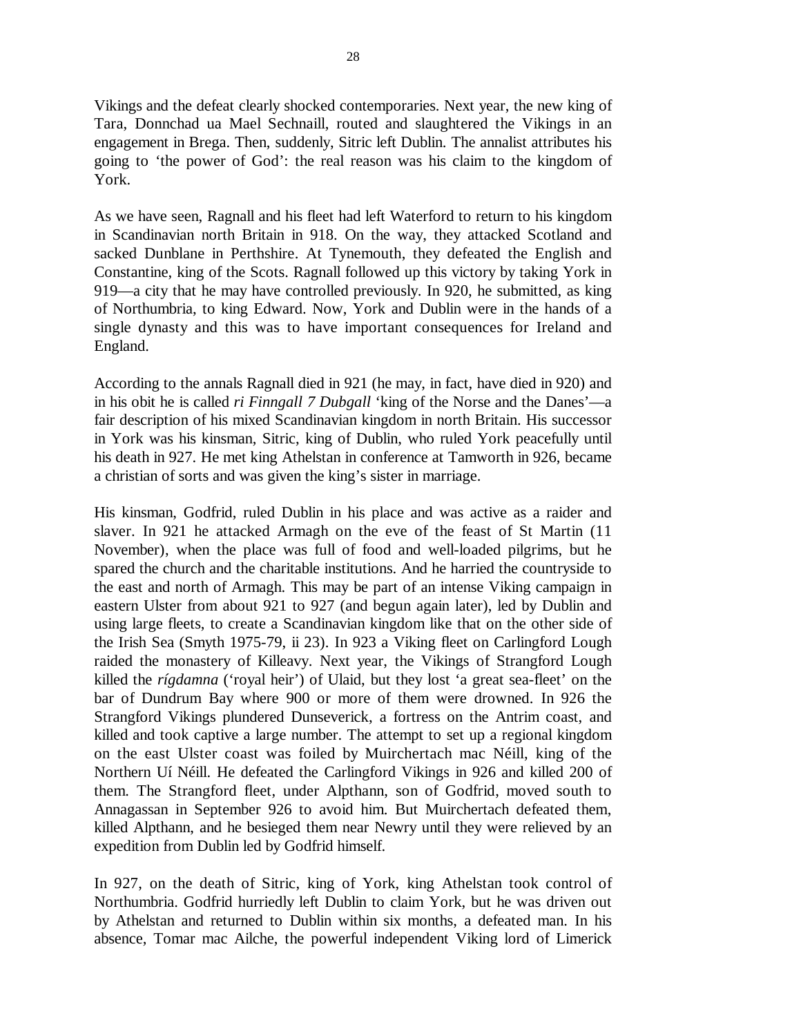Vikings and the defeat clearly shocked contemporaries. Next year, the new king of Tara, Donnchad ua Mael Sechnaill, routed and slaughtered the Vikings in an engagement in Brega. Then, suddenly, Sitric left Dublin. The annalist attributes his going to 'the power of God': the real reason was his claim to the kingdom of York.

As we have seen, Ragnall and his fleet had left Waterford to return to his kingdom in Scandinavian north Britain in 918. On the way, they attacked Scotland and sacked Dunblane in Perthshire. At Tynemouth, they defeated the English and Constantine, king of the Scots. Ragnall followed up this victory by taking York in 919—a city that he may have controlled previously. In 920, he submitted, as king of Northumbria, to king Edward. Now, York and Dublin were in the hands of a single dynasty and this was to have important consequences for Ireland and England.

According to the annals Ragnall died in 921 (he may, in fact, have died in 920) and in his obit he is called *ri Finngall 7 Dubgall* 'king of the Norse and the Danes'—a fair description of his mixed Scandinavian kingdom in north Britain. His successor in York was his kinsman, Sitric, king of Dublin, who ruled York peacefully until his death in 927. He met king Athelstan in conference at Tamworth in 926, became a christian of sorts and was given the king's sister in marriage.

His kinsman, Godfrid, ruled Dublin in his place and was active as a raider and slaver. In 921 he attacked Armagh on the eve of the feast of St Martin (11 November), when the place was full of food and well-loaded pilgrims, but he spared the church and the charitable institutions. And he harried the countryside to the east and north of Armagh. This may be part of an intense Viking campaign in eastern Ulster from about 921 to 927 (and begun again later), led by Dublin and using large fleets, to create a Scandinavian kingdom like that on the other side of the Irish Sea (Smyth 1975-79, ii 23). In 923 a Viking fleet on Carlingford Lough raided the monastery of Killeavy. Next year, the Vikings of Strangford Lough killed the *rígdamna* ('royal heir') of Ulaid, but they lost 'a great sea-fleet' on the bar of Dundrum Bay where 900 or more of them were drowned. In 926 the Strangford Vikings plundered Dunseverick, a fortress on the Antrim coast, and killed and took captive a large number. The attempt to set up a regional kingdom on the east Ulster coast was foiled by Muirchertach mac Néill, king of the Northern Uí Néill. He defeated the Carlingford Vikings in 926 and killed 200 of them. The Strangford fleet, under Alpthann, son of Godfrid, moved south to Annagassan in September 926 to avoid him. But Muirchertach defeated them, killed Alpthann, and he besieged them near Newry until they were relieved by an expedition from Dublin led by Godfrid himself.

In 927, on the death of Sitric, king of York, king Athelstan took control of Northumbria. Godfrid hurriedly left Dublin to claim York, but he was driven out by Athelstan and returned to Dublin within six months, a defeated man. In his absence, Tomar mac Ailche, the powerful independent Viking lord of Limerick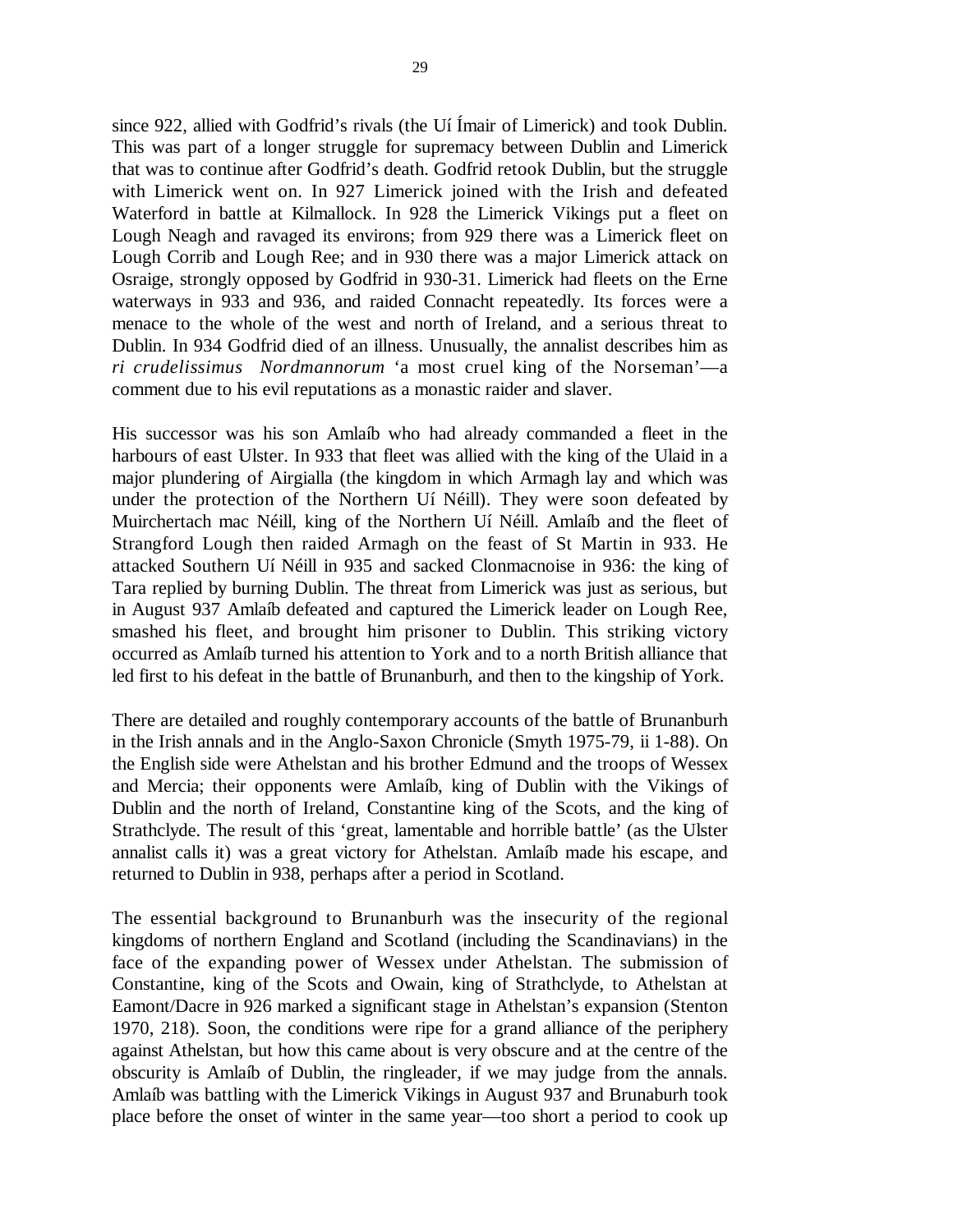since 922, allied with Godfrid's rivals (the Uí Ímair of Limerick) and took Dublin. This was part of a longer struggle for supremacy between Dublin and Limerick that was to continue after Godfrid's death. Godfrid retook Dublin, but the struggle with Limerick went on. In 927 Limerick joined with the Irish and defeated Waterford in battle at Kilmallock. In 928 the Limerick Vikings put a fleet on Lough Neagh and ravaged its environs; from 929 there was a Limerick fleet on Lough Corrib and Lough Ree; and in 930 there was a major Limerick attack on Osraige, strongly opposed by Godfrid in 930-31. Limerick had fleets on the Erne waterways in 933 and 936, and raided Connacht repeatedly. Its forces were a menace to the whole of the west and north of Ireland, and a serious threat to Dublin. In 934 Godfrid died of an illness. Unusually, the annalist describes him as *ri crudelissimus Nordmannorum* 'a most cruel king of the Norseman'—a comment due to his evil reputations as a monastic raider and slaver.

His successor was his son Amlaíb who had already commanded a fleet in the harbours of east Ulster. In 933 that fleet was allied with the king of the Ulaid in a major plundering of Airgialla (the kingdom in which Armagh lay and which was under the protection of the Northern Uí Néill). They were soon defeated by Muirchertach mac Néill, king of the Northern Uí Néill. Amlaíb and the fleet of Strangford Lough then raided Armagh on the feast of St Martin in 933. He attacked Southern Uí Néill in 935 and sacked Clonmacnoise in 936: the king of Tara replied by burning Dublin. The threat from Limerick was just as serious, but in August 937 Amlaíb defeated and captured the Limerick leader on Lough Ree, smashed his fleet, and brought him prisoner to Dublin. This striking victory occurred as Amlaíb turned his attention to York and to a north British alliance that led first to his defeat in the battle of Brunanburh, and then to the kingship of York.

There are detailed and roughly contemporary accounts of the battle of Brunanburh in the Irish annals and in the Anglo-Saxon Chronicle (Smyth 1975-79, ii 1-88). On the English side were Athelstan and his brother Edmund and the troops of Wessex and Mercia; their opponents were Amlaíb, king of Dublin with the Vikings of Dublin and the north of Ireland, Constantine king of the Scots, and the king of Strathclyde. The result of this 'great, lamentable and horrible battle' (as the Ulster annalist calls it) was a great victory for Athelstan. Amlaíb made his escape, and returned to Dublin in 938, perhaps after a period in Scotland.

The essential background to Brunanburh was the insecurity of the regional kingdoms of northern England and Scotland (including the Scandinavians) in the face of the expanding power of Wessex under Athelstan. The submission of Constantine, king of the Scots and Owain, king of Strathclyde, to Athelstan at Eamont/Dacre in 926 marked a significant stage in Athelstan's expansion (Stenton 1970, 218). Soon, the conditions were ripe for a grand alliance of the periphery against Athelstan, but how this came about is very obscure and at the centre of the obscurity is Amlaíb of Dublin, the ringleader, if we may judge from the annals. Amlaíb was battling with the Limerick Vikings in August 937 and Brunaburh took place before the onset of winter in the same year—too short a period to cook up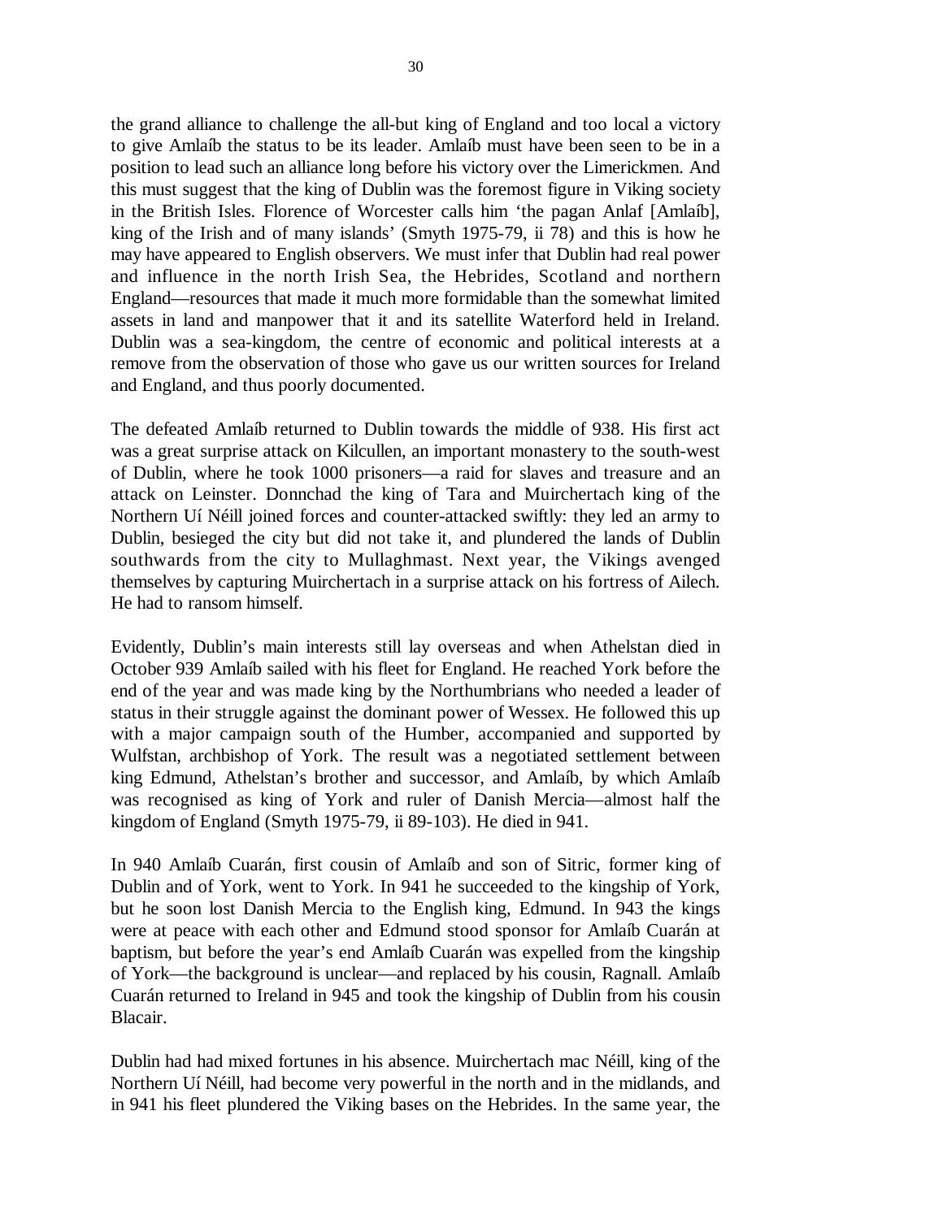the grand alliance to challenge the all-but king of England and too local a victory to give Amlaíb the status to be its leader. Amlaíb must have been seen to be in a position to lead such an alliance long before his victory over the Limerickmen. And this must suggest that the king of Dublin was the foremost figure in Viking society in the British Isles. Florence of Worcester calls him 'the pagan Anlaf [Amlaíb], king of the Irish and of many islands' (Smyth 1975-79, ii 78) and this is how he may have appeared to English observers. We must infer that Dublin had real power and influence in the north Irish Sea, the Hebrides, Scotland and northern England—resources that made it much more formidable than the somewhat limited assets in land and manpower that it and its satellite Waterford held in Ireland. Dublin was a sea-kingdom, the centre of economic and political interests at a remove from the observation of those who gave us our written sources for Ireland and England, and thus poorly documented.

The defeated Amlaíb returned to Dublin towards the middle of 938. His first act was a great surprise attack on Kilcullen, an important monastery to the south-west of Dublin, where he took 1000 prisoners—a raid for slaves and treasure and an attack on Leinster. Donnchad the king of Tara and Muirchertach king of the Northern Uí Néill joined forces and counter-attacked swiftly: they led an army to Dublin, besieged the city but did not take it, and plundered the lands of Dublin southwards from the city to Mullaghmast. Next year, the Vikings avenged themselves by capturing Muirchertach in a surprise attack on his fortress of Ailech. He had to ransom himself.

Evidently, Dublin's main interests still lay overseas and when Athelstan died in October 939 Amlaíb sailed with his fleet for England. He reached York before the end of the year and was made king by the Northumbrians who needed a leader of status in their struggle against the dominant power of Wessex. He followed this up with a major campaign south of the Humber, accompanied and supported by Wulfstan, archbishop of York. The result was a negotiated settlement between king Edmund, Athelstan's brother and successor, and Amlaíb, by which Amlaíb was recognised as king of York and ruler of Danish Mercia—almost half the kingdom of England (Smyth 1975-79, ii 89-103). He died in 941.

In 940 Amlaíb Cuarán, first cousin of Amlaíb and son of Sitric, former king of Dublin and of York, went to York. In 941 he succeeded to the kingship of York, but he soon lost Danish Mercia to the English king, Edmund. In 943 the kings were at peace with each other and Edmund stood sponsor for Amlaíb Cuarán at baptism, but before the year's end Amlaíb Cuarán was expelled from the kingship of York—the background is unclear—and replaced by his cousin, Ragnall. Amlaíb Cuarán returned to Ireland in 945 and took the kingship of Dublin from his cousin Blacair.

Dublin had had mixed fortunes in his absence. Muirchertach mac Néill, king of the Northern Uí Néill, had become very powerful in the north and in the midlands, and in 941 his fleet plundered the Viking bases on the Hebrides. In the same year, the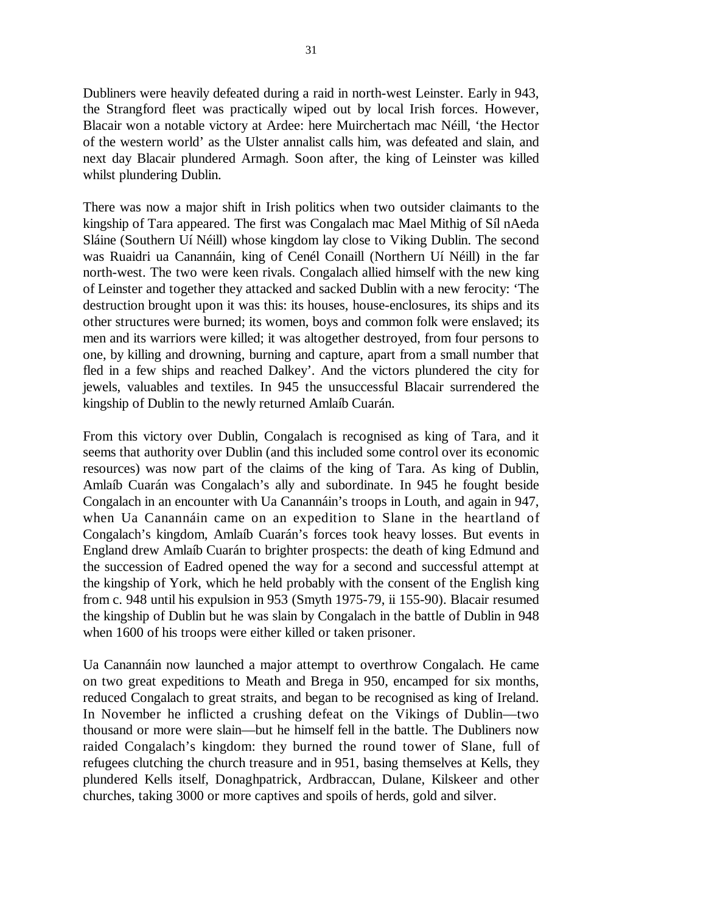Dubliners were heavily defeated during a raid in north-west Leinster. Early in 943, the Strangford fleet was practically wiped out by local Irish forces. However, Blacair won a notable victory at Ardee: here Muirchertach mac Néill, 'the Hector of the western world' as the Ulster annalist calls him, was defeated and slain, and next day Blacair plundered Armagh. Soon after, the king of Leinster was killed whilst plundering Dublin.

There was now a major shift in Irish politics when two outsider claimants to the kingship of Tara appeared. The first was Congalach mac Mael Mithig of Síl nAeda Sláine (Southern Uí Néill) whose kingdom lay close to Viking Dublin. The second was Ruaidri ua Canannáin, king of Cenél Conaill (Northern Uí Néill) in the far north-west. The two were keen rivals. Congalach allied himself with the new king of Leinster and together they attacked and sacked Dublin with a new ferocity: 'The destruction brought upon it was this: its houses, house-enclosures, its ships and its other structures were burned; its women, boys and common folk were enslaved; its men and its warriors were killed; it was altogether destroyed, from four persons to one, by killing and drowning, burning and capture, apart from a small number that fled in a few ships and reached Dalkey'. And the victors plundered the city for jewels, valuables and textiles. In 945 the unsuccessful Blacair surrendered the kingship of Dublin to the newly returned Amlaíb Cuarán.

From this victory over Dublin, Congalach is recognised as king of Tara, and it seems that authority over Dublin (and this included some control over its economic resources) was now part of the claims of the king of Tara. As king of Dublin, Amlaíb Cuarán was Congalach's ally and subordinate. In 945 he fought beside Congalach in an encounter with Ua Canannáin's troops in Louth, and again in 947, when Ua Canannáin came on an expedition to Slane in the heartland of Congalach's kingdom, Amlaíb Cuarán's forces took heavy losses. But events in England drew Amlaíb Cuarán to brighter prospects: the death of king Edmund and the succession of Eadred opened the way for a second and successful attempt at the kingship of York, which he held probably with the consent of the English king from c. 948 until his expulsion in 953 (Smyth 1975-79, ii 155-90). Blacair resumed the kingship of Dublin but he was slain by Congalach in the battle of Dublin in 948 when 1600 of his troops were either killed or taken prisoner.

Ua Canannáin now launched a major attempt to overthrow Congalach. He came on two great expeditions to Meath and Brega in 950, encamped for six months, reduced Congalach to great straits, and began to be recognised as king of Ireland. In November he inflicted a crushing defeat on the Vikings of Dublin—two thousand or more were slain—but he himself fell in the battle. The Dubliners now raided Congalach's kingdom: they burned the round tower of Slane, full of refugees clutching the church treasure and in 951, basing themselves at Kells, they plundered Kells itself, Donaghpatrick, Ardbraccan, Dulane, Kilskeer and other churches, taking 3000 or more captives and spoils of herds, gold and silver.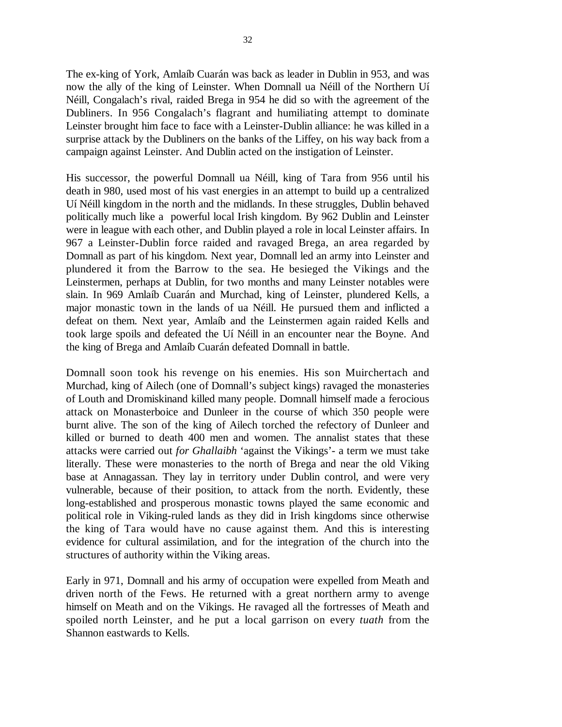The ex-king of York, Amlaíb Cuarán was back as leader in Dublin in 953, and was now the ally of the king of Leinster. When Domnall ua Néill of the Northern Uí Néill, Congalach's rival, raided Brega in 954 he did so with the agreement of the Dubliners. In 956 Congalach's flagrant and humiliating attempt to dominate Leinster brought him face to face with a Leinster-Dublin alliance: he was killed in a surprise attack by the Dubliners on the banks of the Liffey, on his way back from a campaign against Leinster. And Dublin acted on the instigation of Leinster.

His successor, the powerful Domnall ua Néill, king of Tara from 956 until his death in 980, used most of his vast energies in an attempt to build up a centralized Uí Néill kingdom in the north and the midlands. In these struggles, Dublin behaved politically much like a powerful local Irish kingdom. By 962 Dublin and Leinster were in league with each other, and Dublin played a role in local Leinster affairs. In 967 a Leinster-Dublin force raided and ravaged Brega, an area regarded by Domnall as part of his kingdom. Next year, Domnall led an army into Leinster and plundered it from the Barrow to the sea. He besieged the Vikings and the Leinstermen, perhaps at Dublin, for two months and many Leinster notables were slain. In 969 Amlaíb Cuarán and Murchad, king of Leinster, plundered Kells, a major monastic town in the lands of ua Néill. He pursued them and inflicted a defeat on them. Next year, Amlaíb and the Leinstermen again raided Kells and took large spoils and defeated the Uí Néill in an encounter near the Boyne. And the king of Brega and Amlaíb Cuarán defeated Domnall in battle.

Domnall soon took his revenge on his enemies. His son Muirchertach and Murchad, king of Ailech (one of Domnall's subject kings) ravaged the monasteries of Louth and Dromiskinand killed many people. Domnall himself made a ferocious attack on Monasterboice and Dunleer in the course of which 350 people were burnt alive. The son of the king of Ailech torched the refectory of Dunleer and killed or burned to death 400 men and women. The annalist states that these attacks were carried out *for Ghallaibh* 'against the Vikings'- a term we must take literally. These were monasteries to the north of Brega and near the old Viking base at Annagassan. They lay in territory under Dublin control, and were very vulnerable, because of their position, to attack from the north. Evidently, these long-established and prosperous monastic towns played the same economic and political role in Viking-ruled lands as they did in Irish kingdoms since otherwise the king of Tara would have no cause against them. And this is interesting evidence for cultural assimilation, and for the integration of the church into the structures of authority within the Viking areas.

Early in 971, Domnall and his army of occupation were expelled from Meath and driven north of the Fews. He returned with a great northern army to avenge himself on Meath and on the Vikings. He ravaged all the fortresses of Meath and spoiled north Leinster, and he put a local garrison on every *tuath* from the Shannon eastwards to Kells.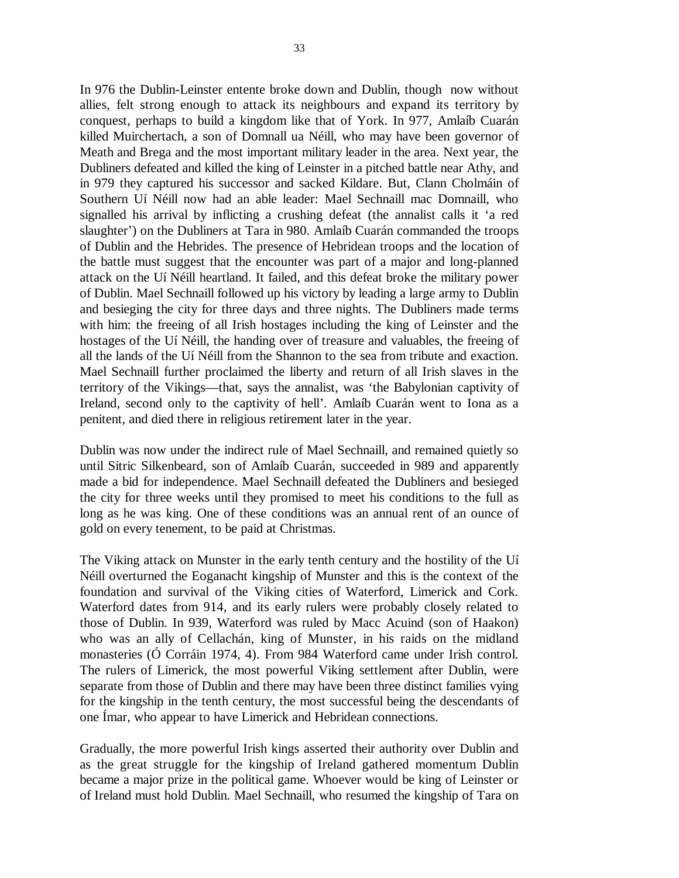In 976 the Dublin-Leinster entente broke down and Dublin, though now without allies, felt strong enough to attack its neighbours and expand its territory by conquest, perhaps to build a kingdom like that of York. In 977, Amlaíb Cuarán killed Muirchertach, a son of Domnall ua Néill, who may have been governor of Meath and Brega and the most important military leader in the area. Next year, the Dubliners defeated and killed the king of Leinster in a pitched battle near Athy, and in 979 they captured his successor and sacked Kildare. But, Clann Cholmáin of Southern Uí Néill now had an able leader: Mael Sechnaill mac Domnaill, who signalled his arrival by inflicting a crushing defeat (the annalist calls it 'a red slaughter') on the Dubliners at Tara in 980. Amlaíb Cuarán commanded the troops of Dublin and the Hebrides. The presence of Hebridean troops and the location of the battle must suggest that the encounter was part of a major and long-planned attack on the Uí Néill heartland. It failed, and this defeat broke the military power of Dublin. Mael Sechnaill followed up his victory by leading a large army to Dublin and besieging the city for three days and three nights. The Dubliners made terms with him: the freeing of all Irish hostages including the king of Leinster and the hostages of the Uí Néill, the handing over of treasure and valuables, the freeing of all the lands of the Uí Néill from the Shannon to the sea from tribute and exaction. Mael Sechnaill further proclaimed the liberty and return of all Irish slaves in the territory of the Vikings—that, says the annalist, was 'the Babylonian captivity of Ireland, second only to the captivity of hell'. Amlaíb Cuarán went to Iona as a penitent, and died there in religious retirement later in the year.

Dublin was now under the indirect rule of Mael Sechnaill, and remained quietly so until Sitric Silkenbeard, son of Amlaíb Cuarán, succeeded in 989 and apparently made a bid for independence. Mael Sechnaill defeated the Dubliners and besieged the city for three weeks until they promised to meet his conditions to the full as long as he was king. One of these conditions was an annual rent of an ounce of gold on every tenement, to be paid at Christmas.

The Viking attack on Munster in the early tenth century and the hostility of the Uí Néill overturned the Eoganacht kingship of Munster and this is the context of the foundation and survival of the Viking cities of Waterford, Limerick and Cork. Waterford dates from 914, and its early rulers were probably closely related to those of Dublin. In 939, Waterford was ruled by Macc Acuind (son of Haakon) who was an ally of Cellachán, king of Munster, in his raids on the midland monasteries (Ó Corráin 1974, 4). From 984 Waterford came under Irish control. The rulers of Limerick, the most powerful Viking settlement after Dublin, were separate from those of Dublin and there may have been three distinct families vying for the kingship in the tenth century, the most successful being the descendants of one Ímar, who appear to have Limerick and Hebridean connections.

Gradually, the more powerful Irish kings asserted their authority over Dublin and as the great struggle for the kingship of Ireland gathered momentum Dublin became a major prize in the political game. Whoever would be king of Leinster or of Ireland must hold Dublin. Mael Sechnaill, who resumed the kingship of Tara on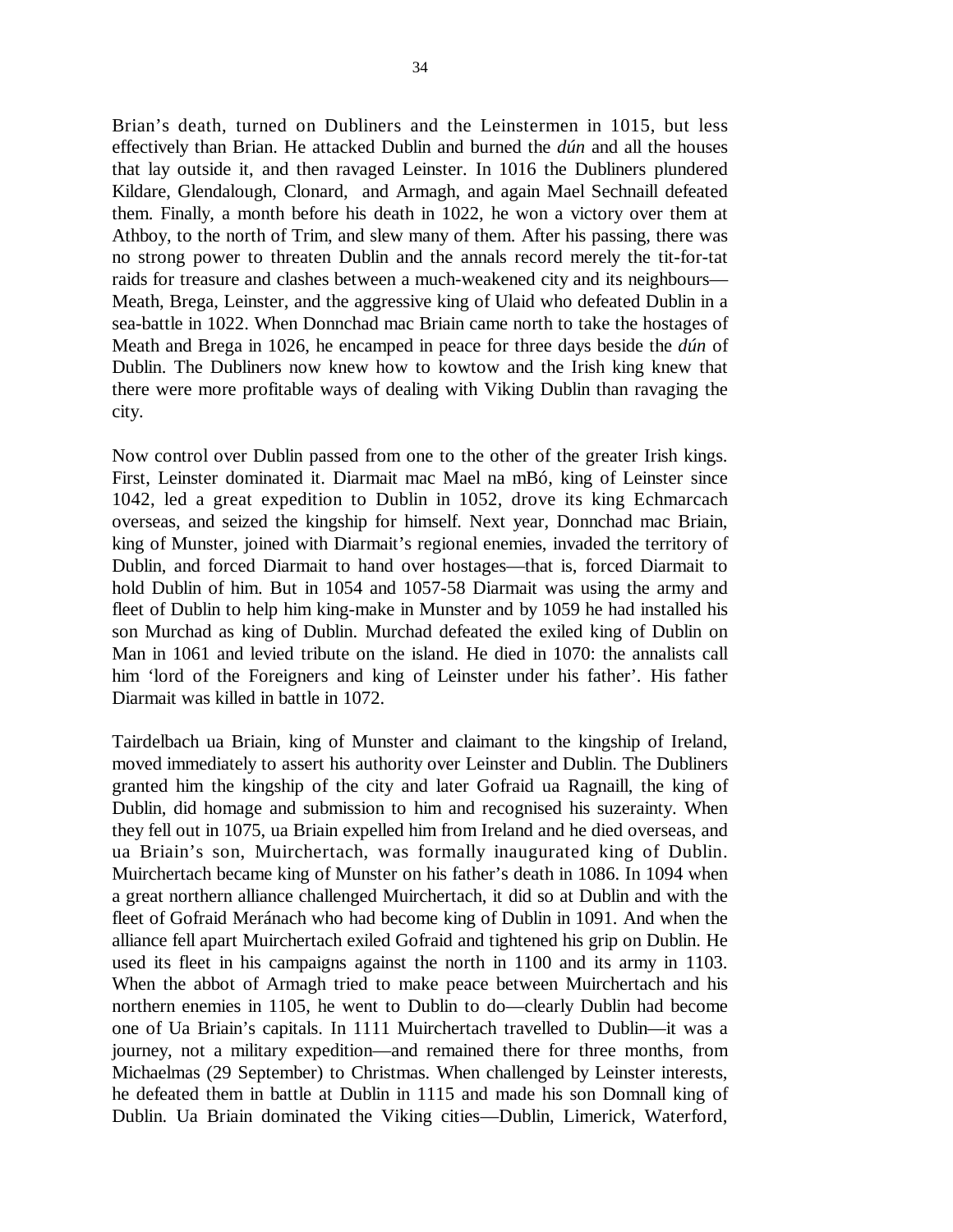Brian's death, turned on Dubliners and the Leinstermen in 1015, but less effectively than Brian. He attacked Dublin and burned the *dún* and all the houses that lay outside it, and then ravaged Leinster. In 1016 the Dubliners plundered Kildare, Glendalough, Clonard, and Armagh, and again Mael Sechnaill defeated them. Finally, a month before his death in 1022, he won a victory over them at Athboy, to the north of Trim, and slew many of them. After his passing, there was no strong power to threaten Dublin and the annals record merely the tit-for-tat raids for treasure and clashes between a much-weakened city and its neighbours—Meath, Brega, Leinster, and the aggressive king of Ulaid who defeated Dublin in a sea-battle in 1022. When Donnchad mac Briain came north to take the hostages of Meath and Brega in 1026, he encamped in peace for three days beside the *dún* of Dublin. The Dubliners now knew how to kowtow and the Irish king knew that there were more profitable ways of dealing with Viking Dublin than ravaging the city.

Now control over Dublin passed from one to the other of the greater Irish kings. First, Leinster dominated it. Diarmait mac Mael na mBó, king of Leinster since 1042, led a great expedition to Dublin in 1052, drove its king Echmarcach overseas, and seized the kingship for himself. Next year, Donnchad mac Briain, king of Munster, joined with Diarmait's regional enemies, invaded the territory of Dublin, and forced Diarmait to hand over hostages—that is, forced Diarmait to hold Dublin of him. But in 1054 and 1057-58 Diarmait was using the army and fleet of Dublin to help him king-make in Munster and by 1059 he had installed his son Murchad as king of Dublin. Murchad defeated the exiled king of Dublin on Man in 1061 and levied tribute on the island. He died in 1070: the annalists call him 'lord of the Foreigners and king of Leinster under his father'. His father Diarmait was killed in battle in 1072.

Tairdelbach ua Briain, king of Munster and claimant to the kingship of Ireland, moved immediately to assert his authority over Leinster and Dublin. The Dubliners granted him the kingship of the city and later Gofraid ua Ragnaill, the king of Dublin, did homage and submission to him and recognised his suzerainty. When they fell out in 1075, ua Briain expelled him from Ireland and he died overseas, and ua Briain's son, Muirchertach, was formally inaugurated king of Dublin. Muirchertach became king of Munster on his father's death in 1086. In 1094 when a great northern alliance challenged Muirchertach, it did so at Dublin and with the fleet of Gofraid Meránach who had become king of Dublin in 1091. And when the alliance fell apart Muirchertach exiled Gofraid and tightened his grip on Dublin. He used its fleet in his campaigns against the north in 1100 and its army in 1103. When the abbot of Armagh tried to make peace between Muirchertach and his northern enemies in 1105, he went to Dublin to do—clearly Dublin had become one of Ua Briain's capitals. In 1111 Muirchertach travelled to Dublin—it was a journey, not a military expedition—and remained there for three months, from Michaelmas (29 September) to Christmas. When challenged by Leinster interests, he defeated them in battle at Dublin in 1115 and made his son Domnall king of Dublin. Ua Briain dominated the Viking cities—Dublin, Limerick, Waterford,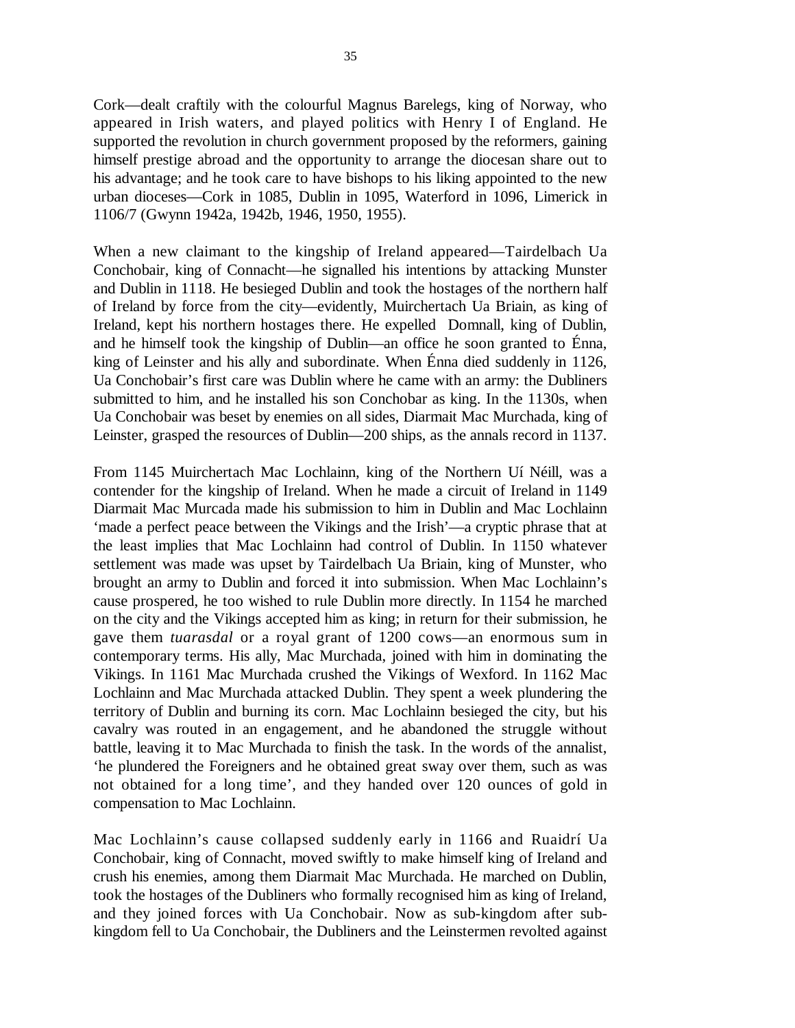Cork—dealt craftily with the colourful Magnus Barelegs, king of Norway, who appeared in Irish waters, and played politics with Henry I of England. He supported the revolution in church government proposed by the reformers, gaining himself prestige abroad and the opportunity to arrange the diocesan share out to his advantage; and he took care to have bishops to his liking appointed to the new urban dioceses—Cork in 1085, Dublin in 1095, Waterford in 1096, Limerick in 1106/7 (Gwynn 1942a, 1942b, 1946, 1950, 1955).

When a new claimant to the kingship of Ireland appeared—Tairdelbach Ua Conchobair, king of Connacht—he signalled his intentions by attacking Munster and Dublin in 1118. He besieged Dublin and took the hostages of the northern half of Ireland by force from the city—evidently, Muirchertach Ua Briain, as king of Ireland, kept his northern hostages there. He expelled Domnall, king of Dublin, and he himself took the kingship of Dublin—an office he soon granted to Énna, king of Leinster and his ally and subordinate. When Énna died suddenly in 1126, Ua Conchobair's first care was Dublin where he came with an army: the Dubliners submitted to him, and he installed his son Conchobar as king. In the 1130s, when Ua Conchobair was beset by enemies on all sides, Diarmait Mac Murchada, king of Leinster, grasped the resources of Dublin—200 ships, as the annals record in 1137.

From 1145 Muirchertach Mac Lochlainn, king of the Northern Uí Néill, was a contender for the kingship of Ireland. When he made a circuit of Ireland in 1149 Diarmait Mac Murcada made his submission to him in Dublin and Mac Lochlainn 'made a perfect peace between the Vikings and the Irish'—a cryptic phrase that at the least implies that Mac Lochlainn had control of Dublin. In 1150 whatever settlement was made was upset by Tairdelbach Ua Briain, king of Munster, who brought an army to Dublin and forced it into submission. When Mac Lochlainn's cause prospered, he too wished to rule Dublin more directly. In 1154 he marched on the city and the Vikings accepted him as king; in return for their submission, he gave them *tuarasdal* or a royal grant of 1200 cows—an enormous sum in contemporary terms. His ally, Mac Murchada, joined with him in dominating the Vikings. In 1161 Mac Murchada crushed the Vikings of Wexford. In 1162 Mac Lochlainn and Mac Murchada attacked Dublin. They spent a week plundering the territory of Dublin and burning its corn. Mac Lochlainn besieged the city, but his cavalry was routed in an engagement, and he abandoned the struggle without battle, leaving it to Mac Murchada to finish the task. In the words of the annalist, 'he plundered the Foreigners and he obtained great sway over them, such as was not obtained for a long time', and they handed over 120 ounces of gold in compensation to Mac Lochlainn.

Mac Lochlainn's cause collapsed suddenly early in 1166 and Ruaidrí Ua Conchobair, king of Connacht, moved swiftly to make himself king of Ireland and crush his enemies, among them Diarmait Mac Murchada. He marched on Dublin, took the hostages of the Dubliners who formally recognised him as king of Ireland, and they joined forces with Ua Conchobair. Now as sub-kingdom after sub-kingdom fell to Ua Conchobair, the Dubliners and the Leinstermen revolted against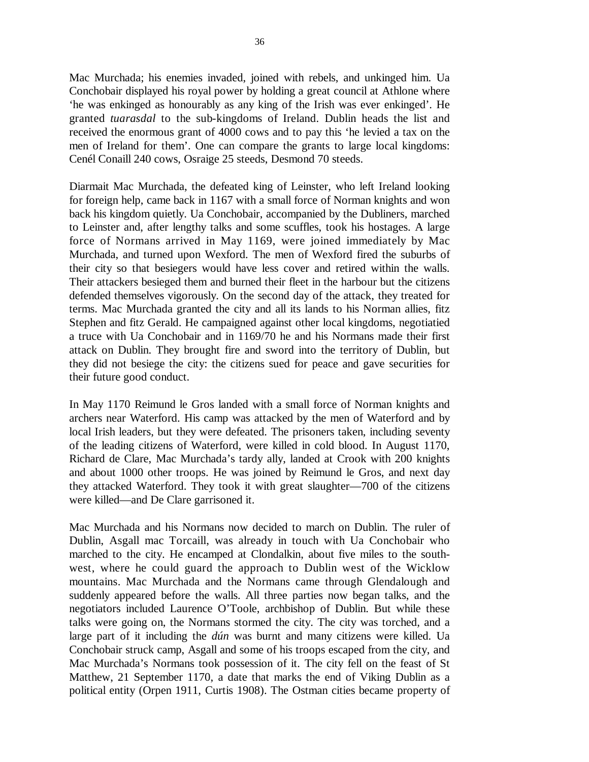Mac Murchada; his enemies invaded, joined with rebels, and unkinged him. Ua Conchobair displayed his royal power by holding a great council at Athlone where 'he was enkinged as honourably as any king of the Irish was ever enkinged'. He granted *tuarasdal* to the sub-kingdoms of Ireland. Dublin heads the list and received the enormous grant of 4000 cows and to pay this 'he levied a tax on the men of Ireland for them'. One can compare the grants to large local kingdoms: Cenél Conaill 240 cows, Osraige 25 steeds, Desmond 70 steeds.

Diarmait Mac Murchada, the defeated king of Leinster, who left Ireland looking for foreign help, came back in 1167 with a small force of Norman knights and won back his kingdom quietly. Ua Conchobair, accompanied by the Dubliners, marched to Leinster and, after lengthy talks and some scuffles, took his hostages. A large force of Normans arrived in May 1169, were joined immediately by Mac Murchada, and turned upon Wexford. The men of Wexford fired the suburbs of their city so that besiegers would have less cover and retired within the walls. Their attackers besieged them and burned their fleet in the harbour but the citizens defended themselves vigorously. On the second day of the attack, they treated for terms. Mac Murchada granted the city and all its lands to his Norman allies, fitz Stephen and fitz Gerald. He campaigned against other local kingdoms, negotiatied a truce with Ua Conchobair and in 1169/70 he and his Normans made their first attack on Dublin. They brought fire and sword into the territory of Dublin, but they did not besiege the city: the citizens sued for peace and gave securities for their future good conduct.

In May 1170 Reimund le Gros landed with a small force of Norman knights and archers near Waterford. His camp was attacked by the men of Waterford and by local Irish leaders, but they were defeated. The prisoners taken, including seventy of the leading citizens of Waterford, were killed in cold blood. In August 1170, Richard de Clare, Mac Murchada's tardy ally, landed at Crook with 200 knights and about 1000 other troops. He was joined by Reimund le Gros, and next day they attacked Waterford. They took it with great slaughter—700 of the citizens were killed—and De Clare garrisoned it.

Mac Murchada and his Normans now decided to march on Dublin. The ruler of Dublin, Asgall mac Torcaill, was already in touch with Ua Conchobair who marched to the city. He encamped at Clondalkin, about five miles to the south-west, where he could guard the approach to Dublin west of the Wicklow mountains. Mac Murchada and the Normans came through Glendalough and suddenly appeared before the walls. All three parties now began talks, and the negotiators included Laurence O'Toole, archbishop of Dublin. But while these talks were going on, the Normans stormed the city. The city was torched, and a large part of it including the *dún* was burnt and many citizens were killed. Ua Conchobair struck camp, Asgall and some of his troops escaped from the city, and Mac Murchada's Normans took possession of it. The city fell on the feast of St Matthew, 21 September 1170, a date that marks the end of Viking Dublin as a political entity (Orpen 1911, Curtis 1908). The Ostman cities became property of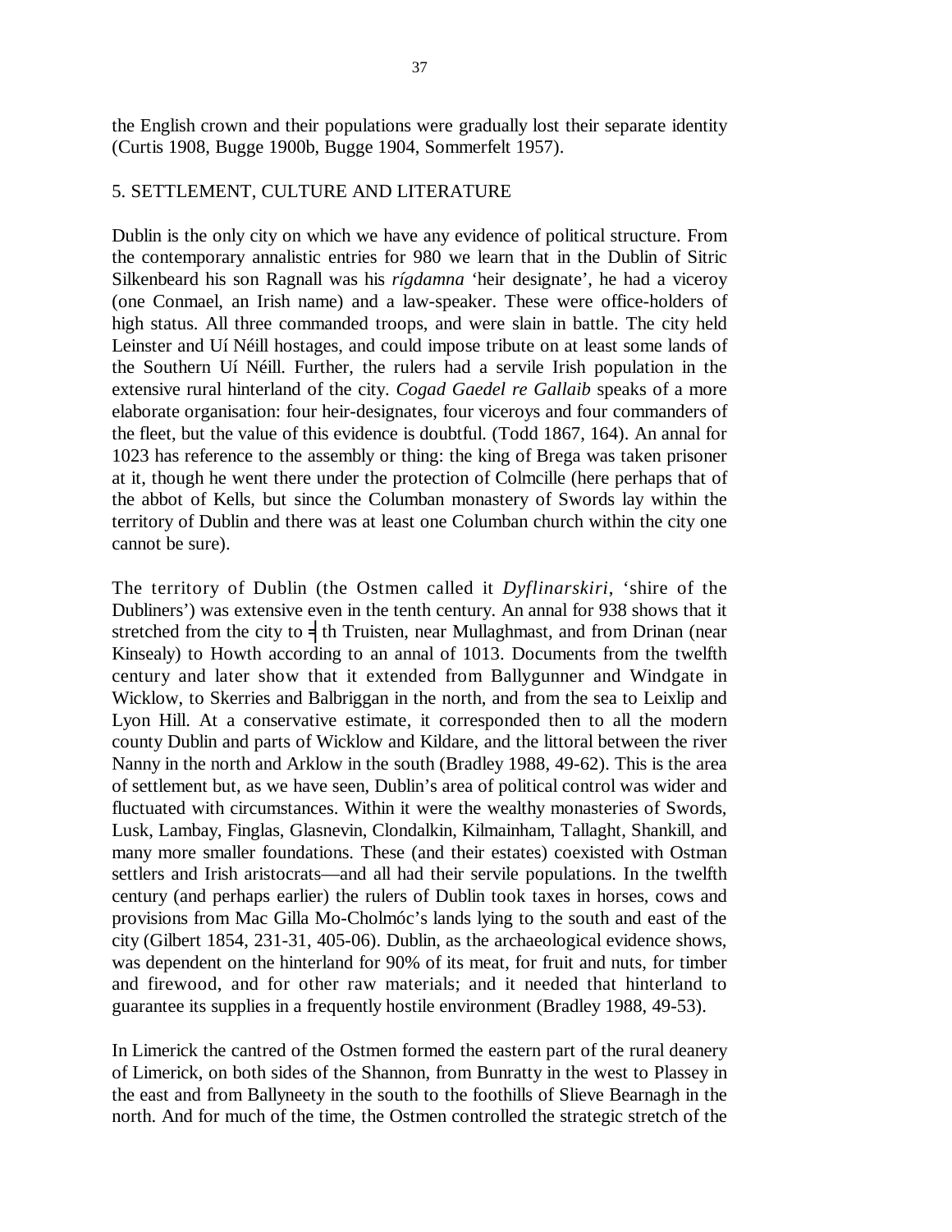the English crown and their populations were gradually lost their separate identity (Curtis 1908, Bugge 1900b, Bugge 1904, Sommerfelt 1957).

## 5. SETTLEMENT, CULTURE AND LITERATURE

Dublin is the only city on which we have any evidence of political structure. From the contemporary annalistic entries for 980 we learn that in the Dublin of Sitric Silkenbeard his son Ragnall was his *rígdamna* 'heir designate', he had a viceroy (one Conmael, an Irish name) and a law-speaker. These were office-holders of high status. All three commanded troops, and were slain in battle. The city held Leinster and Uí Néill hostages, and could impose tribute on at least some lands of the Southern Uí Néill. Further, the rulers had a servile Irish population in the extensive rural hinterland of the city. *Cogad Gaedel re Gallaib* speaks of a more elaborate organisation: four heir-designates, four viceroys and four commanders of the fleet, but the value of this evidence is doubtful. (Todd 1867, 164). An annal for 1023 has reference to the assembly or thing: the king of Brega was taken prisoner at it, though he went there under the protection of Colmcille (here perhaps that of the abbot of Kells, but since the Columban monastery of Swords lay within the territory of Dublin and there was at least one Columban church within the city one cannot be sure).

The territory of Dublin (the Ostmen called it *Dyflinarskiri*, 'shire of the Dubliners') was extensive even in the tenth century. An annal for 938 shows that it stretched from the city to ⁊ th Truisten, near Mullaghmast, and from Drinan (near Kinsealy) to Howth according to an annal of 1013. Documents from the twelfth century and later show that it extended from Ballygunner and Windgate in Wicklow, to Skerries and Balbriggan in the north, and from the sea to Leixlip and Lyon Hill. At a conservative estimate, it corresponded then to all the modern county Dublin and parts of Wicklow and Kildare, and the littoral between the river Nanny in the north and Arklow in the south (Bradley 1988, 49-62). This is the area of settlement but, as we have seen, Dublin's area of political control was wider and fluctuated with circumstances. Within it were the wealthy monasteries of Swords, Lusk, Lambay, Finglas, Glasnevin, Clondalkin, Kilmainham, Tallaght, Shankill, and many more smaller foundations. These (and their estates) coexisted with Ostman settlers and Irish aristocrats—and all had their servile populations. In the twelfth century (and perhaps earlier) the rulers of Dublin took taxes in horses, cows and provisions from Mac Gilla Mo-Cholmóc's lands lying to the south and east of the city (Gilbert 1854, 231-31, 405-06). Dublin, as the archaeological evidence shows, was dependent on the hinterland for 90% of its meat, for fruit and nuts, for timber and firewood, and for other raw materials; and it needed that hinterland to guarantee its supplies in a frequently hostile environment (Bradley 1988, 49-53).

In Limerick the cantred of the Ostmen formed the eastern part of the rural deanery of Limerick, on both sides of the Shannon, from Bunratty in the west to Plassey in the east and from Ballyneety in the south to the foothills of Slieve Bearnagh in the north. And for much of the time, the Ostmen controlled the strategic stretch of the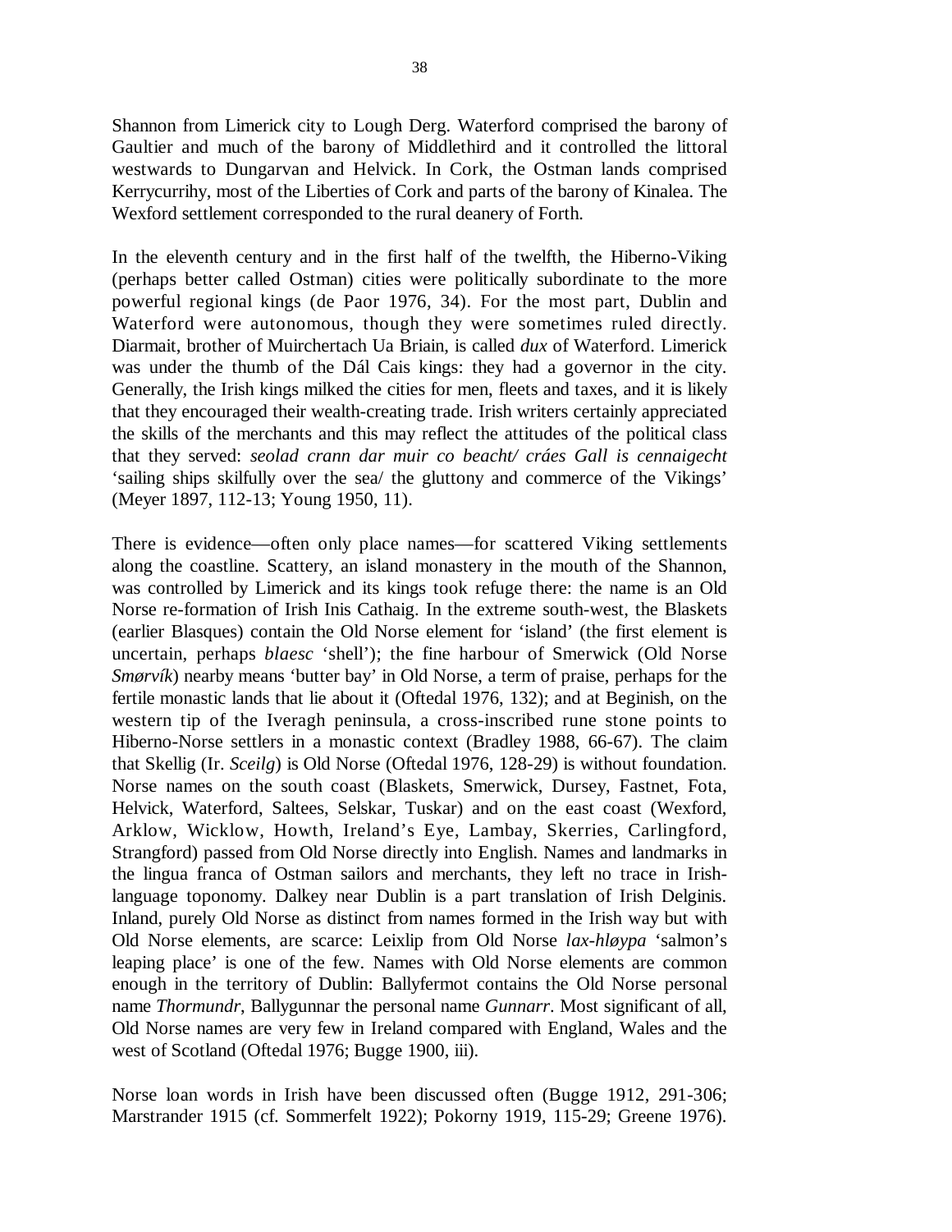Shannon from Limerick city to Lough Derg. Waterford comprised the barony of Gaultier and much of the barony of Middlethird and it controlled the littoral westwards to Dungarvan and Helvick. In Cork, the Ostman lands comprised Kerrycurrihy, most of the Liberties of Cork and parts of the barony of Kinalea. The Wexford settlement corresponded to the rural deanery of Forth.

In the eleventh century and in the first half of the twelfth, the Hiberno-Viking (perhaps better called Ostman) cities were politically subordinate to the more powerful regional kings (de Paor 1976, 34). For the most part, Dublin and Waterford were autonomous, though they were sometimes ruled directly. Diarmait, brother of Muirchertach Ua Briain, is called *dux* of Waterford. Limerick was under the thumb of the Dál Cais kings: they had a governor in the city. Generally, the Irish kings milked the cities for men, fleets and taxes, and it is likely that they encouraged their wealth-creating trade. Irish writers certainly appreciated the skills of the merchants and this may reflect the attitudes of the political class that they served: *seolad crann dar muir co beacht/ cráes Gall is cennaigecht* 'sailing ships skilfully over the sea/ the gluttony and commerce of the Vikings' (Meyer 1897, 112-13; Young 1950, 11).

There is evidence—often only place names—for scattered Viking settlements along the coastline. Scattery, an island monastery in the mouth of the Shannon, was controlled by Limerick and its kings took refuge there: the name is an Old Norse re-formation of Irish Inis Cathaig. In the extreme south-west, the Blaskets (earlier Blasques) contain the Old Norse element for 'island' (the first element is uncertain, perhaps *blaesc* 'shell'); the fine harbour of Smerwick (Old Norse *Smørvík*) nearby means 'butter bay' in Old Norse, a term of praise, perhaps for the fertile monastic lands that lie about it (Oftedal 1976, 132); and at Beginish, on the western tip of the Iveragh peninsula, a cross-inscribed rune stone points to Hiberno-Norse settlers in a monastic context (Bradley 1988, 66-67). The claim that Skellig (Ir. *Sceilg*) is Old Norse (Oftedal 1976, 128-29) is without foundation. Norse names on the south coast (Blaskets, Smerwick, Dursey, Fastnet, Fota, Helvick, Waterford, Saltees, Selskar, Tuskar) and on the east coast (Wexford, Arklow, Wicklow, Howth, Ireland's Eye, Lambay, Skerries, Carlingford, Strangford) passed from Old Norse directly into English. Names and landmarks in the lingua franca of Ostman sailors and merchants, they left no trace in Irish-language toponomy. Dalkey near Dublin is a part translation of Irish Delginis. Inland, purely Old Norse as distinct from names formed in the Irish way but with Old Norse elements, are scarce: Leixlip from Old Norse *lax-hløypa* 'salmon's leaping place' is one of the few. Names with Old Norse elements are common enough in the territory of Dublin: Ballyfermot contains the Old Norse personal name *Thormundr*, Ballygunnar the personal name *Gunnarr*. Most significant of all, Old Norse names are very few in Ireland compared with England, Wales and the west of Scotland (Oftedal 1976; Bugge 1900, iii).

Norse loan words in Irish have been discussed often (Bugge 1912, 291-306; Marstrander 1915 (cf. Sommerfelt 1922); Pokorny 1919, 115-29; Greene 1976).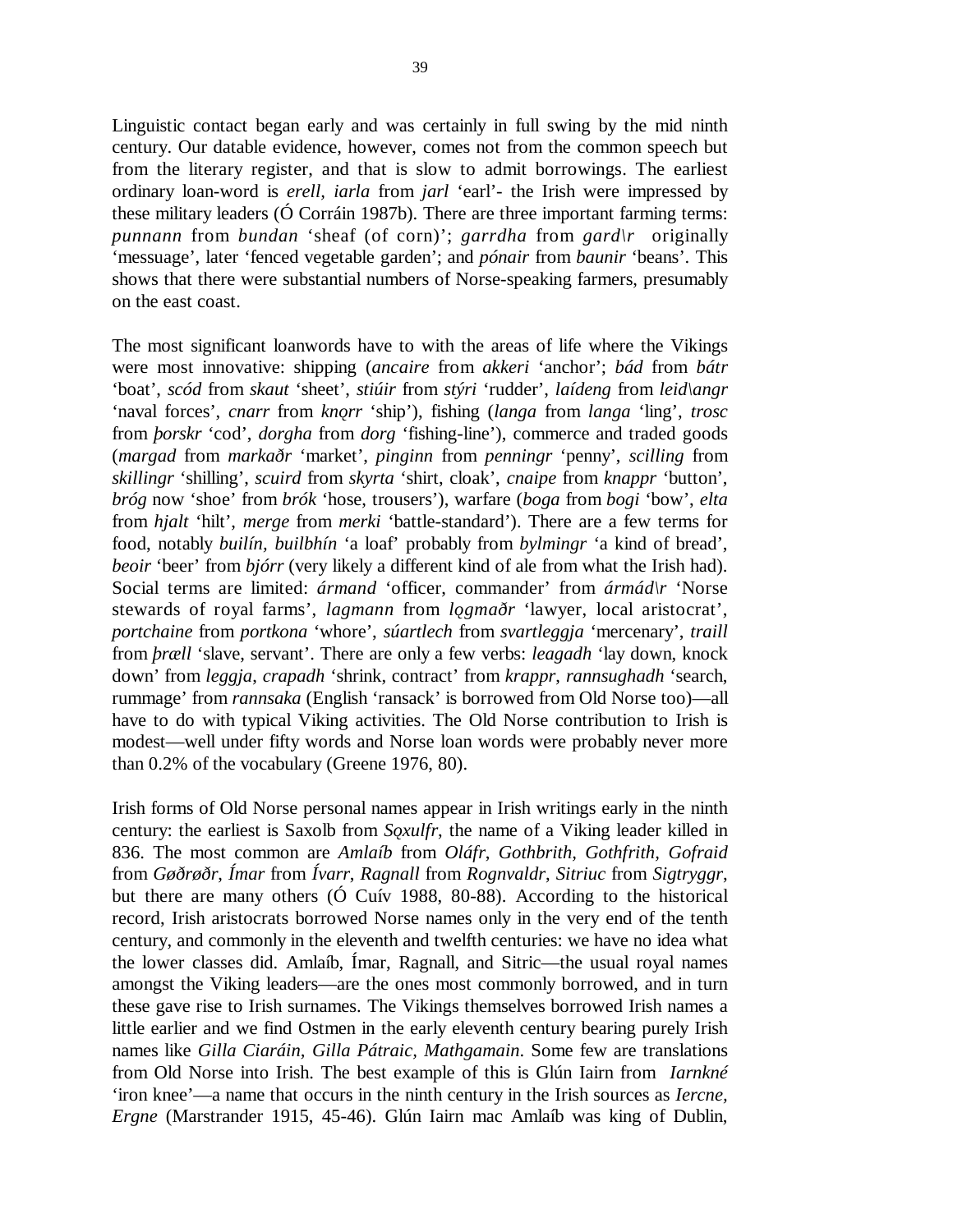Linguistic contact began early and was certainly in full swing by the mid ninth century. Our datable evidence, however, comes not from the common speech but from the literary register, and that is slow to admit borrowings. The earliest ordinary loan-word is *erell*, *iarla* from *jarl* 'earl'- the Irish were impressed by these military leaders (Ó Corráin 1987b). There are three important farming terms: *punnann* from *bundan* 'sheaf (of corn)'; *garrdha* from *gard\r* originally 'messuage', later 'fenced vegetable garden'; and *pónair* from *baunir* 'beans'. This shows that there were substantial numbers of Norse-speaking farmers, presumably on the east coast.

The most significant loanwords have to with the areas of life where the Vikings were most innovative: shipping (*ancaire* from *akkeri* 'anchor'; *bád* from *bátr* 'boat', *scód* from *skaut* 'sheet', *stiúir* from *stýri* 'rudder', *laídeng* from *leid\angr* 'naval forces', *cnarr* from *knǫrr* 'ship'), fishing (*langa* from *langa* 'ling', *trosc* from *þorskr* 'cod', *dorgha* from *dorg* 'fishing-line'), commerce and traded goods (*margad* from *markaðr* 'market', *pinginn* from *penningr* 'penny', *scilling* from *skillingr* 'shilling', *scuird* from *skyrta* 'shirt, cloak', *cnaipe* from *knappr* 'button', *bróg* now 'shoe' from *brók* 'hose, trousers'), warfare (*boga* from *bogi* 'bow', *elta* from *hjalt* 'hilt', *merge* from *merki* 'battle-standard'). There are a few terms for food, notably *builín*, *builbhín* 'a loaf' probably from *bylmingr* 'a kind of bread', *beoir* 'beer' from *bjórr* (very likely a different kind of ale from what the Irish had). Social terms are limited: *ármand* 'officer, commander' from *ármád\r* 'Norse stewards of royal farms', *lagmann* from *lǫgmaðr* 'lawyer, local aristocrat', *portchaine* from *portkona* 'whore', *súartlech* from *svartleggja* 'mercenary', *traill* from *þræll* 'slave, servant'. There are only a few verbs: *leagadh* 'lay down, knock down' from *leggja*, *crapadh* 'shrink, contract' from *krappr*, *rannsughadh* 'search, rummage' from *rannsaka* (English 'ransack' is borrowed from Old Norse too)—all have to do with typical Viking activities. The Old Norse contribution to Irish is modest—well under fifty words and Norse loan words were probably never more than 0.2% of the vocabulary (Greene 1976, 80).

Irish forms of Old Norse personal names appear in Irish writings early in the ninth century: the earliest is Saxolb from *Sǫxulfr*, the name of a Viking leader killed in 836. The most common are *Amlaíb* from *Oláfr*, *Gothbrith*, *Gothfrith*, *Gofraid* from *Gøðrøðr*, *Ímar* from *Ívarr*, *Ragnall* from *Rognvaldr*, *Sitriuc* from *Sigtryggr*, but there are many others (Ó Cuív 1988, 80-88). According to the historical record, Irish aristocrats borrowed Norse names only in the very end of the tenth century, and commonly in the eleventh and twelfth centuries: we have no idea what the lower classes did. Amlaíb, Ímar, Ragnall, and Sitric—the usual royal names amongst the Viking leaders—are the ones most commonly borrowed, and in turn these gave rise to Irish surnames. The Vikings themselves borrowed Irish names a little earlier and we find Ostmen in the early eleventh century bearing purely Irish names like *Gilla Ciaráin*, *Gilla Pátraic*, *Mathgamain*. Some few are translations from Old Norse into Irish. The best example of this is Glún Iairn from *Iarnkné* 'iron knee'—a name that occurs in the ninth century in the Irish sources as *Iercne*, *Ergne* (Marstrander 1915, 45-46). Glún Iairn mac Amlaíb was king of Dublin,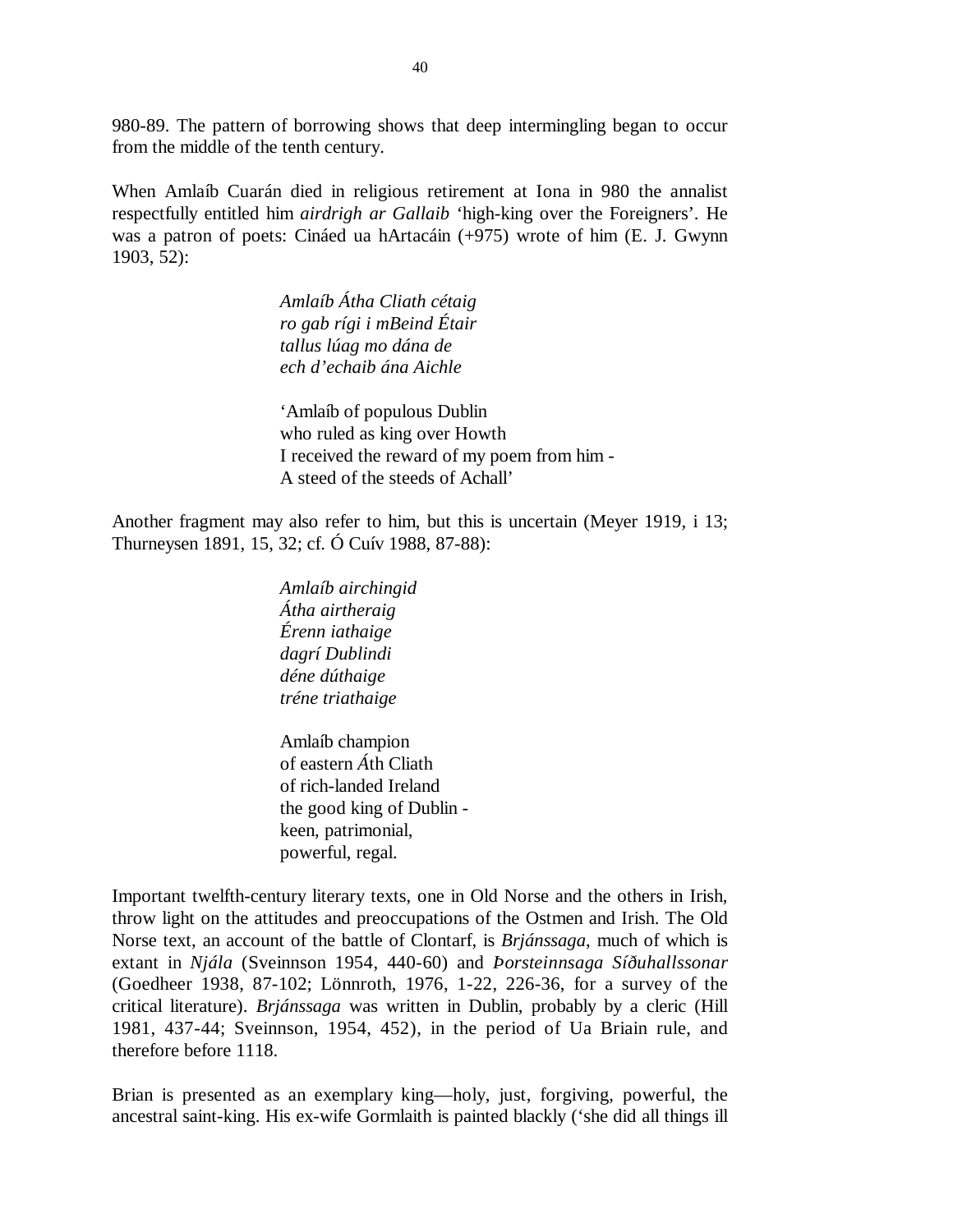980-89. The pattern of borrowing shows that deep intermingling began to occur from the middle of the tenth century.

When Amlaíb Cuarán died in religious retirement at Iona in 980 the annalist respectfully entitled him *airdrigh ar Gallaib* 'high-king over the Foreigners'. He was a patron of poets: Cináed ua hArtacáin (+975) wrote of him (E. J. Gwynn 1903, 52):

> *Amlaíb Átha Cliath cétaig*
> *ro gab rígi i mBeind Étair*
> *tallus lúag mo dána de*
> *ech d'echaib ána Aichle*
>
> 'Amlaíb of populous Dublin
> who ruled as king over Howth
> I received the reward of my poem from him -
> A steed of the steeds of Achall'

Another fragment may also refer to him, but this is uncertain (Meyer 1919, i 13; Thurneysen 1891, 15, 32; cf. Ó Cuív 1988, 87-88):

> *Amlaíb airchingid*
> *Átha airtheraig*
> *Érenn iathaige*
> *dagrí Dublindi*
> *déne dúthaige*
> *tréne triathaige*
>
> Amlaíb champion
> of eastern Áth Cliath
> of rich-landed Ireland
> the good king of Dublin -
> keen, patrimonial,
> powerful, regal.

Important twelfth-century literary texts, one in Old Norse and the others in Irish, throw light on the attitudes and preoccupations of the Ostmen and Irish. The Old Norse text, an account of the battle of Clontarf, is *Brjánssaga*, much of which is extant in *Njála* (Sveinnson 1954, 440-60) and *Þorsteinnsaga Síðuhallssonar* (Goedheer 1938, 87-102; Lönnroth, 1976, 1-22, 226-36, for a survey of the critical literature). *Brjánssaga* was written in Dublin, probably by a cleric (Hill 1981, 437-44; Sveinnson, 1954, 452), in the period of Ua Briain rule, and therefore before 1118.

Brian is presented as an exemplary king—holy, just, forgiving, powerful, the ancestral saint-king. His ex-wife Gormlaith is painted blackly ('she did all things ill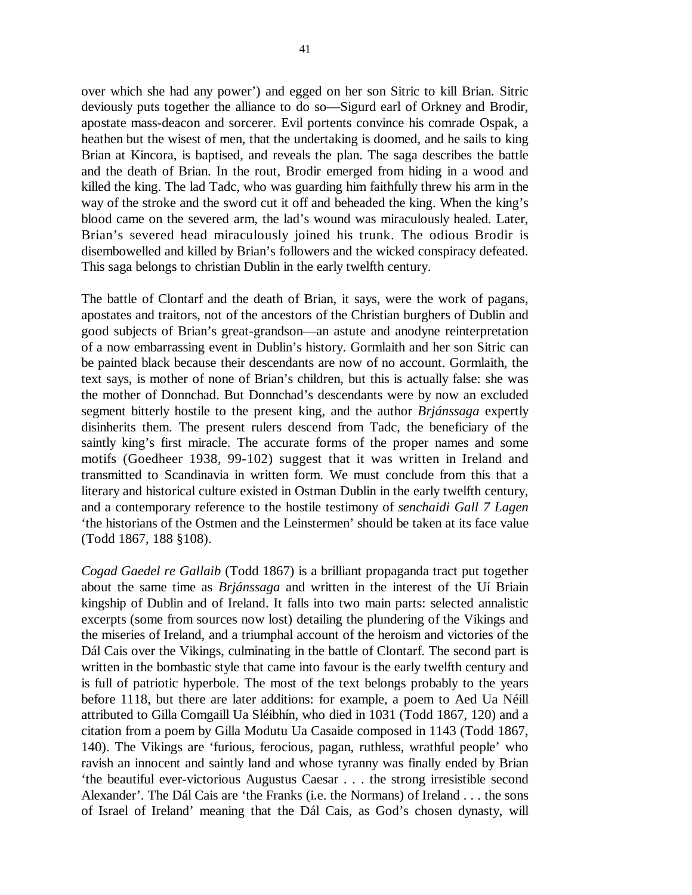over which she had any power') and egged on her son Sitric to kill Brian. Sitric deviously puts together the alliance to do so—Sigurd earl of Orkney and Brodir, apostate mass-deacon and sorcerer. Evil portents convince his comrade Ospak, a heathen but the wisest of men, that the undertaking is doomed, and he sails to king Brian at Kincora, is baptised, and reveals the plan. The saga describes the battle and the death of Brian. In the rout, Brodir emerged from hiding in a wood and killed the king. The lad Tadc, who was guarding him faithfully threw his arm in the way of the stroke and the sword cut it off and beheaded the king. When the king's blood came on the severed arm, the lad's wound was miraculously healed. Later, Brian's severed head miraculously joined his trunk. The odious Brodir is disembowelled and killed by Brian's followers and the wicked conspiracy defeated. This saga belongs to christian Dublin in the early twelfth century.

The battle of Clontarf and the death of Brian, it says, were the work of pagans, apostates and traitors, not of the ancestors of the Christian burghers of Dublin and good subjects of Brian's great-grandson—an astute and anodyne reinterpretation of a now embarrassing event in Dublin's history. Gormlaith and her son Sitric can be painted black because their descendants are now of no account. Gormlaith, the text says, is mother of none of Brian's children, but this is actually false: she was the mother of Donnchad. But Donnchad's descendants were by now an excluded segment bitterly hostile to the present king, and the author *Brjánssaga* expertly disinherits them. The present rulers descend from Tadc, the beneficiary of the saintly king's first miracle. The accurate forms of the proper names and some motifs (Goedheer 1938, 99-102) suggest that it was written in Ireland and transmitted to Scandinavia in written form. We must conclude from this that a literary and historical culture existed in Ostman Dublin in the early twelfth century, and a contemporary reference to the hostile testimony of *senchaidi Gall 7 Lagen* 'the historians of the Ostmen and the Leinstermen' should be taken at its face value (Todd 1867, 188 §108).

*Cogad Gaedel re Gallaib* (Todd 1867) is a brilliant propaganda tract put together about the same time as *Brjánssaga* and written in the interest of the Uí Briain kingship of Dublin and of Ireland. It falls into two main parts: selected annalistic excerpts (some from sources now lost) detailing the plundering of the Vikings and the miseries of Ireland, and a triumphal account of the heroism and victories of the Dál Cais over the Vikings, culminating in the battle of Clontarf. The second part is written in the bombastic style that came into favour is the early twelfth century and is full of patriotic hyperbole. The most of the text belongs probably to the years before 1118, but there are later additions: for example, a poem to Aed Ua Néill attributed to Gilla Comgaill Ua Sléibhín, who died in 1031 (Todd 1867, 120) and a citation from a poem by Gilla Modutu Ua Casaide composed in 1143 (Todd 1867, 140). The Vikings are 'furious, ferocious, pagan, ruthless, wrathful people' who ravish an innocent and saintly land and whose tyranny was finally ended by Brian 'the beautiful ever-victorious Augustus Caesar . . . the strong irresistible second Alexander'. The Dál Cais are 'the Franks (i.e. the Normans) of Ireland . . . the sons of Israel of Ireland' meaning that the Dál Cais, as God's chosen dynasty, will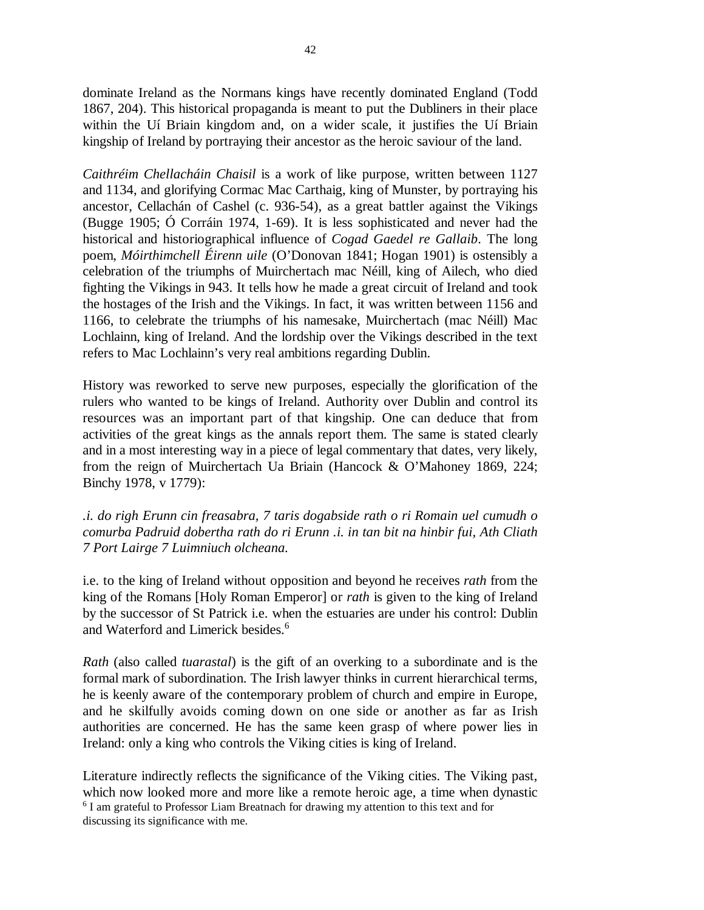dominate Ireland as the Normans kings have recently dominated England (Todd 1867, 204). This historical propaganda is meant to put the Dubliners in their place within the Uí Briain kingdom and, on a wider scale, it justifies the Uí Briain kingship of Ireland by portraying their ancestor as the heroic saviour of the land.

*Caithréim Chellacháin Chaisil* is a work of like purpose, written between 1127 and 1134, and glorifying Cormac Mac Carthaig, king of Munster, by portraying his ancestor, Cellachán of Cashel (c. 936-54), as a great battler against the Vikings (Bugge 1905; Ó Corráin 1974, 1-69). It is less sophisticated and never had the historical and historiographical influence of *Cogad Gaedel re Gallaib*. The long poem, *Móirthimchell Éirenn uile* (O'Donovan 1841; Hogan 1901) is ostensibly a celebration of the triumphs of Muirchertach mac Néill, king of Ailech, who died fighting the Vikings in 943. It tells how he made a great circuit of Ireland and took the hostages of the Irish and the Vikings. In fact, it was written between 1156 and 1166, to celebrate the triumphs of his namesake, Muirchertach (mac Néill) Mac Lochlainn, king of Ireland. And the lordship over the Vikings described in the text refers to Mac Lochlainn's very real ambitions regarding Dublin.

History was reworked to serve new purposes, especially the glorification of the rulers who wanted to be kings of Ireland. Authority over Dublin and control its resources was an important part of that kingship. One can deduce that from activities of the great kings as the annals report them. The same is stated clearly and in a most interesting way in a piece of legal commentary that dates, very likely, from the reign of Muirchertach Ua Briain (Hancock & O'Mahoney 1869, 224; Binchy 1978, v 1779):

*.i. do righ Erunn cin freasabra, 7 taris dogabside rath o ri Romain uel cumudh o comurba Padruid dobertha rath do ri Erunn .i. in tan bit na hinbir fui, Ath Cliath 7 Port Lairge 7 Luimniuch olcheana.*

i.e. to the king of Ireland without opposition and beyond he receives *rath* from the king of the Romans [Holy Roman Emperor] or *rath* is given to the king of Ireland by the successor of St Patrick i.e. when the estuaries are under his control: Dublin and Waterford and Limerick besides.[6]

*Rath* (also called *tuarastal*) is the gift of an overking to a subordinate and is the formal mark of subordination. The Irish lawyer thinks in current hierarchical terms, he is keenly aware of the contemporary problem of church and empire in Europe, and he skilfully avoids coming down on one side or another as far as Irish authorities are concerned. He has the same keen grasp of where power lies in Ireland: only a king who controls the Viking cities is king of Ireland.

Literature indirectly reflects the significance of the Viking cities. The Viking past, which now looked more and more like a remote heroic age, a time when dynastic

[6] I am grateful to Professor Liam Breatnach for drawing my attention to this text and for discussing its significance with me.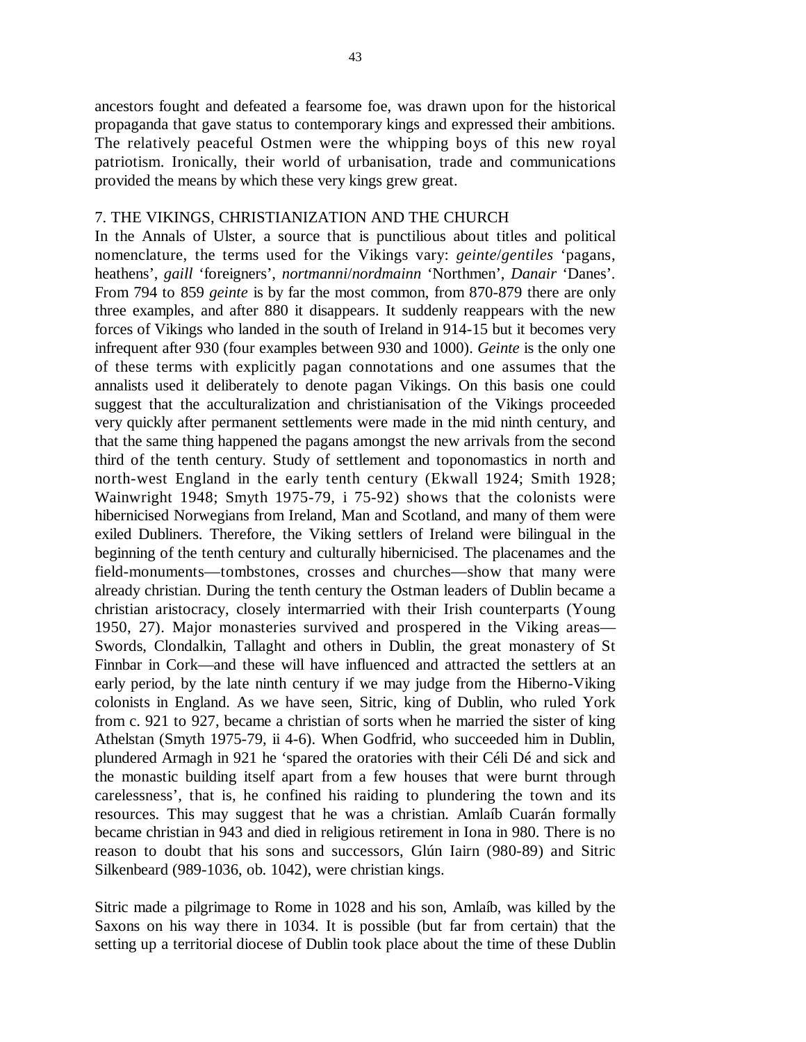ancestors fought and defeated a fearsome foe, was drawn upon for the historical propaganda that gave status to contemporary kings and expressed their ambitions. The relatively peaceful Ostmen were the whipping boys of this new royal patriotism. Ironically, their world of urbanisation, trade and communications provided the means by which these very kings grew great.

## 7. THE VIKINGS, CHRISTIANIZATION AND THE CHURCH

In the Annals of Ulster, a source that is punctilious about titles and political nomenclature, the terms used for the Vikings vary: *geinte*/*gentiles* 'pagans, heathens', *gaill* 'foreigners', *nortmanni*/*nordmainn* 'Northmen', *Danair* 'Danes'. From 794 to 859 *geinte* is by far the most common, from 870-879 there are only three examples, and after 880 it disappears. It suddenly reappears with the new forces of Vikings who landed in the south of Ireland in 914-15 but it becomes very infrequent after 930 (four examples between 930 and 1000). *Geinte* is the only one of these terms with explicitly pagan connotations and one assumes that the annalists used it deliberately to denote pagan Vikings. On this basis one could suggest that the acculturalization and christianisation of the Vikings proceeded very quickly after permanent settlements were made in the mid ninth century, and that the same thing happened the pagans amongst the new arrivals from the second third of the tenth century. Study of settlement and toponomastics in north and north-west England in the early tenth century (Ekwall 1924; Smith 1928; Wainwright 1948; Smyth 1975-79, i 75-92) shows that the colonists were hibernicised Norwegians from Ireland, Man and Scotland, and many of them were exiled Dubliners. Therefore, the Viking settlers of Ireland were bilingual in the beginning of the tenth century and culturally hibernicised. The placenames and the field-monuments—tombstones, crosses and churches—show that many were already christian. During the tenth century the Ostman leaders of Dublin became a christian aristocracy, closely intermarried with their Irish counterparts (Young 1950, 27). Major monasteries survived and prospered in the Viking areas—Swords, Clondalkin, Tallaght and others in Dublin, the great monastery of St Finnbar in Cork—and these will have influenced and attracted the settlers at an early period, by the late ninth century if we may judge from the Hiberno-Viking colonists in England. As we have seen, Sitric, king of Dublin, who ruled York from c. 921 to 927, became a christian of sorts when he married the sister of king Athelstan (Smyth 1975-79, ii 4-6). When Godfrid, who succeeded him in Dublin, plundered Armagh in 921 he 'spared the oratories with their Céli Dé and sick and the monastic building itself apart from a few houses that were burnt through carelessness', that is, he confined his raiding to plundering the town and its resources. This may suggest that he was a christian. Amlaíb Cuarán formally became christian in 943 and died in religious retirement in Iona in 980. There is no reason to doubt that his sons and successors, Glún Iairn (980-89) and Sitric Silkenbeard (989-1036, ob. 1042), were christian kings.

Sitric made a pilgrimage to Rome in 1028 and his son, Amlaíb, was killed by the Saxons on his way there in 1034. It is possible (but far from certain) that the setting up a territorial diocese of Dublin took place about the time of these Dublin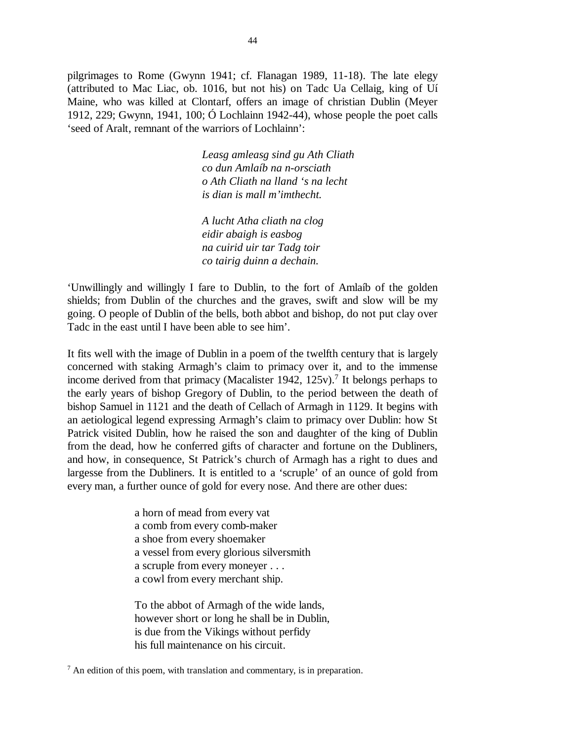pilgrimages to Rome (Gwynn 1941; cf. Flanagan 1989, 11-18). The late elegy (attributed to Mac Liac, ob. 1016, but not his) on Tadc Ua Cellaig, king of Uí Maine, who was killed at Clontarf, offers an image of christian Dublin (Meyer 1912, 229; Gwynn, 1941, 100; Ó Lochlainn 1942-44), whose people the poet calls 'seed of Aralt, remnant of the warriors of Lochlainn':

> *Leasg amleasg sind gu Ath Cliath*
> *co dun Amlaíb na n-orsciath*
> *o Ath Cliath na lland 's na lecht*
> *is dian is mall m'imthecht.*
>
> *A lucht Atha cliath na clog*
> *eidir abaigh is easbog*
> *na cuirid uir tar Tadg toir*
> *co tairig duinn a dechain.*

'Unwillingly and willingly I fare to Dublin, to the fort of Amlaíb of the golden shields; from Dublin of the churches and the graves, swift and slow will be my going. O people of Dublin of the bells, both abbot and bishop, do not put clay over Tadc in the east until I have been able to see him'.

It fits well with the image of Dublin in a poem of the twelfth century that is largely concerned with staking Armagh's claim to primacy over it, and to the immense income derived from that primacy (Macalister 1942, 125v).[7] It belongs perhaps to the early years of bishop Gregory of Dublin, to the period between the death of bishop Samuel in 1121 and the death of Cellach of Armagh in 1129. It begins with an aetiological legend expressing Armagh's claim to primacy over Dublin: how St Patrick visited Dublin, how he raised the son and daughter of the king of Dublin from the dead, how he conferred gifts of character and fortune on the Dubliners, and how, in consequence, St Patrick's church of Armagh has a right to dues and largesse from the Dubliners. It is entitled to a 'scruple' of an ounce of gold from every man, a further ounce of gold for every nose. And there are other dues:

> a horn of mead from every vat
> a comb from every comb-maker
> a shoe from every shoemaker
> a vessel from every glorious silversmith
> a scruple from every moneyer . . .
> a cowl from every merchant ship.
>
> To the abbot of Armagh of the wide lands,
> however short or long he shall be in Dublin,
> is due from the Vikings without perfidy
> his full maintenance on his circuit.

[7] An edition of this poem, with translation and commentary, is in preparation.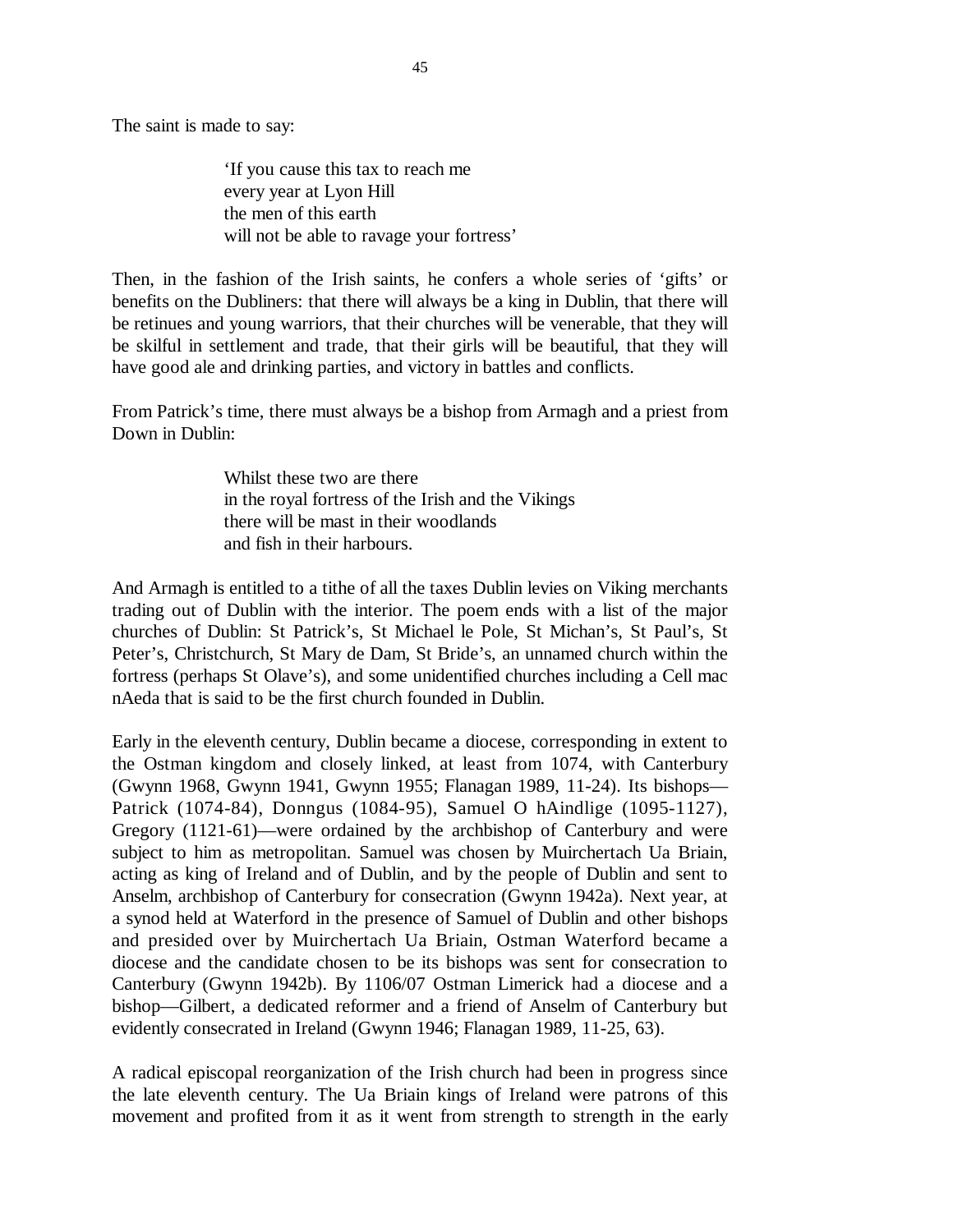The saint is made to say:

> 'If you cause this tax to reach me
> every year at Lyon Hill
> the men of this earth
> will not be able to ravage your fortress'

Then, in the fashion of the Irish saints, he confers a whole series of 'gifts' or benefits on the Dubliners: that there will always be a king in Dublin, that there will be retinues and young warriors, that their churches will be venerable, that they will be skilful in settlement and trade, that their girls will be beautiful, that they will have good ale and drinking parties, and victory in battles and conflicts.

From Patrick's time, there must always be a bishop from Armagh and a priest from Down in Dublin:

> Whilst these two are there
> in the royal fortress of the Irish and the Vikings
> there will be mast in their woodlands
> and fish in their harbours.

And Armagh is entitled to a tithe of all the taxes Dublin levies on Viking merchants trading out of Dublin with the interior. The poem ends with a list of the major churches of Dublin: St Patrick's, St Michael le Pole, St Michan's, St Paul's, St Peter's, Christchurch, St Mary de Dam, St Bride's, an unnamed church within the fortress (perhaps St Olave's), and some unidentified churches including a Cell mac nAeda that is said to be the first church founded in Dublin.

Early in the eleventh century, Dublin became a diocese, corresponding in extent to the Ostman kingdom and closely linked, at least from 1074, with Canterbury (Gwynn 1968, Gwynn 1941, Gwynn 1955; Flanagan 1989, 11-24). Its bishops—Patrick (1074-84), Donngus (1084-95), Samuel O hAindlige (1095-1127), Gregory (1121-61)—were ordained by the archbishop of Canterbury and were subject to him as metropolitan. Samuel was chosen by Muirchertach Ua Briain, acting as king of Ireland and of Dublin, and by the people of Dublin and sent to Anselm, archbishop of Canterbury for consecration (Gwynn 1942a). Next year, at a synod held at Waterford in the presence of Samuel of Dublin and other bishops and presided over by Muirchertach Ua Briain, Ostman Waterford became a diocese and the candidate chosen to be its bishops was sent for consecration to Canterbury (Gwynn 1942b). By 1106/07 Ostman Limerick had a diocese and a bishop—Gilbert, a dedicated reformer and a friend of Anselm of Canterbury but evidently consecrated in Ireland (Gwynn 1946; Flanagan 1989, 11-25, 63).

A radical episcopal reorganization of the Irish church had been in progress since the late eleventh century. The Ua Briain kings of Ireland were patrons of this movement and profited from it as it went from strength to strength in the early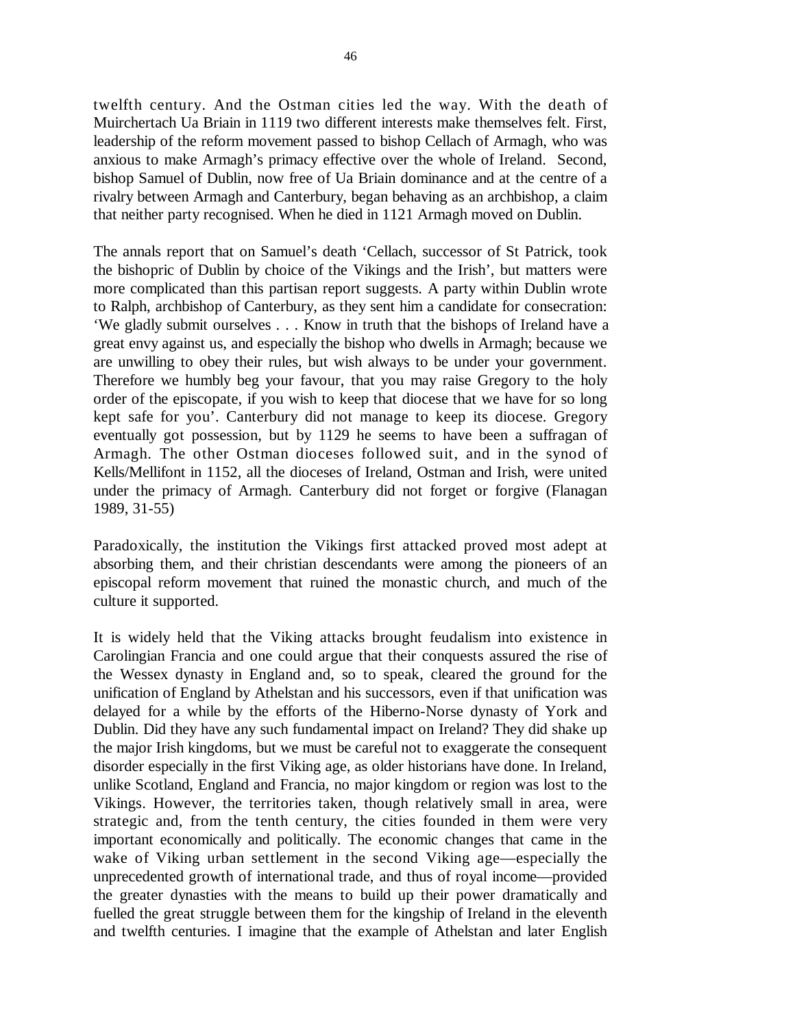twelfth century. And the Ostman cities led the way. With the death of Muirchertach Ua Briain in 1119 two different interests make themselves felt. First, leadership of the reform movement passed to bishop Cellach of Armagh, who was anxious to make Armagh's primacy effective over the whole of Ireland. Second, bishop Samuel of Dublin, now free of Ua Briain dominance and at the centre of a rivalry between Armagh and Canterbury, began behaving as an archbishop, a claim that neither party recognised. When he died in 1121 Armagh moved on Dublin.

The annals report that on Samuel's death 'Cellach, successor of St Patrick, took the bishopric of Dublin by choice of the Vikings and the Irish', but matters were more complicated than this partisan report suggests. A party within Dublin wrote to Ralph, archbishop of Canterbury, as they sent him a candidate for consecration: 'We gladly submit ourselves . . . Know in truth that the bishops of Ireland have a great envy against us, and especially the bishop who dwells in Armagh; because we are unwilling to obey their rules, but wish always to be under your government. Therefore we humbly beg your favour, that you may raise Gregory to the holy order of the episcopate, if you wish to keep that diocese that we have for so long kept safe for you'. Canterbury did not manage to keep its diocese. Gregory eventually got possession, but by 1129 he seems to have been a suffragan of Armagh. The other Ostman dioceses followed suit, and in the synod of Kells/Mellifont in 1152, all the dioceses of Ireland, Ostman and Irish, were united under the primacy of Armagh. Canterbury did not forget or forgive (Flanagan 1989, 31-55)

Paradoxically, the institution the Vikings first attacked proved most adept at absorbing them, and their christian descendants were among the pioneers of an episcopal reform movement that ruined the monastic church, and much of the culture it supported.

It is widely held that the Viking attacks brought feudalism into existence in Carolingian Francia and one could argue that their conquests assured the rise of the Wessex dynasty in England and, so to speak, cleared the ground for the unification of England by Athelstan and his successors, even if that unification was delayed for a while by the efforts of the Hiberno-Norse dynasty of York and Dublin. Did they have any such fundamental impact on Ireland? They did shake up the major Irish kingdoms, but we must be careful not to exaggerate the consequent disorder especially in the first Viking age, as older historians have done. In Ireland, unlike Scotland, England and Francia, no major kingdom or region was lost to the Vikings. However, the territories taken, though relatively small in area, were strategic and, from the tenth century, the cities founded in them were very important economically and politically. The economic changes that came in the wake of Viking urban settlement in the second Viking age—especially the unprecedented growth of international trade, and thus of royal income—provided the greater dynasties with the means to build up their power dramatically and fuelled the great struggle between them for the kingship of Ireland in the eleventh and twelfth centuries. I imagine that the example of Athelstan and later English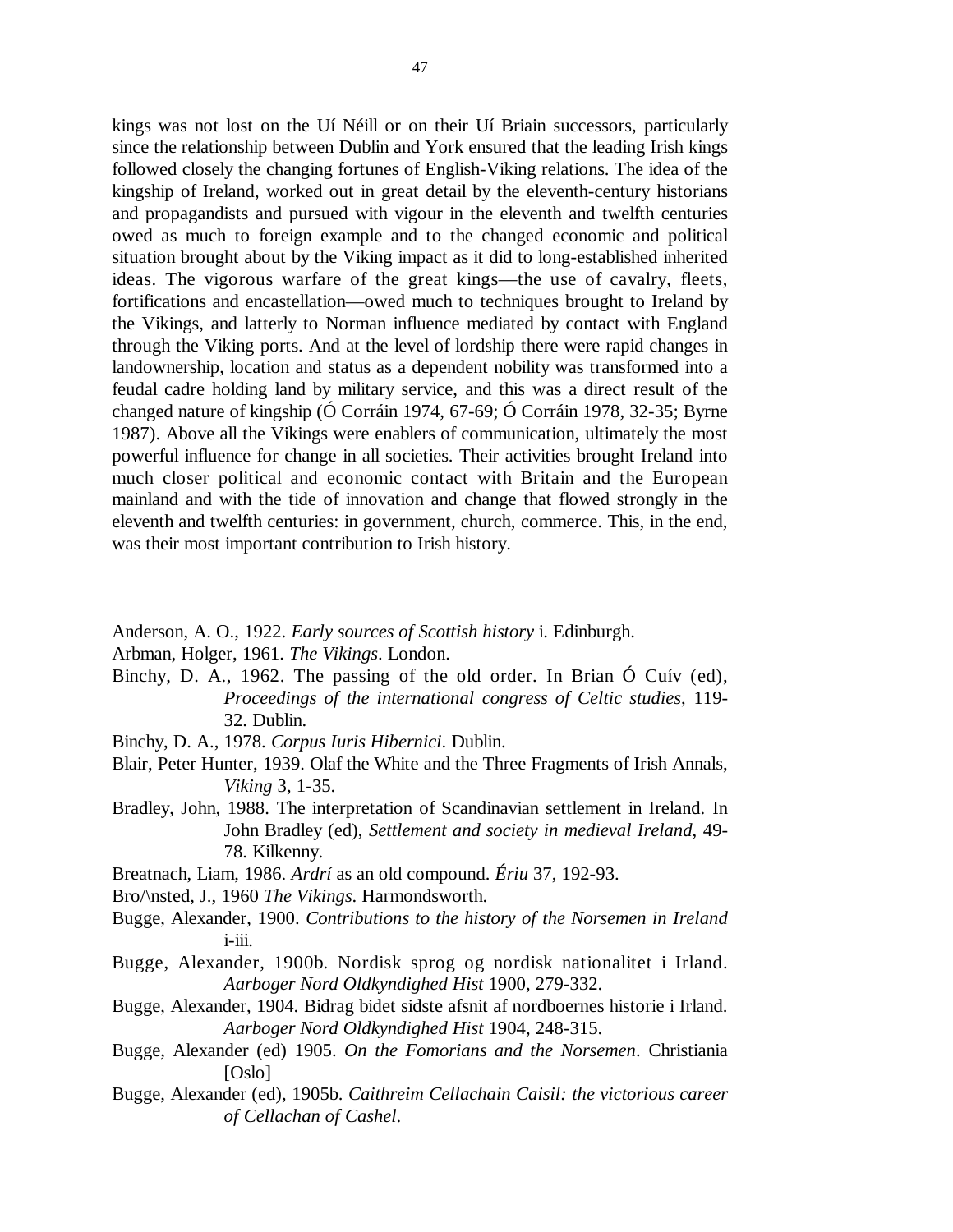kings was not lost on the Uí Néill or on their Uí Briain successors, particularly since the relationship between Dublin and York ensured that the leading Irish kings followed closely the changing fortunes of English-Viking relations. The idea of the kingship of Ireland, worked out in great detail by the eleventh-century historians and propagandists and pursued with vigour in the eleventh and twelfth centuries owed as much to foreign example and to the changed economic and political situation brought about by the Viking impact as it did to long-established inherited ideas. The vigorous warfare of the great kings—the use of cavalry, fleets, fortifications and encastellation—owed much to techniques brought to Ireland by the Vikings, and latterly to Norman influence mediated by contact with England through the Viking ports. And at the level of lordship there were rapid changes in landownership, location and status as a dependent nobility was transformed into a feudal cadre holding land by military service, and this was a direct result of the changed nature of kingship (Ó Corráin 1974, 67-69; Ó Corráin 1978, 32-35; Byrne 1987). Above all the Vikings were enablers of communication, ultimately the most powerful influence for change in all societies. Their activities brought Ireland into much closer political and economic contact with Britain and the European mainland and with the tide of innovation and change that flowed strongly in the eleventh and twelfth centuries: in government, church, commerce. This, in the end, was their most important contribution to Irish history.

Anderson, A. O., 1922. *Early sources of Scottish history* i. Edinburgh.

Arbman, Holger, 1961. *The Vikings*. London.

Binchy, D. A., 1962. The passing of the old order. In Brian Ó Cuív (ed), *Proceedings of the international congress of Celtic studies*, 119-32. Dublin.

Binchy, D. A., 1978. *Corpus Iuris Hibernici*. Dublin.

Blair, Peter Hunter, 1939. Olaf the White and the Three Fragments of Irish Annals, *Viking* 3, 1-35.

Bradley, John, 1988. The interpretation of Scandinavian settlement in Ireland. In John Bradley (ed), *Settlement and society in medieval Ireland*, 49-78. Kilkenny.

Breatnach, Liam, 1986. *Ardrí* as an old compound. *Ériu* 37, 192-93.

Bro/\nsted, J., 1960 *The Vikings*. Harmondsworth.

Bugge, Alexander, 1900. *Contributions to the history of the Norsemen in Ireland* i-iii.

Bugge, Alexander, 1900b. Nordisk sprog og nordisk nationalitet i Irland. *Aarboger Nord Oldkyndighed Hist* 1900, 279-332.

Bugge, Alexander, 1904. Bidrag bidet sidste afsnit af nordboernes historie i Irland. *Aarboger Nord Oldkyndighed Hist* 1904, 248-315.

Bugge, Alexander (ed) 1905. *On the Fomorians and the Norsemen*. Christiania [Oslo]

Bugge, Alexander (ed), 1905b. *Caithreim Cellachain Caisil: the victorious career of Cellachan of Cashel*.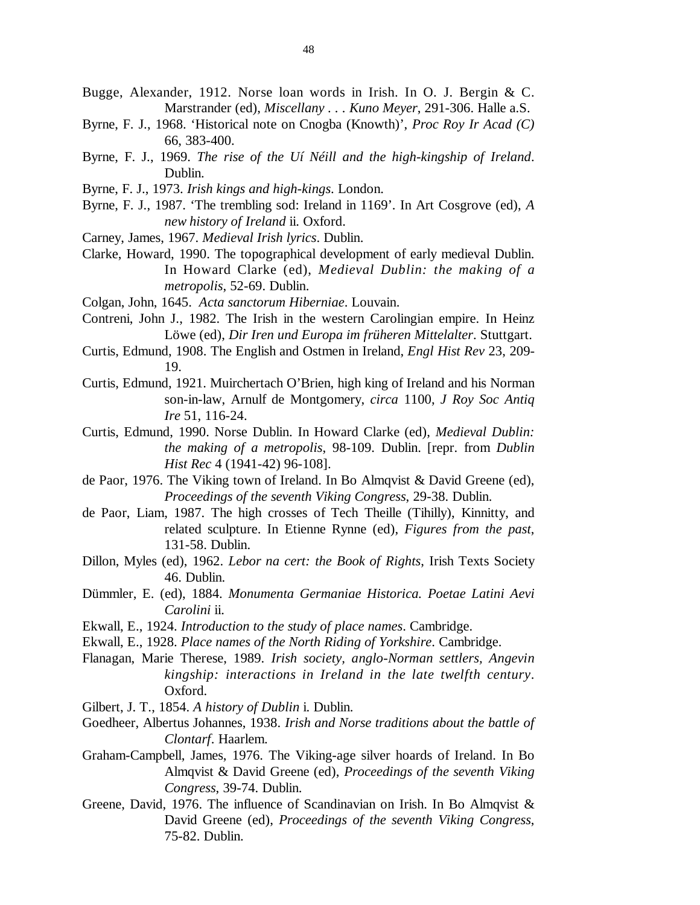Bugge, Alexander, 1912. Norse loan words in Irish. In O. J. Bergin & C. Marstrander (ed), *Miscellany . . . Kuno Meyer*, 291-306. Halle a.S.

Byrne, F. J., 1968. 'Historical note on Cnogba (Knowth)', *Proc Roy Ir Acad (C)* 66, 383-400.

Byrne, F. J., 1969. *The rise of the Uí Néill and the high-kingship of Ireland*. Dublin.

Byrne, F. J., 1973. *Irish kings and high-kings*. London.

Byrne, F. J., 1987. 'The trembling sod: Ireland in 1169'. In Art Cosgrove (ed), *A new history of Ireland* ii. Oxford.

Carney, James, 1967. *Medieval Irish lyrics*. Dublin.

Clarke, Howard, 1990. The topographical development of early medieval Dublin. In Howard Clarke (ed), *Medieval Dublin: the making of a metropolis*, 52-69. Dublin.

Colgan, John, 1645. *Acta sanctorum Hiberniae*. Louvain.

Contreni, John J., 1982. The Irish in the western Carolingian empire. In Heinz Löwe (ed), *Dir Iren und Europa im früheren Mittelalter*. Stuttgart.

Curtis, Edmund, 1908. The English and Ostmen in Ireland, *Engl Hist Rev* 23, 209-19.

Curtis, Edmund, 1921. Muirchertach O'Brien, high king of Ireland and his Norman son-in-law, Arnulf de Montgomery, *circa* 1100, *J Roy Soc Antiq Ire* 51, 116-24.

Curtis, Edmund, 1990. Norse Dublin. In Howard Clarke (ed), *Medieval Dublin: the making of a metropolis*, 98-109. Dublin. [repr. from *Dublin Hist Rec* 4 (1941-42) 96-108].

de Paor, 1976. The Viking town of Ireland. In Bo Almqvist & David Greene (ed), *Proceedings of the seventh Viking Congress*, 29-38. Dublin.

de Paor, Liam, 1987. The high crosses of Tech Theille (Tihilly), Kinnitty, and related sculpture. In Etienne Rynne (ed), *Figures from the past*, 131-58. Dublin.

Dillon, Myles (ed), 1962. *Lebor na cert: the Book of Rights*, Irish Texts Society 46. Dublin.

Dümmler, E. (ed), 1884. *Monumenta Germaniae Historica. Poetae Latini Aevi Carolini* ii.

Ekwall, E., 1924. *Introduction to the study of place names*. Cambridge.

Ekwall, E., 1928. *Place names of the North Riding of Yorkshire*. Cambridge.

Flanagan, Marie Therese, 1989. *Irish society, anglo-Norman settlers, Angevin kingship: interactions in Ireland in the late twelfth century*. Oxford.

Gilbert, J. T., 1854. *A history of Dublin* i. Dublin.

Goedheer, Albertus Johannes, 1938. *Irish and Norse traditions about the battle of Clontarf*. Haarlem.

Graham-Campbell, James, 1976. The Viking-age silver hoards of Ireland. In Bo Almqvist & David Greene (ed), *Proceedings of the seventh Viking Congress*, 39-74. Dublin.

Greene, David, 1976. The influence of Scandinavian on Irish. In Bo Almqvist & David Greene (ed), *Proceedings of the seventh Viking Congress*, 75-82. Dublin.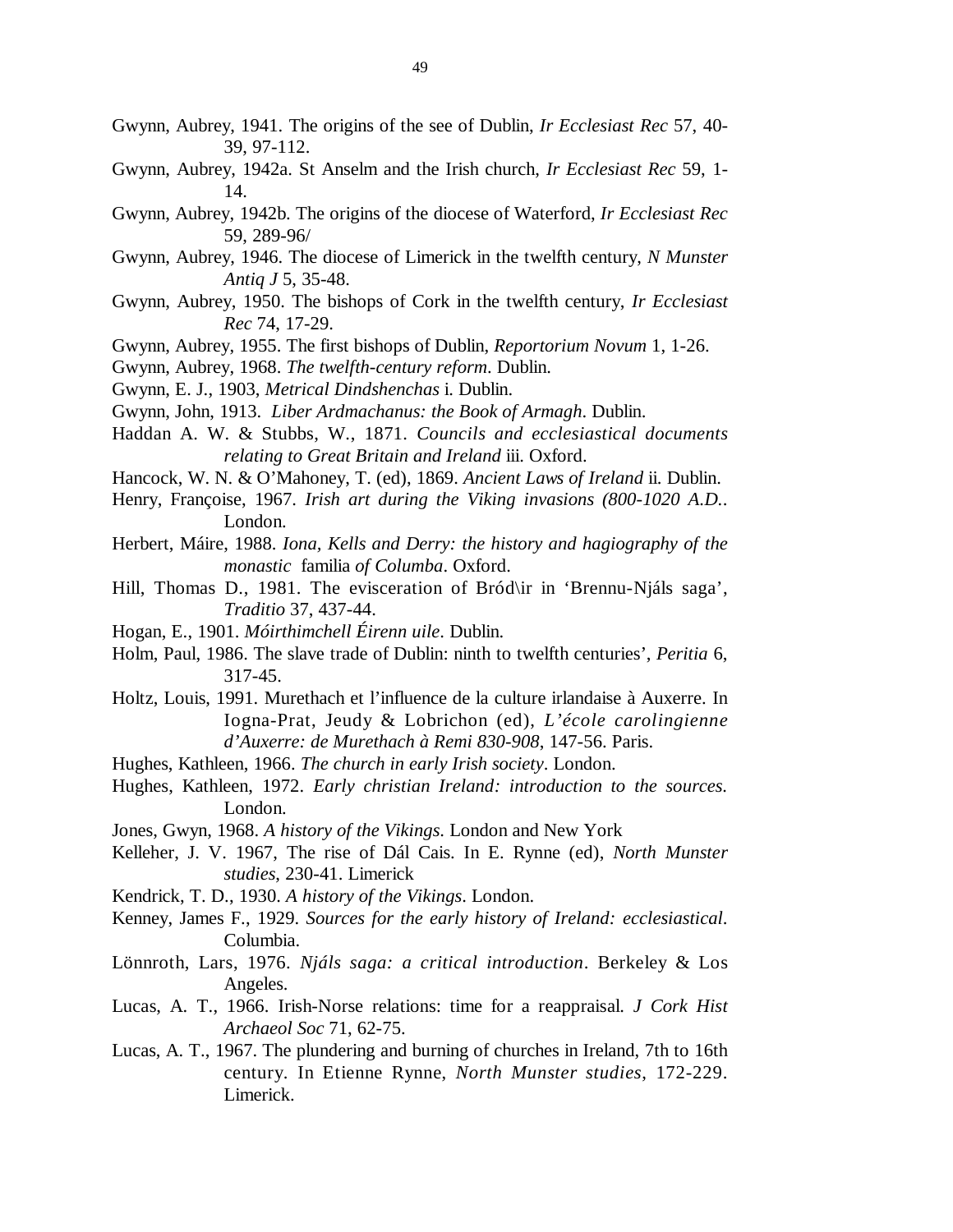Gwynn, Aubrey, 1941. The origins of the see of Dublin, *Ir Ecclesiast Rec* 57, 40-39, 97-112.

Gwynn, Aubrey, 1942a. St Anselm and the Irish church, *Ir Ecclesiast Rec* 59, 1-14.

Gwynn, Aubrey, 1942b. The origins of the diocese of Waterford, *Ir Ecclesiast Rec* 59, 289-96/

Gwynn, Aubrey, 1946. The diocese of Limerick in the twelfth century, *N Munster Antiq J* 5, 35-48.

Gwynn, Aubrey, 1950. The bishops of Cork in the twelfth century, *Ir Ecclesiast Rec* 74, 17-29.

Gwynn, Aubrey, 1955. The first bishops of Dublin, *Reportorium Novum* 1, 1-26.

Gwynn, Aubrey, 1968. *The twelfth-century reform*. Dublin.

Gwynn, E. J., 1903, *Metrical Dindshenchas* i. Dublin.

Gwynn, John, 1913. *Liber Ardmachanus: the Book of Armagh*. Dublin.

Haddan A. W. & Stubbs, W., 1871. *Councils and ecclesiastical documents relating to Great Britain and Ireland* iii. Oxford.

Hancock, W. N. & O'Mahoney, T. (ed), 1869. *Ancient Laws of Ireland* ii. Dublin.

Henry, Françoise, 1967. *Irish art during the Viking invasions (800-1020 A.D.*. London.

Herbert, Máire, 1988. *Iona, Kells and Derry: the history and hagiography of the monastic* familia *of Columba*. Oxford.

Hill, Thomas D., 1981. The evisceration of Bród\ir in 'Brennu-Njáls saga', *Traditio* 37, 437-44.

Hogan, E., 1901. *Móirthimchell Éirenn uile*. Dublin.

Holm, Paul, 1986. The slave trade of Dublin: ninth to twelfth centuries', *Peritia* 6, 317-45.

Holtz, Louis, 1991. Murethach et l'influence de la culture irlandaise à Auxerre. In Iogna-Prat, Jeudy & Lobrichon (ed), *L'école carolingienne d'Auxerre: de Murethach à Remi 830-908*, 147-56. Paris.

Hughes, Kathleen, 1966. *The church in early Irish society*. London.

Hughes, Kathleen, 1972. *Early christian Ireland: introduction to the sources.* London.

Jones, Gwyn, 1968. *A history of the Vikings.* London and New York

Kelleher, J. V. 1967, The rise of Dál Cais. In E. Rynne (ed), *North Munster studies*, 230-41. Limerick

Kendrick, T. D., 1930. *A history of the Vikings*. London.

Kenney, James F., 1929. *Sources for the early history of Ireland: ecclesiastical*. Columbia.

Lönnroth, Lars, 1976. *Njáls saga: a critical introduction*. Berkeley & Los Angeles.

Lucas, A. T., 1966. Irish-Norse relations: time for a reappraisal. *J Cork Hist Archaeol Soc* 71, 62-75.

Lucas, A. T., 1967. The plundering and burning of churches in Ireland, 7th to 16th century. In Etienne Rynne, *North Munster studies*, 172-229. Limerick.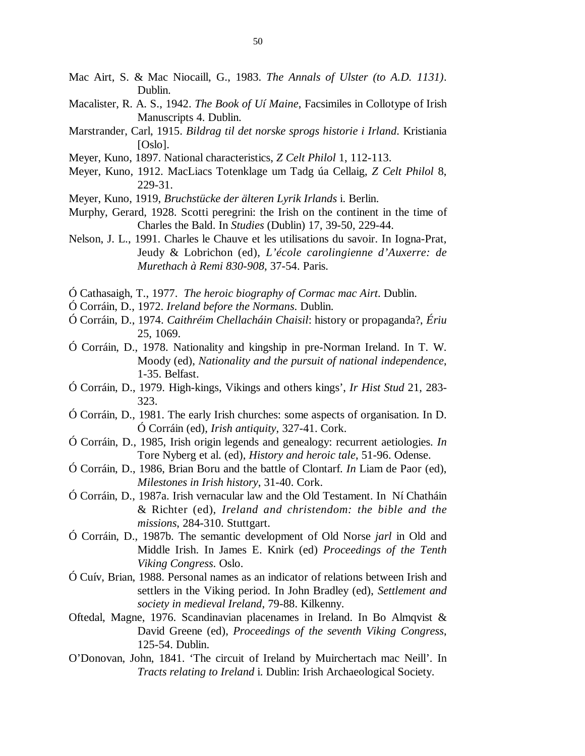Mac Airt, S. & Mac Niocaill, G., 1983. *The Annals of Ulster (to A.D. 1131)*. Dublin.

Macalister, R. A. S., 1942. *The Book of Uí Maine*, Facsimiles in Collotype of Irish Manuscripts 4. Dublin.

Marstrander, Carl, 1915. *Bildrag til det norske sprogs historie i Irland*. Kristiania [Oslo].

Meyer, Kuno, 1897. National characteristics, *Z Celt Philol* 1, 112-113.

Meyer, Kuno, 1912. MacLiacs Totenklage um Tadg úa Cellaig, *Z Celt Philol* 8, 229-31.

Meyer, Kuno, 1919, *Bruchstücke der älteren Lyrik Irlands* i. Berlin.

Murphy, Gerard, 1928. Scotti peregrini: the Irish on the continent in the time of Charles the Bald. In *Studies* (Dublin) 17, 39-50, 229-44.

Nelson, J. L., 1991. Charles le Chauve et les utilisations du savoir. In Iogna-Prat, Jeudy & Lobrichon (ed), *L'école carolingienne d'Auxerre: de Murethach à Remi 830-908*, 37-54. Paris.

Ó Cathasaigh, T., 1977. *The heroic biography of Cormac mac Airt*. Dublin.

Ó Corráin, D., 1972. *Ireland before the Normans*. Dublin.

Ó Corráin, D., 1974. *Caithréim Chellacháin Chaisil*: history or propaganda?, *Ériu* 25, 1069.

Ó Corráin, D., 1978. Nationality and kingship in pre-Norman Ireland. In T. W. Moody (ed), *Nationality and the pursuit of national independence*, 1-35. Belfast.

Ó Corráin, D., 1979. High-kings, Vikings and others kings', *Ir Hist Stud* 21, 283-323.

Ó Corráin, D., 1981. The early Irish churches: some aspects of organisation. In D. Ó Corráin (ed), *Irish antiquity*, 327-41. Cork.

Ó Corráin, D., 1985, Irish origin legends and genealogy: recurrent aetiologies. *In* Tore Nyberg et al. (ed), *History and heroic tale*, 51-96. Odense.

Ó Corráin, D., 1986, Brian Boru and the battle of Clontarf. *In* Liam de Paor (ed), *Milestones in Irish history*, 31-40. Cork.

Ó Corráin, D., 1987a. Irish vernacular law and the Old Testament. In Ní Chatháin & Richter (ed), *Ireland and christendom: the bible and the missions*, 284-310. Stuttgart.

Ó Corráin, D., 1987b. The semantic development of Old Norse *jarl* in Old and Middle Irish. In James E. Knirk (ed) *Proceedings of the Tenth Viking Congress*. Oslo.

Ó Cuív, Brian, 1988. Personal names as an indicator of relations between Irish and settlers in the Viking period. In John Bradley (ed), *Settlement and society in medieval Ireland*, 79-88. Kilkenny.

Oftedal, Magne, 1976. Scandinavian placenames in Ireland. In Bo Almqvist & David Greene (ed), *Proceedings of the seventh Viking Congress*, 125-54. Dublin.

O'Donovan, John, 1841. 'The circuit of Ireland by Muirchertach mac Neill'. In *Tracts relating to Ireland* i. Dublin: Irish Archaeological Society.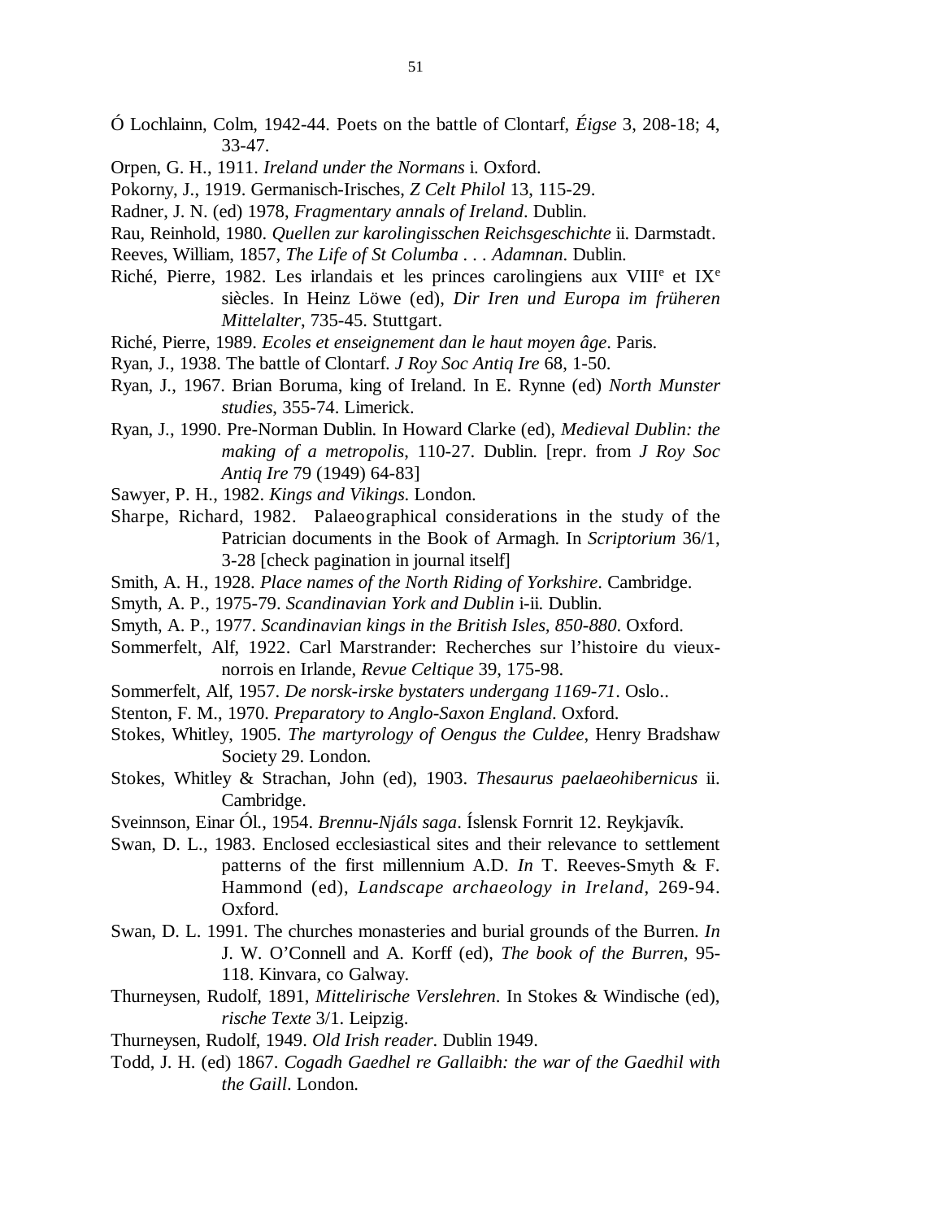Ó Lochlainn, Colm, 1942-44. Poets on the battle of Clontarf, *Éigse* 3, 208-18; 4, 33-47.

Orpen, G. H., 1911. *Ireland under the Normans* i. Oxford.

Pokorny, J., 1919. Germanisch-Irisches, *Z Celt Philol* 13, 115-29.

Radner, J. N. (ed) 1978, *Fragmentary annals of Ireland*. Dublin.

Rau, Reinhold, 1980. *Quellen zur karolingisschen Reichsgeschichte* ii. Darmstadt.

Reeves, William, 1857, *The Life of St Columba . . . Adamnan*. Dublin.

Riché, Pierre, 1982. Les irlandais et les princes carolingiens aux VIII[e] et IX[e] siècles. In Heinz Löwe (ed), *Dir Iren und Europa im früheren Mittelalter*, 735-45. Stuttgart.

Riché, Pierre, 1989. *Ecoles et enseignement dan le haut moyen âge*. Paris.

Ryan, J., 1938. The battle of Clontarf. *J Roy Soc Antiq Ire* 68, 1-50.

Ryan, J., 1967. Brian Boruma, king of Ireland. In E. Rynne (ed) *North Munster studies*, 355-74. Limerick.

Ryan, J., 1990. Pre-Norman Dublin. In Howard Clarke (ed), *Medieval Dublin: the making of a metropolis*, 110-27. Dublin. [repr. from *J Roy Soc Antiq Ire* 79 (1949) 64-83]

Sawyer, P. H., 1982. *Kings and Vikings*. London.

Sharpe, Richard, 1982. Palaeographical considerations in the study of the Patrician documents in the Book of Armagh. In *Scriptorium* 36/1, 3-28 [check pagination in journal itself]

Smith, A. H., 1928. *Place names of the North Riding of Yorkshire*. Cambridge.

Smyth, A. P., 1975-79. *Scandinavian York and Dublin* i-ii. Dublin.

Smyth, A. P., 1977. *Scandinavian kings in the British Isles, 850-880*. Oxford.

Sommerfelt, Alf, 1922. Carl Marstrander: Recherches sur l'histoire du vieux-norrois en Irlande, *Revue Celtique* 39, 175-98.

Sommerfelt, Alf, 1957. *De norsk-irske bystaters undergang 1169-71*. Oslo..

Stenton, F. M., 1970. *Preparatory to Anglo-Saxon England*. Oxford.

Stokes, Whitley, 1905. *The martyrology of Oengus the Culdee*, Henry Bradshaw Society 29. London.

Stokes, Whitley & Strachan, John (ed), 1903. *Thesaurus paelaeohibernicus* ii. Cambridge.

Sveinnson, Einar Ól., 1954. *Brennu-Njáls saga*. Íslensk Fornrit 12. Reykjavík.

Swan, D. L., 1983. Enclosed ecclesiastical sites and their relevance to settlement patterns of the first millennium A.D. *In* T. Reeves-Smyth & F. Hammond (ed), *Landscape archaeology in Ireland*, 269-94. Oxford.

Swan, D. L. 1991. The churches monasteries and burial grounds of the Burren. *In* J. W. O'Connell and A. Korff (ed), *The book of the Burren*, 95-118. Kinvara, co Galway.

Thurneysen, Rudolf, 1891, *Mittelirische Verslehren*. In Stokes & Windische (ed), *rische Texte* 3/1. Leipzig.

Thurneysen, Rudolf, 1949. *Old Irish reader*. Dublin 1949.

Todd, J. H. (ed) 1867. *Cogadh Gaedhel re Gallaibh: the war of the Gaedhil with the Gaill*. London.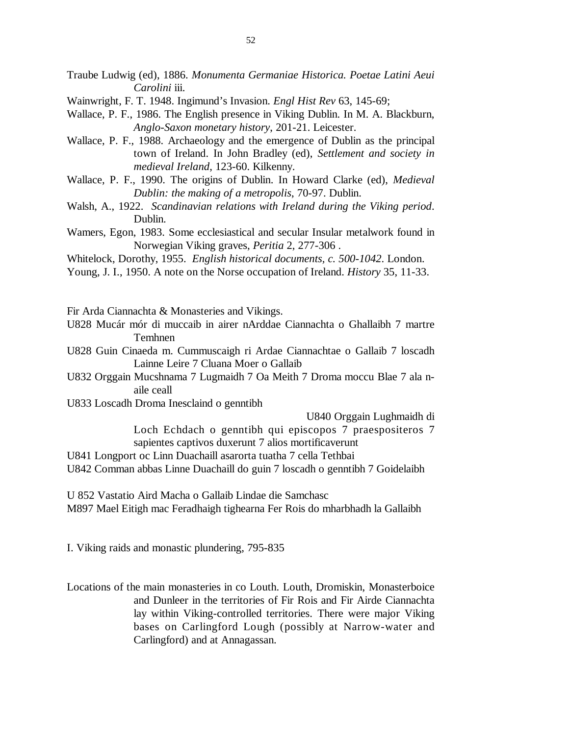Traube Ludwig (ed), 1886. *Monumenta Germaniae Historica. Poetae Latini Aeui Carolini* iii.

Wainwright, F. T. 1948. Ingimund's Invasion. *Engl Hist Rev* 63, 145-69;

Wallace, P. F., 1986. The English presence in Viking Dublin. In M. A. Blackburn, *Anglo-Saxon monetary history*, 201-21. Leicester.

Wallace, P. F., 1988. Archaeology and the emergence of Dublin as the principal town of Ireland. In John Bradley (ed), *Settlement and society in medieval Ireland*, 123-60. Kilkenny.

Wallace, P. F., 1990. The origins of Dublin. In Howard Clarke (ed), *Medieval Dublin: the making of a metropolis*, 70-97. Dublin.

Walsh, A., 1922. *Scandinavian relations with Ireland during the Viking period*. Dublin.

Wamers, Egon, 1983. Some ecclesiastical and secular Insular metalwork found in Norwegian Viking graves, *Peritia* 2, 277-306 .

Whitelock, Dorothy, 1955. *English historical documents, c. 500-1042*. London.

Young, J. I., 1950. A note on the Norse occupation of Ireland. *History* 35, 11-33.

Fir Arda Ciannachta & Monasteries and Vikings.

U828 Mucár mór di muccaib in airer nArddae Ciannachta o Ghallaibh 7 martre Temhnen

U828 Guin Cinaeda m. Cummuscaigh ri Ardae Ciannachtae o Gallaib 7 loscadh Lainne Leire 7 Cluana Moer o Gallaib

U832 Orggain Mucshnama 7 Lugmaidh 7 Oa Meith 7 Droma moccu Blae 7 ala n-aile ceall

U833 Loscadh Droma Inesclaind o genntibh

U840 Orggain Lughmaidh di Loch Echdach o genntibh qui episcopos 7 praespositeros 7 sapientes captivos duxerunt 7 alios mortificaverunt

U841 Longport oc Linn Duachaill asarorta tuatha 7 cella Tethbai

U842 Comman abbas Linne Duachaill do guin 7 loscadh o genntibh 7 Goidelaibh

U 852 Vastatio Aird Macha o Gallaib Lindae die Samchasc

M897 Mael Eitigh mac Feradhaigh tighearna Fer Rois do mharbhadh la Gallaibh

I. Viking raids and monastic plundering, 795-835

Locations of the main monasteries in co Louth. Louth, Dromiskin, Monasterboice and Dunleer in the territories of Fir Rois and Fir Airde Ciannachta lay within Viking-controlled territories. There were major Viking bases on Carlingford Lough (possibly at Narrow-water and Carlingford) and at Annagassan.